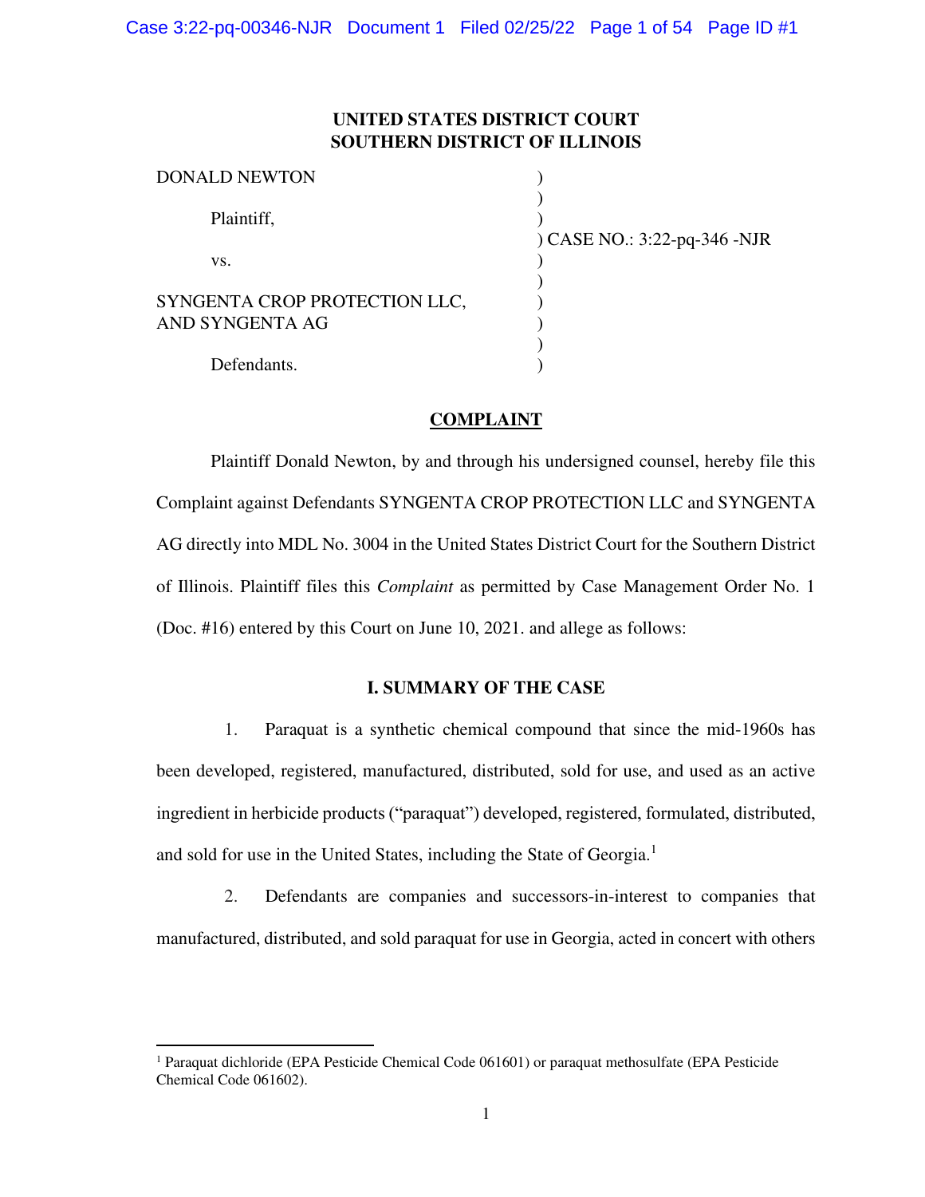**UNITED STATES DISTRICT COURT**
**SOUTHERN DISTRICT OF ILLINOIS**

DONALD NEWTON

Plaintiff,

vs.

SYNGENTA CROP PROTECTION LLC, AND SYNGENTA AG

Defendants.

CASE NO.: 3:22-pq-346 -NJR

## COMPLAINT

Plaintiff Donald Newton, by and through his undersigned counsel, hereby file this Complaint against Defendants SYNGENTA CROP PROTECTION LLC and SYNGENTA AG directly into MDL No. 3004 in the United States District Court for the Southern District of Illinois. Plaintiff files this *Complaint* as permitted by Case Management Order No. 1 (Doc. #16) entered by this Court on June 10, 2021. and allege as follows:

## I. SUMMARY OF THE CASE

1. Paraquat is a synthetic chemical compound that since the mid-1960s has been developed, registered, manufactured, distributed, sold for use, and used as an active ingredient in herbicide products ("paraquat") developed, registered, formulated, distributed, and sold for use in the United States, including the State of Georgia.[1]

2. Defendants are companies and successors-in-interest to companies that manufactured, distributed, and sold paraquat for use in Georgia, acted in concert with others

[1] Paraquat dichloride (EPA Pesticide Chemical Code 061601) or paraquat methosulfate (EPA Pesticide Chemical Code 061602).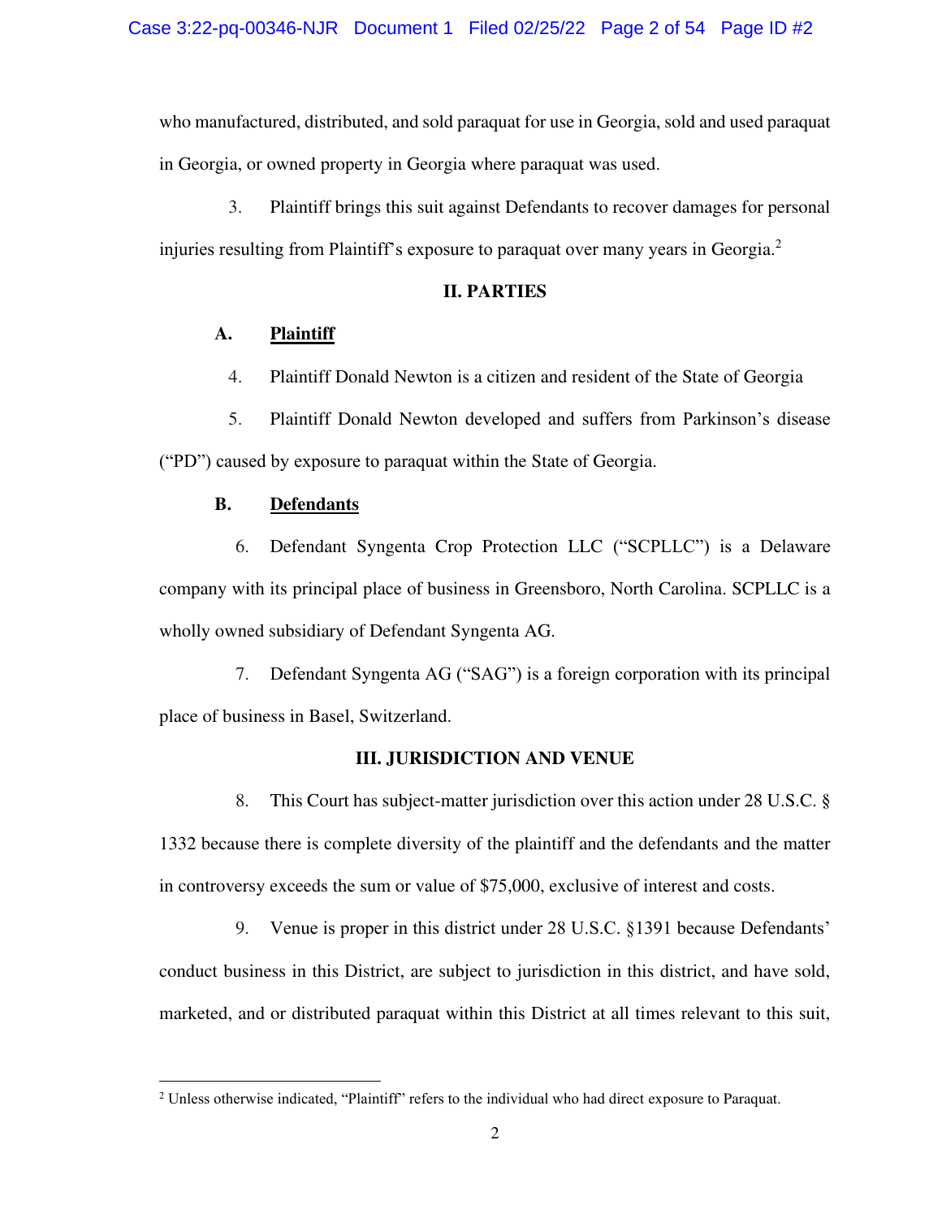who manufactured, distributed, and sold paraquat for use in Georgia, sold and used paraquat in Georgia, or owned property in Georgia where paraquat was used.

3. Plaintiff brings this suit against Defendants to recover damages for personal injuries resulting from Plaintiff's exposure to paraquat over many years in Georgia.[2]

## II. PARTIES

### A. Plaintiff

4. Plaintiff Donald Newton is a citizen and resident of the State of Georgia

5. Plaintiff Donald Newton developed and suffers from Parkinson's disease ("PD") caused by exposure to paraquat within the State of Georgia.

### B. Defendants

6. Defendant Syngenta Crop Protection LLC ("SCPLLC") is a Delaware company with its principal place of business in Greensboro, North Carolina. SCPLLC is a wholly owned subsidiary of Defendant Syngenta AG.

7. Defendant Syngenta AG ("SAG") is a foreign corporation with its principal place of business in Basel, Switzerland.

## III. JURISDICTION AND VENUE

8. This Court has subject-matter jurisdiction over this action under 28 U.S.C. § 1332 because there is complete diversity of the plaintiff and the defendants and the matter in controversy exceeds the sum or value of $75,000, exclusive of interest and costs.

9. Venue is proper in this district under 28 U.S.C. §1391 because Defendants' conduct business in this District, are subject to jurisdiction in this district, and have sold, marketed, and or distributed paraquat within this District at all times relevant to this suit,

---

[2] Unless otherwise indicated, "Plaintiff" refers to the individual who had direct exposure to Paraquat.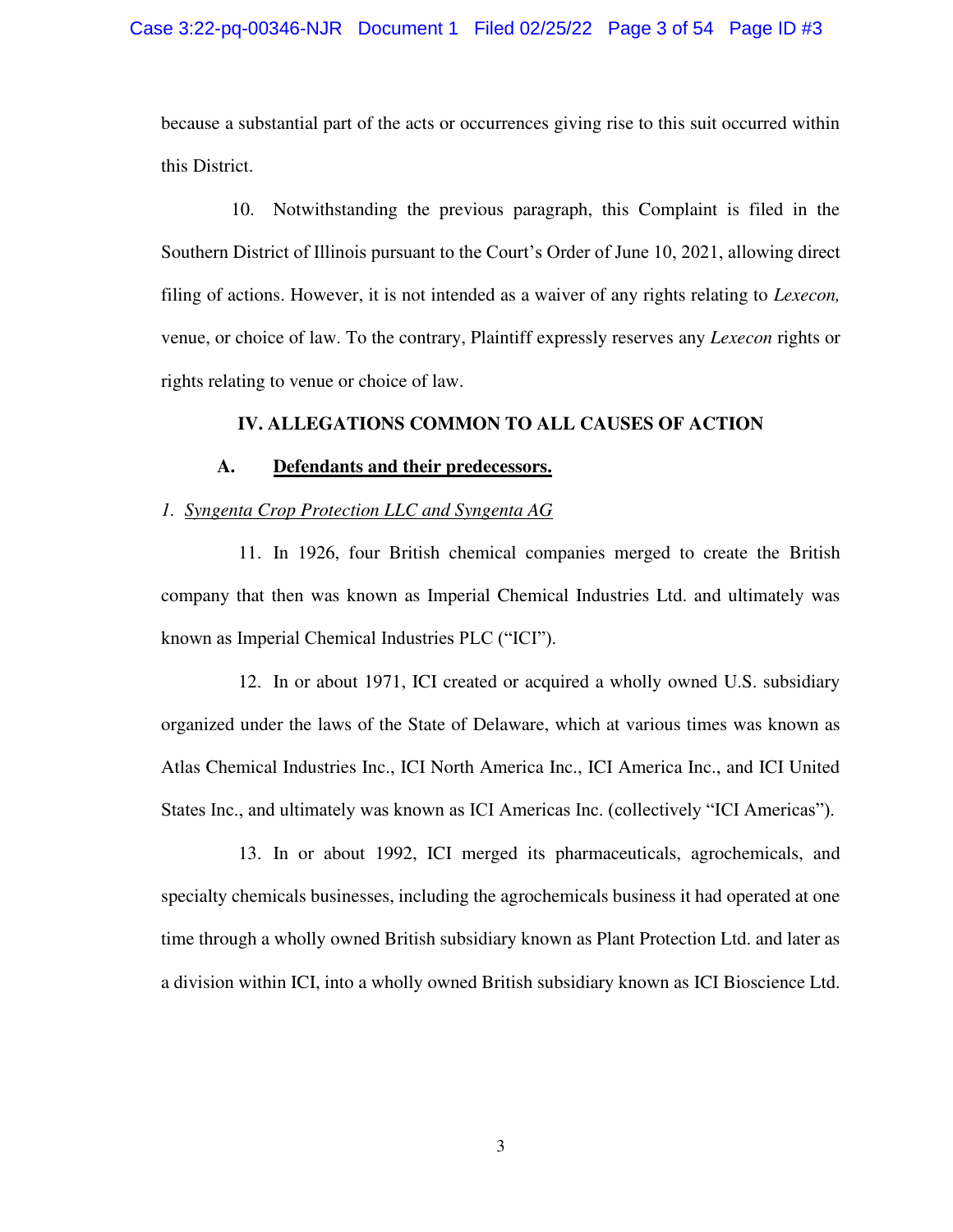because a substantial part of the acts or occurrences giving rise to this suit occurred within this District.

10. Notwithstanding the previous paragraph, this Complaint is filed in the Southern District of Illinois pursuant to the Court's Order of June 10, 2021, allowing direct filing of actions. However, it is not intended as a waiver of any rights relating to *Lexecon,* venue, or choice of law. To the contrary, Plaintiff expressly reserves any *Lexecon* rights or rights relating to venue or choice of law.

## IV. ALLEGATIONS COMMON TO ALL CAUSES OF ACTION

### A. Defendants and their predecessors.

*1. Syngenta Crop Protection LLC and Syngenta AG*

11. In 1926, four British chemical companies merged to create the British company that then was known as Imperial Chemical Industries Ltd. and ultimately was known as Imperial Chemical Industries PLC ("ICI").

12. In or about 1971, ICI created or acquired a wholly owned U.S. subsidiary organized under the laws of the State of Delaware, which at various times was known as Atlas Chemical Industries Inc., ICI North America Inc., ICI America Inc., and ICI United States Inc., and ultimately was known as ICI Americas Inc. (collectively "ICI Americas").

13. In or about 1992, ICI merged its pharmaceuticals, agrochemicals, and specialty chemicals businesses, including the agrochemicals business it had operated at one time through a wholly owned British subsidiary known as Plant Protection Ltd. and later as a division within ICI, into a wholly owned British subsidiary known as ICI Bioscience Ltd.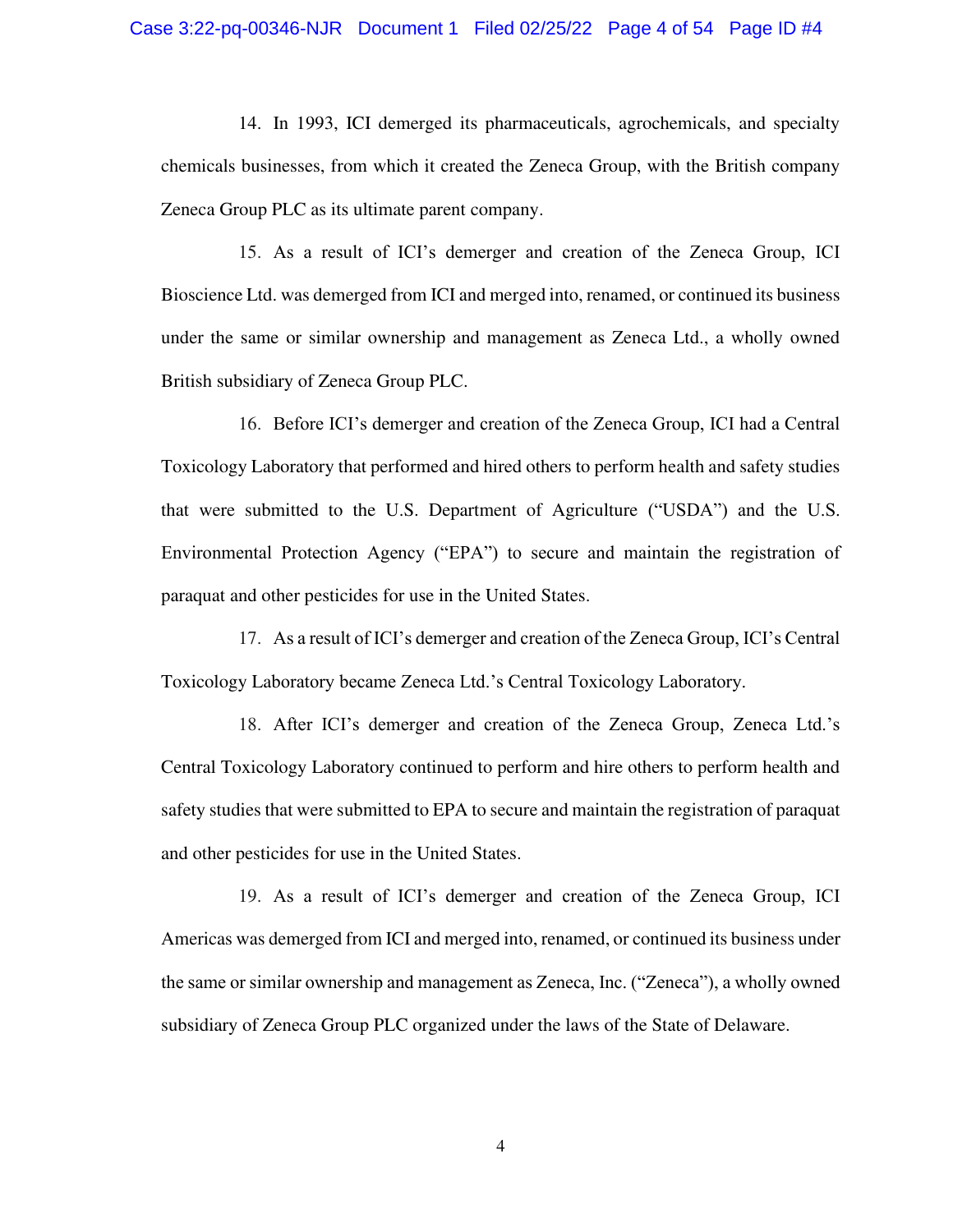14. In 1993, ICI demerged its pharmaceuticals, agrochemicals, and specialty chemicals businesses, from which it created the Zeneca Group, with the British company Zeneca Group PLC as its ultimate parent company.

15. As a result of ICI's demerger and creation of the Zeneca Group, ICI Bioscience Ltd. was demerged from ICI and merged into, renamed, or continued its business under the same or similar ownership and management as Zeneca Ltd., a wholly owned British subsidiary of Zeneca Group PLC.

16. Before ICI's demerger and creation of the Zeneca Group, ICI had a Central Toxicology Laboratory that performed and hired others to perform health and safety studies that were submitted to the U.S. Department of Agriculture ("USDA") and the U.S. Environmental Protection Agency ("EPA") to secure and maintain the registration of paraquat and other pesticides for use in the United States.

17. As a result of ICI's demerger and creation of the Zeneca Group, ICI's Central Toxicology Laboratory became Zeneca Ltd.'s Central Toxicology Laboratory.

18. After ICI's demerger and creation of the Zeneca Group, Zeneca Ltd.'s Central Toxicology Laboratory continued to perform and hire others to perform health and safety studies that were submitted to EPA to secure and maintain the registration of paraquat and other pesticides for use in the United States.

19. As a result of ICI's demerger and creation of the Zeneca Group, ICI Americas was demerged from ICI and merged into, renamed, or continued its business under the same or similar ownership and management as Zeneca, Inc. ("Zeneca"), a wholly owned subsidiary of Zeneca Group PLC organized under the laws of the State of Delaware.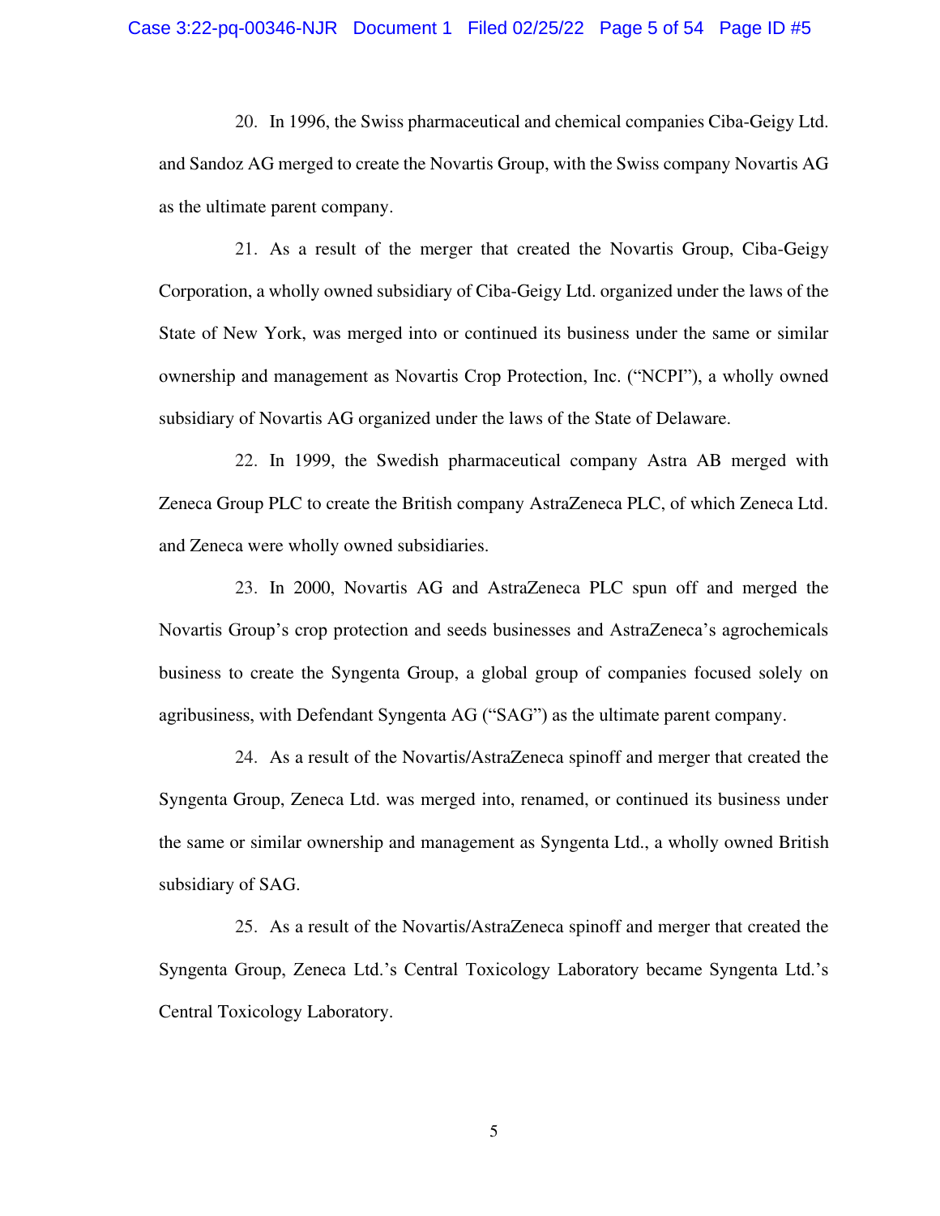20. In 1996, the Swiss pharmaceutical and chemical companies Ciba-Geigy Ltd. and Sandoz AG merged to create the Novartis Group, with the Swiss company Novartis AG as the ultimate parent company.

21. As a result of the merger that created the Novartis Group, Ciba-Geigy Corporation, a wholly owned subsidiary of Ciba-Geigy Ltd. organized under the laws of the State of New York, was merged into or continued its business under the same or similar ownership and management as Novartis Crop Protection, Inc. ("NCPI"), a wholly owned subsidiary of Novartis AG organized under the laws of the State of Delaware.

22. In 1999, the Swedish pharmaceutical company Astra AB merged with Zeneca Group PLC to create the British company AstraZeneca PLC, of which Zeneca Ltd. and Zeneca were wholly owned subsidiaries.

23. In 2000, Novartis AG and AstraZeneca PLC spun off and merged the Novartis Group's crop protection and seeds businesses and AstraZeneca's agrochemicals business to create the Syngenta Group, a global group of companies focused solely on agribusiness, with Defendant Syngenta AG ("SAG") as the ultimate parent company.

24. As a result of the Novartis/AstraZeneca spinoff and merger that created the Syngenta Group, Zeneca Ltd. was merged into, renamed, or continued its business under the same or similar ownership and management as Syngenta Ltd., a wholly owned British subsidiary of SAG.

25. As a result of the Novartis/AstraZeneca spinoff and merger that created the Syngenta Group, Zeneca Ltd.'s Central Toxicology Laboratory became Syngenta Ltd.'s Central Toxicology Laboratory.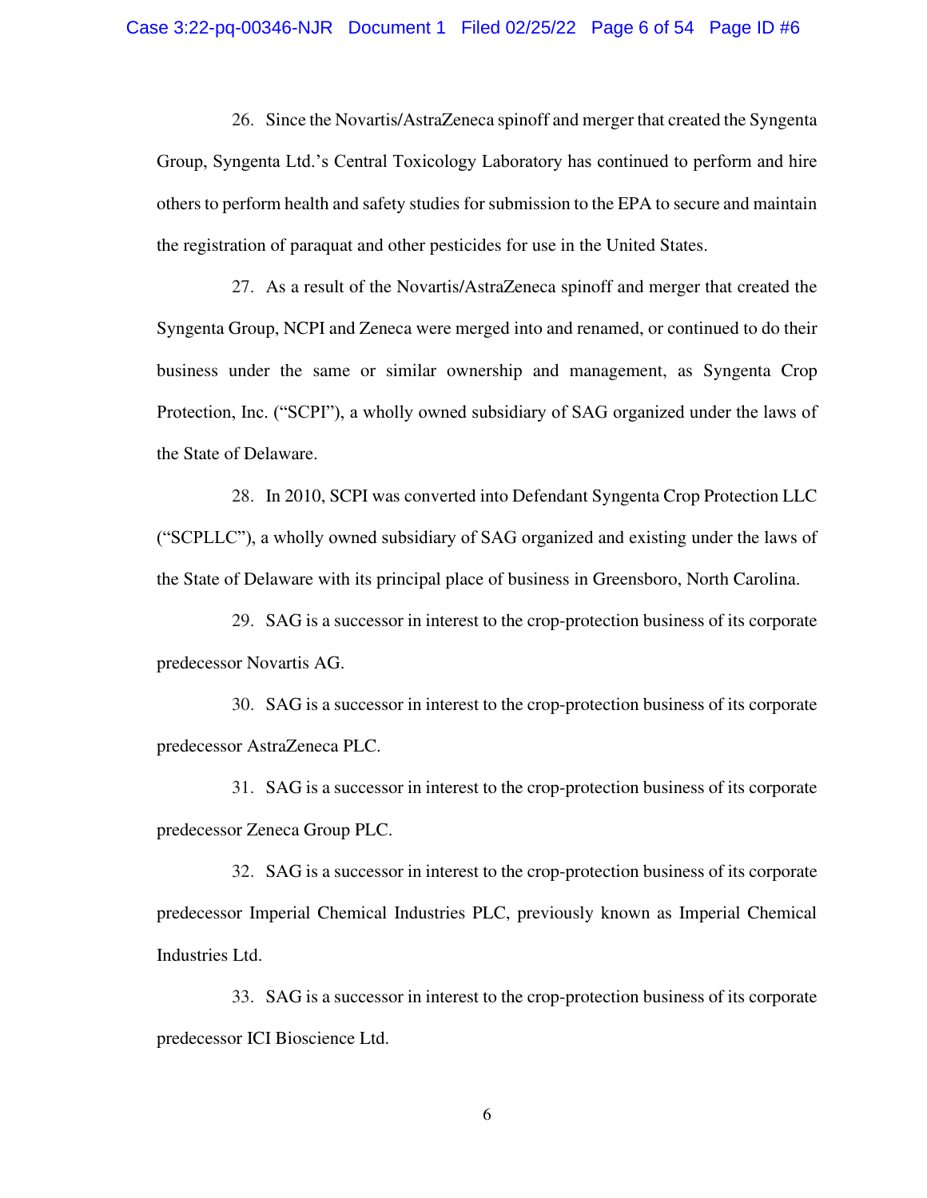26. Since the Novartis/AstraZeneca spinoff and merger that created the Syngenta Group, Syngenta Ltd.'s Central Toxicology Laboratory has continued to perform and hire others to perform health and safety studies for submission to the EPA to secure and maintain the registration of paraquat and other pesticides for use in the United States.

27. As a result of the Novartis/AstraZeneca spinoff and merger that created the Syngenta Group, NCPI and Zeneca were merged into and renamed, or continued to do their business under the same or similar ownership and management, as Syngenta Crop Protection, Inc. ("SCPI"), a wholly owned subsidiary of SAG organized under the laws of the State of Delaware.

28. In 2010, SCPI was converted into Defendant Syngenta Crop Protection LLC ("SCPLLC"), a wholly owned subsidiary of SAG organized and existing under the laws of the State of Delaware with its principal place of business in Greensboro, North Carolina.

29. SAG is a successor in interest to the crop-protection business of its corporate predecessor Novartis AG.

30. SAG is a successor in interest to the crop-protection business of its corporate predecessor AstraZeneca PLC.

31. SAG is a successor in interest to the crop-protection business of its corporate predecessor Zeneca Group PLC.

32. SAG is a successor in interest to the crop-protection business of its corporate predecessor Imperial Chemical Industries PLC, previously known as Imperial Chemical Industries Ltd.

33. SAG is a successor in interest to the crop-protection business of its corporate predecessor ICI Bioscience Ltd.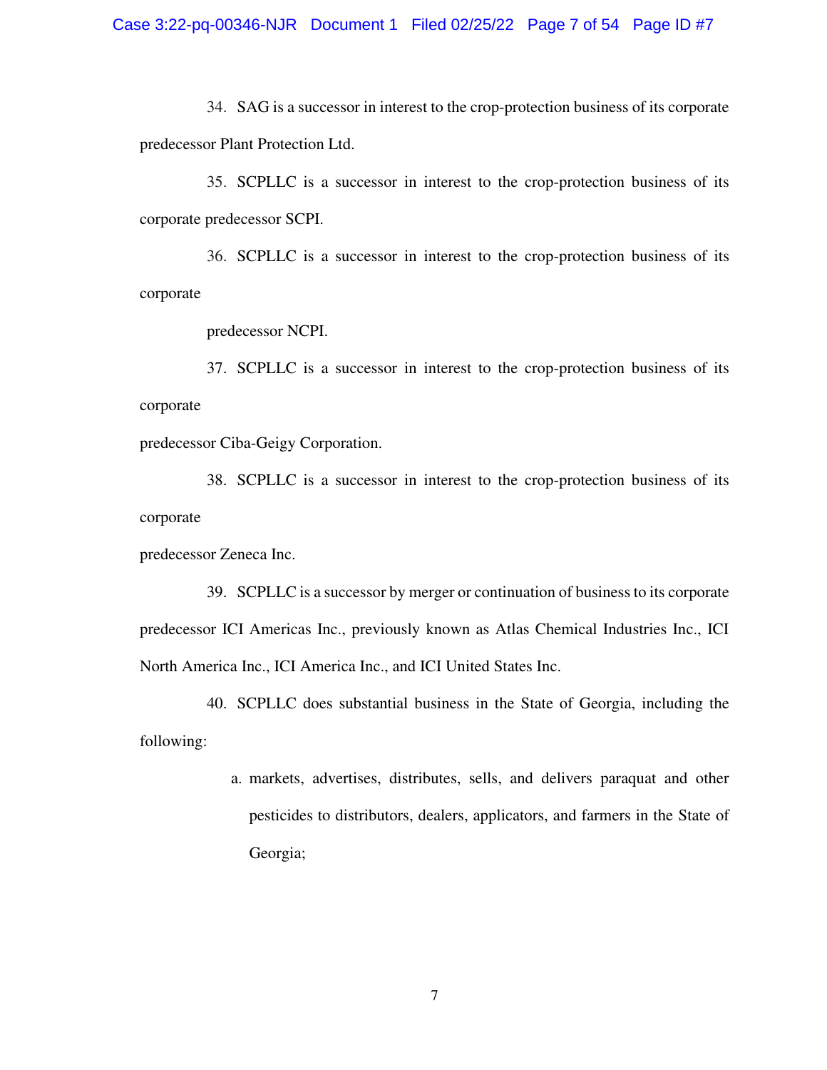34. SAG is a successor in interest to the crop-protection business of its corporate predecessor Plant Protection Ltd.

35. SCPLLC is a successor in interest to the crop-protection business of its corporate predecessor SCPI.

36. SCPLLC is a successor in interest to the crop-protection business of its corporate predecessor NCPI.

37. SCPLLC is a successor in interest to the crop-protection business of its corporate predecessor Ciba-Geigy Corporation.

38. SCPLLC is a successor in interest to the crop-protection business of its corporate predecessor Zeneca Inc.

39. SCPLLC is a successor by merger or continuation of business to its corporate predecessor ICI Americas Inc., previously known as Atlas Chemical Industries Inc., ICI North America Inc., ICI America Inc., and ICI United States Inc.

40. SCPLLC does substantial business in the State of Georgia, including the following:

a. markets, advertises, distributes, sells, and delivers paraquat and other pesticides to distributors, dealers, applicators, and farmers in the State of Georgia;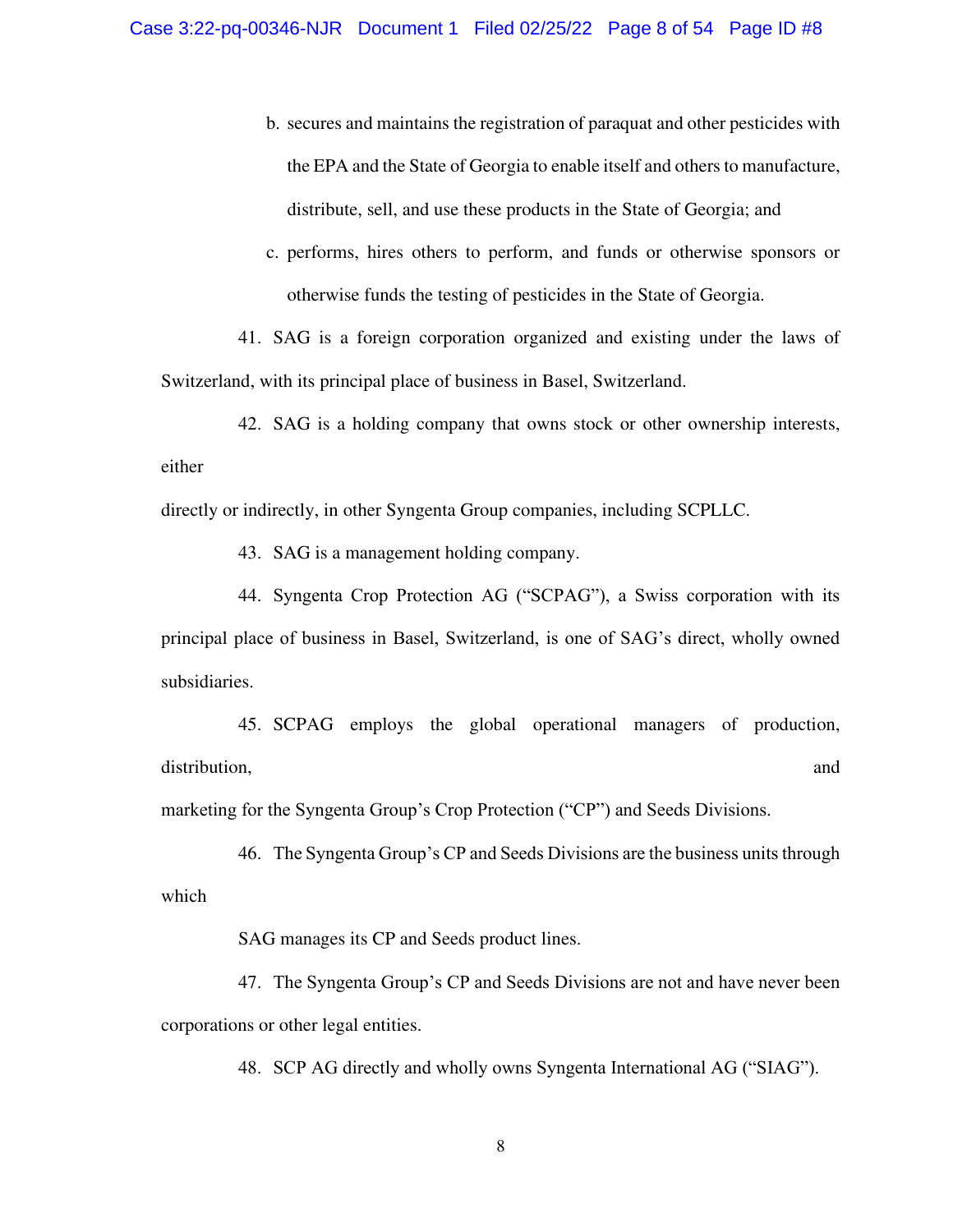b. secures and maintains the registration of paraquat and other pesticides with the EPA and the State of Georgia to enable itself and others to manufacture, distribute, sell, and use these products in the State of Georgia; and

c. performs, hires others to perform, and funds or otherwise sponsors or otherwise funds the testing of pesticides in the State of Georgia.

41. SAG is a foreign corporation organized and existing under the laws of Switzerland, with its principal place of business in Basel, Switzerland.

42. SAG is a holding company that owns stock or other ownership interests, either directly or indirectly, in other Syngenta Group companies, including SCPLLC.

43. SAG is a management holding company.

44. Syngenta Crop Protection AG ("SCPAG"), a Swiss corporation with its principal place of business in Basel, Switzerland, is one of SAG's direct, wholly owned subsidiaries.

45. SCPAG employs the global operational managers of production, distribution, and marketing for the Syngenta Group's Crop Protection ("CP") and Seeds Divisions.

46. The Syngenta Group's CP and Seeds Divisions are the business units through which SAG manages its CP and Seeds product lines.

47. The Syngenta Group's CP and Seeds Divisions are not and have never been corporations or other legal entities.

48. SCP AG directly and wholly owns Syngenta International AG ("SIAG").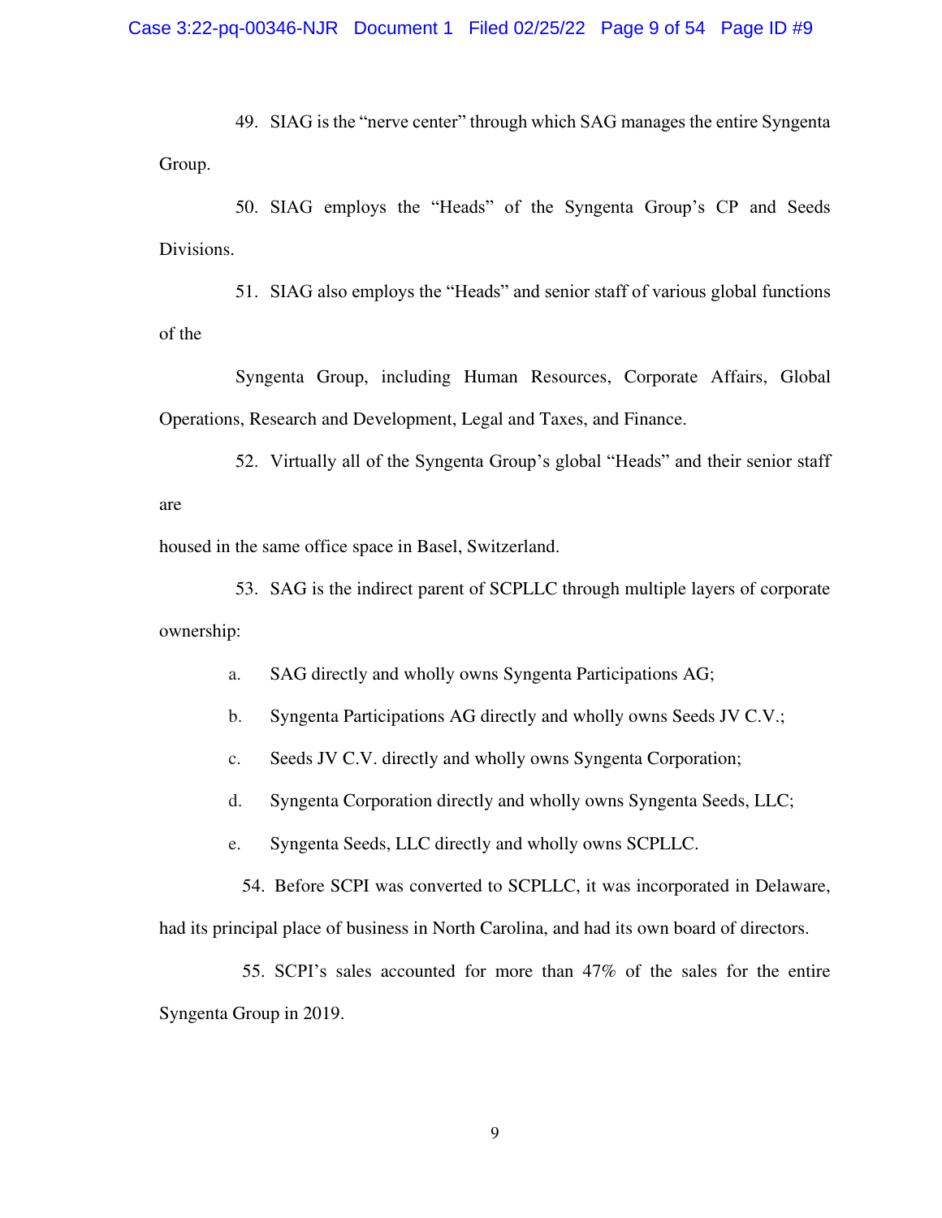49. SIAG is the "nerve center" through which SAG manages the entire Syngenta Group.

50. SIAG employs the "Heads" of the Syngenta Group's CP and Seeds Divisions.

51. SIAG also employs the "Heads" and senior staff of various global functions of the Syngenta Group, including Human Resources, Corporate Affairs, Global Operations, Research and Development, Legal and Taxes, and Finance.

52. Virtually all of the Syngenta Group's global "Heads" and their senior staff are housed in the same office space in Basel, Switzerland.

53. SAG is the indirect parent of SCPLLC through multiple layers of corporate ownership:

a. SAG directly and wholly owns Syngenta Participations AG;

b. Syngenta Participations AG directly and wholly owns Seeds JV C.V.;

c. Seeds JV C.V. directly and wholly owns Syngenta Corporation;

d. Syngenta Corporation directly and wholly owns Syngenta Seeds, LLC;

e. Syngenta Seeds, LLC directly and wholly owns SCPLLC.

54. Before SCPI was converted to SCPLLC, it was incorporated in Delaware, had its principal place of business in North Carolina, and had its own board of directors.

55. SCPI's sales accounted for more than 47% of the sales for the entire Syngenta Group in 2019.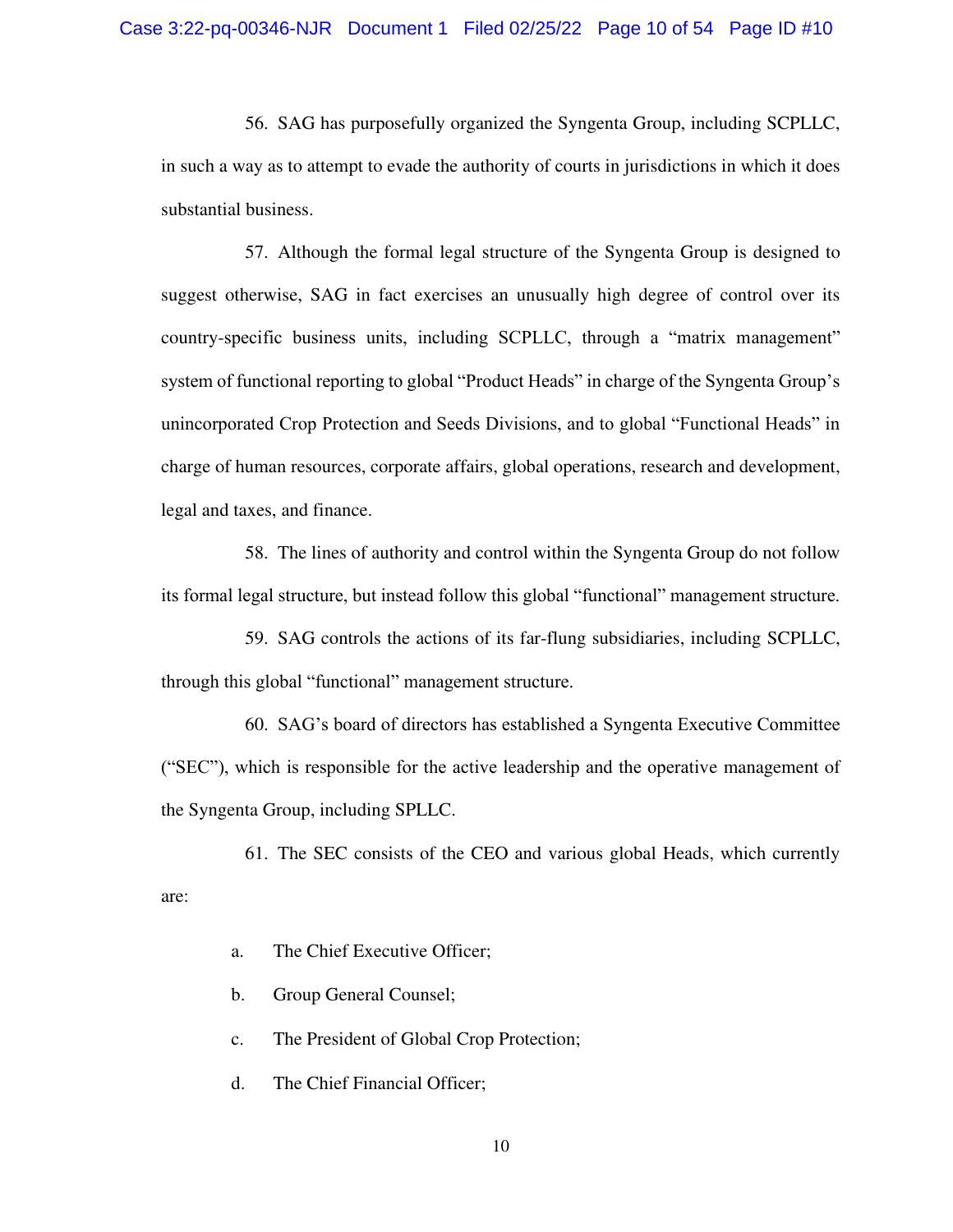56. SAG has purposefully organized the Syngenta Group, including SCPLLC, in such a way as to attempt to evade the authority of courts in jurisdictions in which it does substantial business.

57. Although the formal legal structure of the Syngenta Group is designed to suggest otherwise, SAG in fact exercises an unusually high degree of control over its country-specific business units, including SCPLLC, through a "matrix management" system of functional reporting to global "Product Heads" in charge of the Syngenta Group's unincorporated Crop Protection and Seeds Divisions, and to global "Functional Heads" in charge of human resources, corporate affairs, global operations, research and development, legal and taxes, and finance.

58. The lines of authority and control within the Syngenta Group do not follow its formal legal structure, but instead follow this global "functional" management structure.

59. SAG controls the actions of its far-flung subsidiaries, including SCPLLC, through this global "functional" management structure.

60. SAG's board of directors has established a Syngenta Executive Committee ("SEC"), which is responsible for the active leadership and the operative management of the Syngenta Group, including SPLLC.

61. The SEC consists of the CEO and various global Heads, which currently are:

a. The Chief Executive Officer;

b. Group General Counsel;

c. The President of Global Crop Protection;

d. The Chief Financial Officer;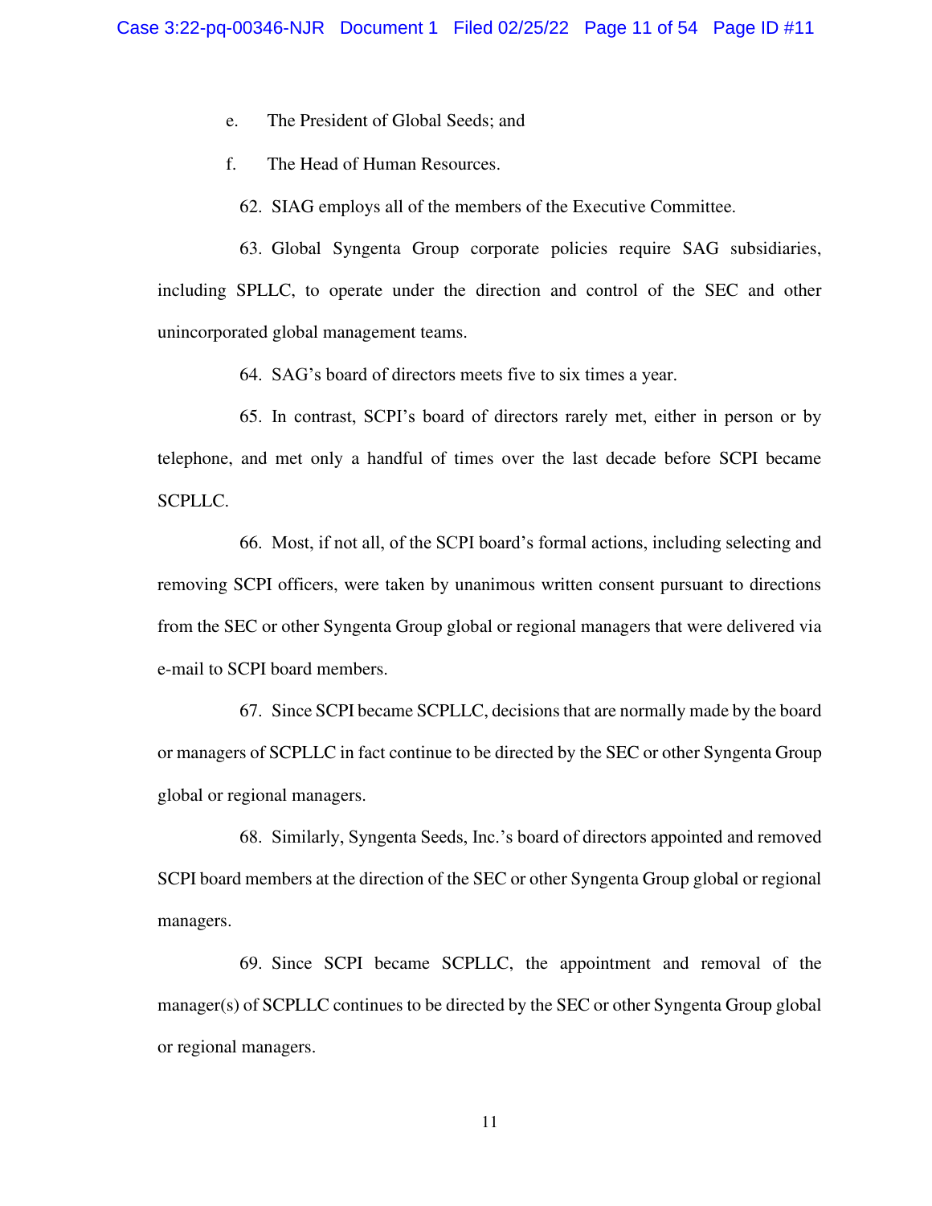e. The President of Global Seeds; and

f. The Head of Human Resources.

62. SIAG employs all of the members of the Executive Committee.

63. Global Syngenta Group corporate policies require SAG subsidiaries, including SPLLC, to operate under the direction and control of the SEC and other unincorporated global management teams.

64. SAG's board of directors meets five to six times a year.

65. In contrast, SCPI's board of directors rarely met, either in person or by telephone, and met only a handful of times over the last decade before SCPI became SCPLLC.

66. Most, if not all, of the SCPI board's formal actions, including selecting and removing SCPI officers, were taken by unanimous written consent pursuant to directions from the SEC or other Syngenta Group global or regional managers that were delivered via e-mail to SCPI board members.

67. Since SCPI became SCPLLC, decisions that are normally made by the board or managers of SCPLLC in fact continue to be directed by the SEC or other Syngenta Group global or regional managers.

68. Similarly, Syngenta Seeds, Inc.'s board of directors appointed and removed SCPI board members at the direction of the SEC or other Syngenta Group global or regional managers.

69. Since SCPI became SCPLLC, the appointment and removal of the manager(s) of SCPLLC continues to be directed by the SEC or other Syngenta Group global or regional managers.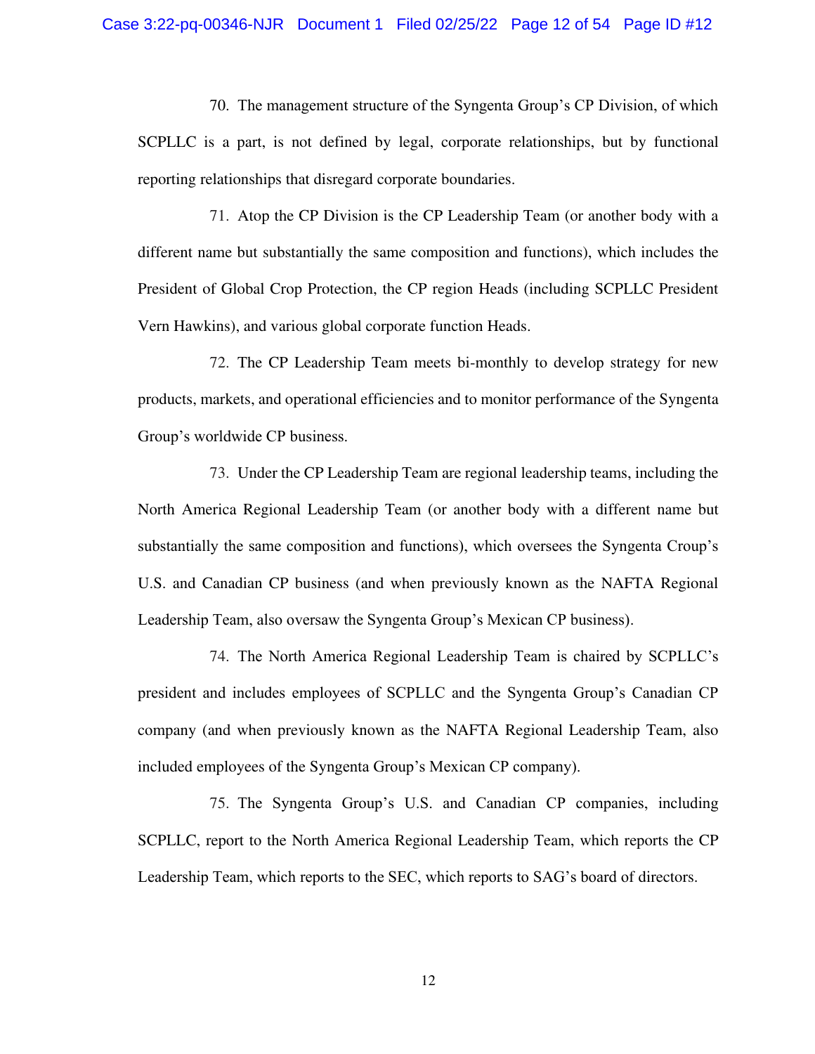70. The management structure of the Syngenta Group's CP Division, of which SCPLLC is a part, is not defined by legal, corporate relationships, but by functional reporting relationships that disregard corporate boundaries.

71. Atop the CP Division is the CP Leadership Team (or another body with a different name but substantially the same composition and functions), which includes the President of Global Crop Protection, the CP region Heads (including SCPLLC President Vern Hawkins), and various global corporate function Heads.

72. The CP Leadership Team meets bi-monthly to develop strategy for new products, markets, and operational efficiencies and to monitor performance of the Syngenta Group's worldwide CP business.

73. Under the CP Leadership Team are regional leadership teams, including the North America Regional Leadership Team (or another body with a different name but substantially the same composition and functions), which oversees the Syngenta Croup's U.S. and Canadian CP business (and when previously known as the NAFTA Regional Leadership Team, also oversaw the Syngenta Group's Mexican CP business).

74. The North America Regional Leadership Team is chaired by SCPLLC's president and includes employees of SCPLLC and the Syngenta Group's Canadian CP company (and when previously known as the NAFTA Regional Leadership Team, also included employees of the Syngenta Group's Mexican CP company).

75. The Syngenta Group's U.S. and Canadian CP companies, including SCPLLC, report to the North America Regional Leadership Team, which reports the CP Leadership Team, which reports to the SEC, which reports to SAG's board of directors.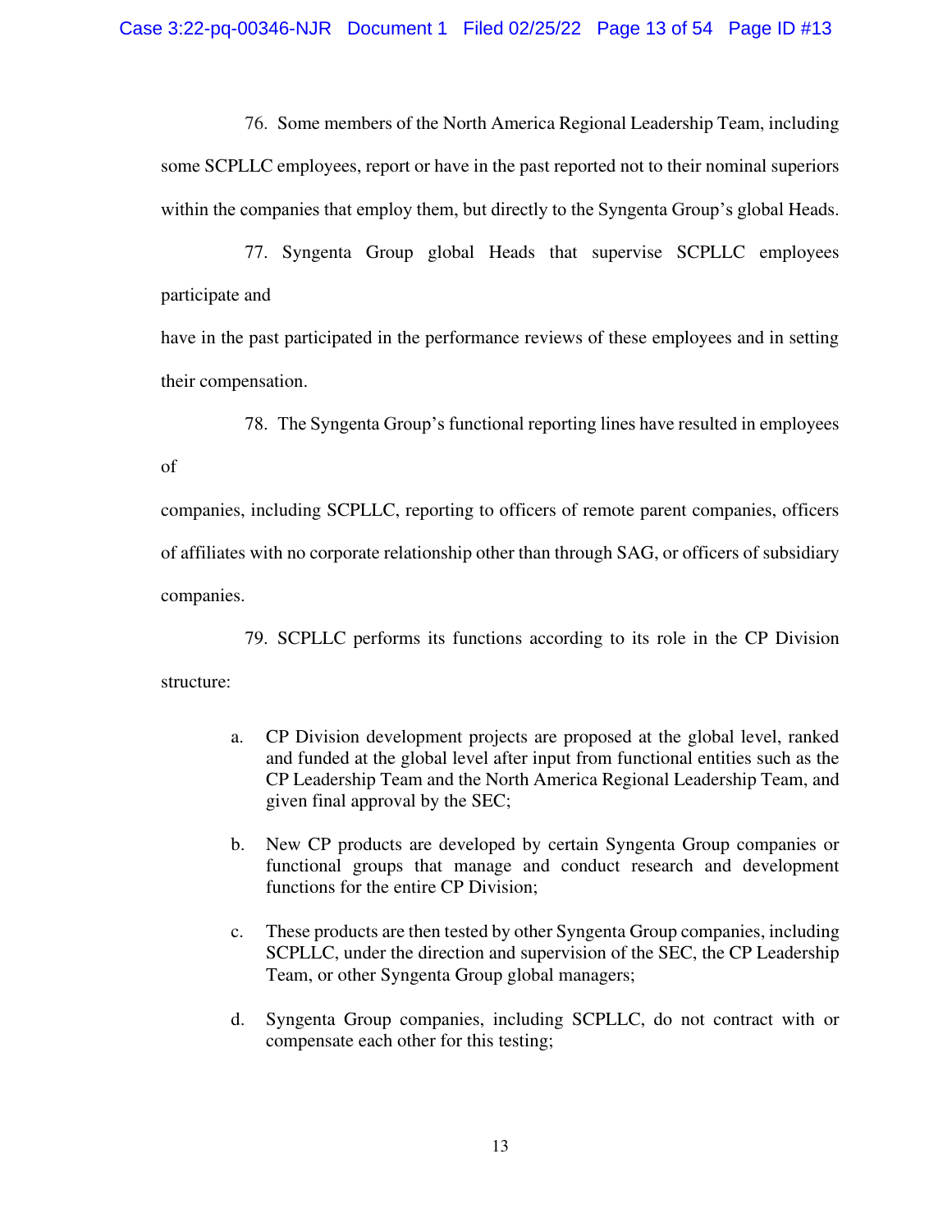76. Some members of the North America Regional Leadership Team, including some SCPLLC employees, report or have in the past reported not to their nominal superiors within the companies that employ them, but directly to the Syngenta Group's global Heads.

77. Syngenta Group global Heads that supervise SCPLLC employees participate and have in the past participated in the performance reviews of these employees and in setting their compensation.

78. The Syngenta Group's functional reporting lines have resulted in employees of companies, including SCPLLC, reporting to officers of remote parent companies, officers of affiliates with no corporate relationship other than through SAG, or officers of subsidiary companies.

79. SCPLLC performs its functions according to its role in the CP Division structure:

a. CP Division development projects are proposed at the global level, ranked and funded at the global level after input from functional entities such as the CP Leadership Team and the North America Regional Leadership Team, and given final approval by the SEC;

b. New CP products are developed by certain Syngenta Group companies or functional groups that manage and conduct research and development functions for the entire CP Division;

c. These products are then tested by other Syngenta Group companies, including SCPLLC, under the direction and supervision of the SEC, the CP Leadership Team, or other Syngenta Group global managers;

d. Syngenta Group companies, including SCPLLC, do not contract with or compensate each other for this testing;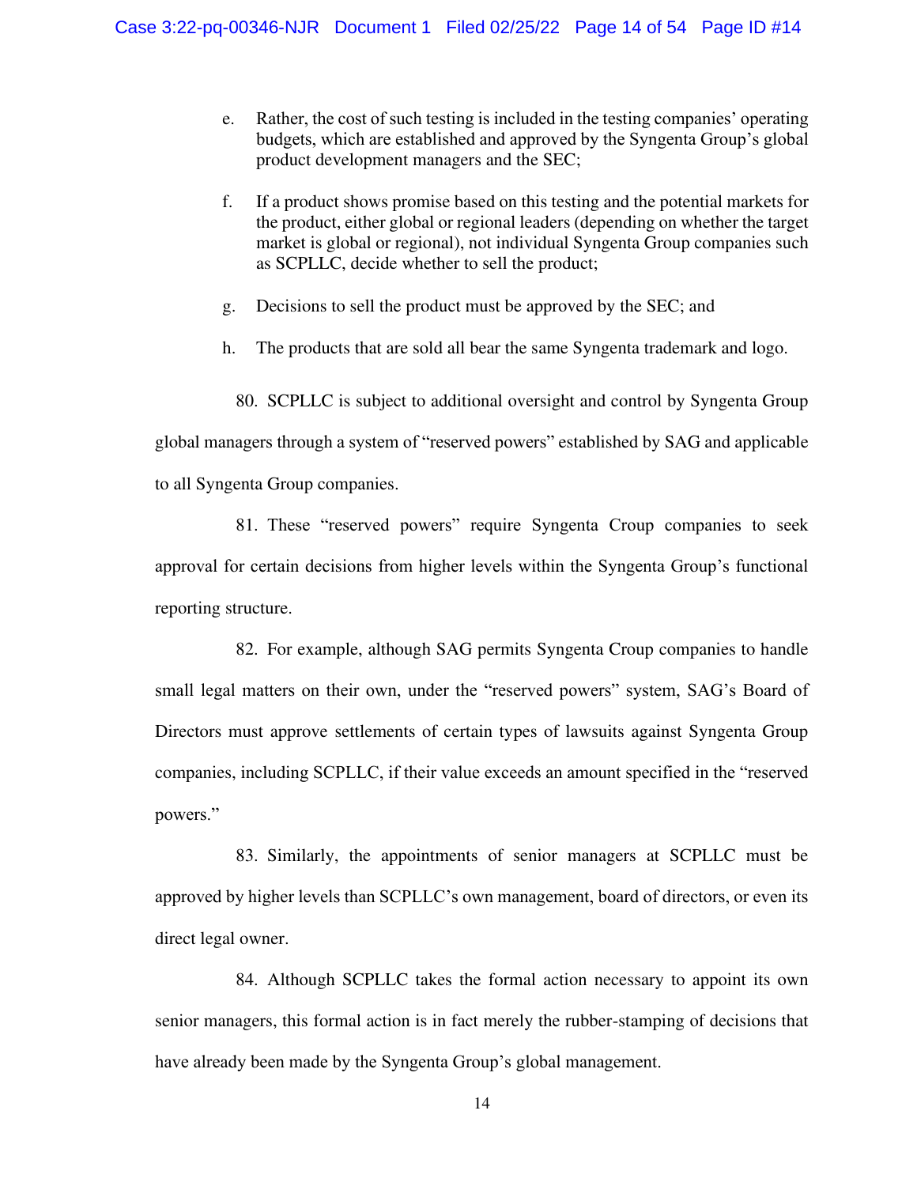e. Rather, the cost of such testing is included in the testing companies' operating budgets, which are established and approved by the Syngenta Group's global product development managers and the SEC;

f. If a product shows promise based on this testing and the potential markets for the product, either global or regional leaders (depending on whether the target market is global or regional), not individual Syngenta Group companies such as SCPLLC, decide whether to sell the product;

g. Decisions to sell the product must be approved by the SEC; and

h. The products that are sold all bear the same Syngenta trademark and logo.

80. SCPLLC is subject to additional oversight and control by Syngenta Group global managers through a system of "reserved powers" established by SAG and applicable to all Syngenta Group companies.

81. These "reserved powers" require Syngenta Croup companies to seek approval for certain decisions from higher levels within the Syngenta Group's functional reporting structure.

82. For example, although SAG permits Syngenta Croup companies to handle small legal matters on their own, under the "reserved powers" system, SAG's Board of Directors must approve settlements of certain types of lawsuits against Syngenta Group companies, including SCPLLC, if their value exceeds an amount specified in the "reserved powers."

83. Similarly, the appointments of senior managers at SCPLLC must be approved by higher levels than SCPLLC's own management, board of directors, or even its direct legal owner.

84. Although SCPLLC takes the formal action necessary to appoint its own senior managers, this formal action is in fact merely the rubber-stamping of decisions that have already been made by the Syngenta Group's global management.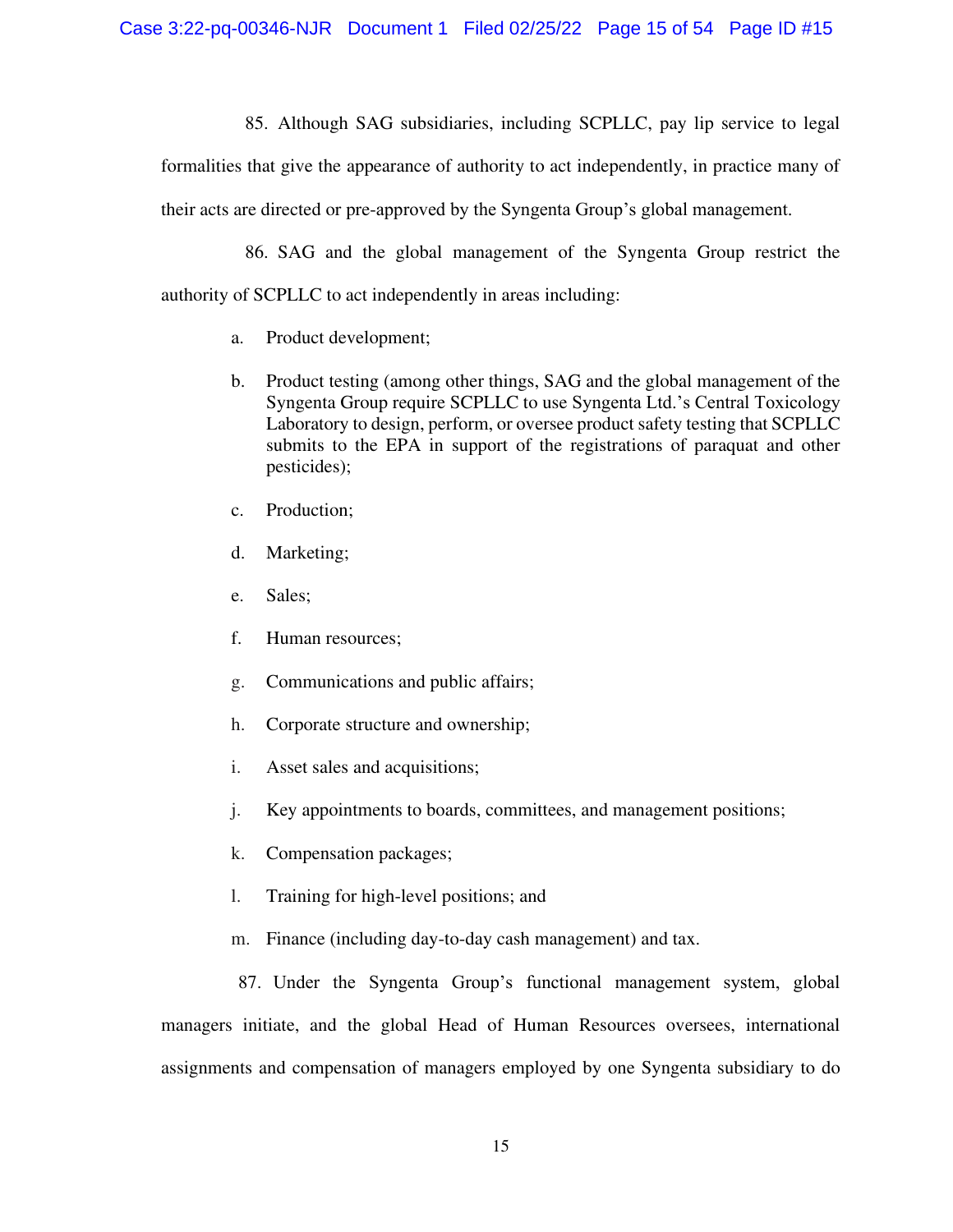85. Although SAG subsidiaries, including SCPLLC, pay lip service to legal formalities that give the appearance of authority to act independently, in practice many of their acts are directed or pre-approved by the Syngenta Group's global management.

86. SAG and the global management of the Syngenta Group restrict the authority of SCPLLC to act independently in areas including:

a. Product development;

b. Product testing (among other things, SAG and the global management of the Syngenta Group require SCPLLC to use Syngenta Ltd.'s Central Toxicology Laboratory to design, perform, or oversee product safety testing that SCPLLC submits to the EPA in support of the registrations of paraquat and other pesticides);

c. Production;

d. Marketing;

e. Sales;

f. Human resources;

g. Communications and public affairs;

h. Corporate structure and ownership;

i. Asset sales and acquisitions;

j. Key appointments to boards, committees, and management positions;

k. Compensation packages;

l. Training for high-level positions; and

m. Finance (including day-to-day cash management) and tax.

87. Under the Syngenta Group's functional management system, global managers initiate, and the global Head of Human Resources oversees, international assignments and compensation of managers employed by one Syngenta subsidiary to do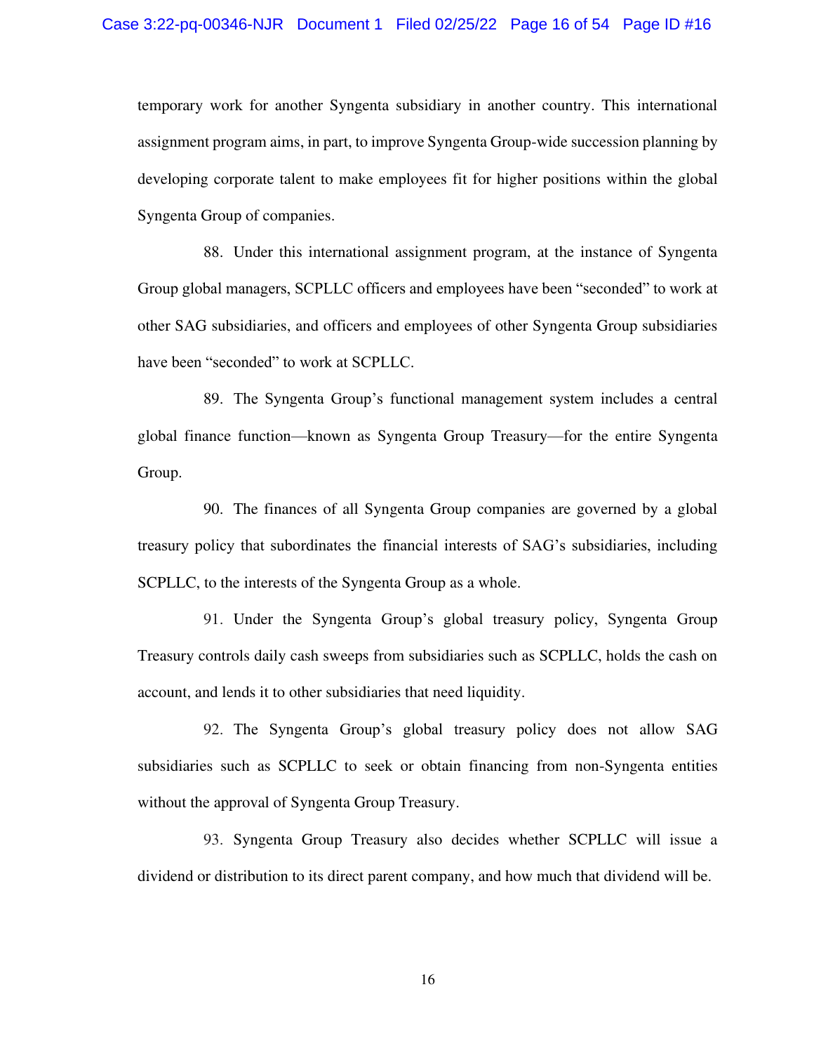temporary work for another Syngenta subsidiary in another country. This international assignment program aims, in part, to improve Syngenta Group-wide succession planning by developing corporate talent to make employees fit for higher positions within the global Syngenta Group of companies.

88. Under this international assignment program, at the instance of Syngenta Group global managers, SCPLLC officers and employees have been "seconded" to work at other SAG subsidiaries, and officers and employees of other Syngenta Group subsidiaries have been "seconded" to work at SCPLLC.

89. The Syngenta Group's functional management system includes a central global finance function—known as Syngenta Group Treasury—for the entire Syngenta Group.

90. The finances of all Syngenta Group companies are governed by a global treasury policy that subordinates the financial interests of SAG's subsidiaries, including SCPLLC, to the interests of the Syngenta Group as a whole.

91. Under the Syngenta Group's global treasury policy, Syngenta Group Treasury controls daily cash sweeps from subsidiaries such as SCPLLC, holds the cash on account, and lends it to other subsidiaries that need liquidity.

92. The Syngenta Group's global treasury policy does not allow SAG subsidiaries such as SCPLLC to seek or obtain financing from non-Syngenta entities without the approval of Syngenta Group Treasury.

93. Syngenta Group Treasury also decides whether SCPLLC will issue a dividend or distribution to its direct parent company, and how much that dividend will be.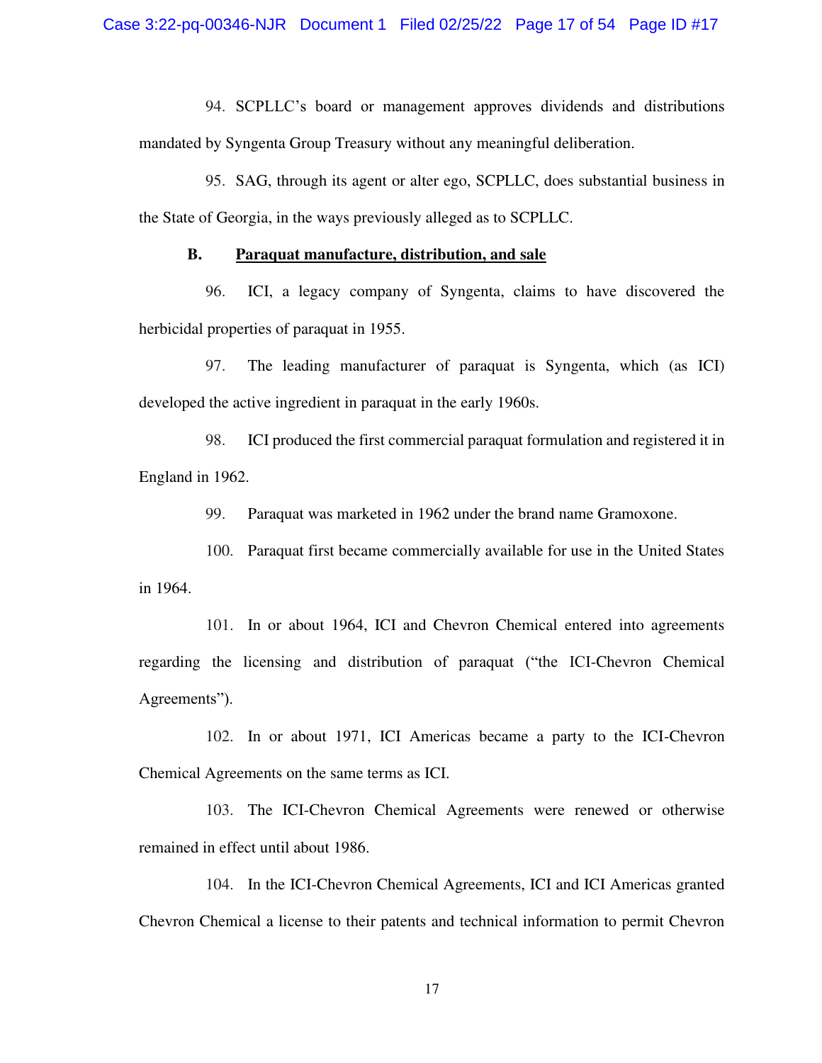94. SCPLLC's board or management approves dividends and distributions mandated by Syngenta Group Treasury without any meaningful deliberation.

95. SAG, through its agent or alter ego, SCPLLC, does substantial business in the State of Georgia, in the ways previously alleged as to SCPLLC.

### B. Paraquat manufacture, distribution, and sale

96. ICI, a legacy company of Syngenta, claims to have discovered the herbicidal properties of paraquat in 1955.

97. The leading manufacturer of paraquat is Syngenta, which (as ICI) developed the active ingredient in paraquat in the early 1960s.

98. ICI produced the first commercial paraquat formulation and registered it in England in 1962.

99. Paraquat was marketed in 1962 under the brand name Gramoxone.

100. Paraquat first became commercially available for use in the United States in 1964.

101. In or about 1964, ICI and Chevron Chemical entered into agreements regarding the licensing and distribution of paraquat ("the ICI-Chevron Chemical Agreements").

102. In or about 1971, ICI Americas became a party to the ICI-Chevron Chemical Agreements on the same terms as ICI.

103. The ICI-Chevron Chemical Agreements were renewed or otherwise remained in effect until about 1986.

104. In the ICI-Chevron Chemical Agreements, ICI and ICI Americas granted Chevron Chemical a license to their patents and technical information to permit Chevron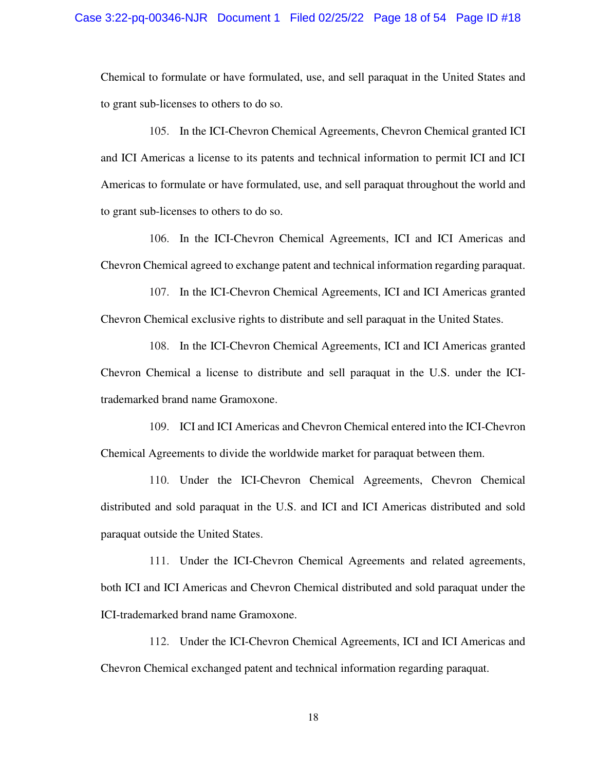Chemical to formulate or have formulated, use, and sell paraquat in the United States and to grant sub-licenses to others to do so.

105. In the ICI-Chevron Chemical Agreements, Chevron Chemical granted ICI and ICI Americas a license to its patents and technical information to permit ICI and ICI Americas to formulate or have formulated, use, and sell paraquat throughout the world and to grant sub-licenses to others to do so.

106. In the ICI-Chevron Chemical Agreements, ICI and ICI Americas and Chevron Chemical agreed to exchange patent and technical information regarding paraquat.

107. In the ICI-Chevron Chemical Agreements, ICI and ICI Americas granted Chevron Chemical exclusive rights to distribute and sell paraquat in the United States.

108. In the ICI-Chevron Chemical Agreements, ICI and ICI Americas granted Chevron Chemical a license to distribute and sell paraquat in the U.S. under the ICI-trademarked brand name Gramoxone.

109. ICI and ICI Americas and Chevron Chemical entered into the ICI-Chevron Chemical Agreements to divide the worldwide market for paraquat between them.

110. Under the ICI-Chevron Chemical Agreements, Chevron Chemical distributed and sold paraquat in the U.S. and ICI and ICI Americas distributed and sold paraquat outside the United States.

111. Under the ICI-Chevron Chemical Agreements and related agreements, both ICI and ICI Americas and Chevron Chemical distributed and sold paraquat under the ICI-trademarked brand name Gramoxone.

112. Under the ICI-Chevron Chemical Agreements, ICI and ICI Americas and Chevron Chemical exchanged patent and technical information regarding paraquat.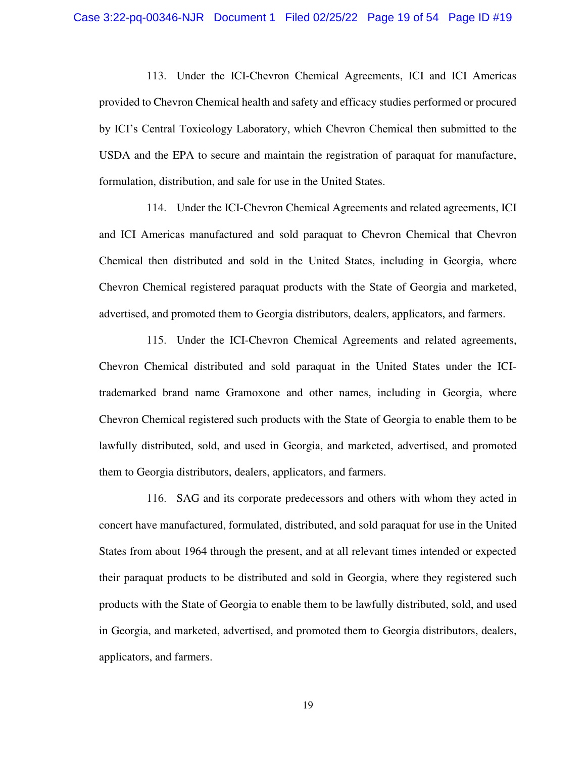113. Under the ICI-Chevron Chemical Agreements, ICI and ICI Americas provided to Chevron Chemical health and safety and efficacy studies performed or procured by ICI's Central Toxicology Laboratory, which Chevron Chemical then submitted to the USDA and the EPA to secure and maintain the registration of paraquat for manufacture, formulation, distribution, and sale for use in the United States.

114. Under the ICI-Chevron Chemical Agreements and related agreements, ICI and ICI Americas manufactured and sold paraquat to Chevron Chemical that Chevron Chemical then distributed and sold in the United States, including in Georgia, where Chevron Chemical registered paraquat products with the State of Georgia and marketed, advertised, and promoted them to Georgia distributors, dealers, applicators, and farmers.

115. Under the ICI-Chevron Chemical Agreements and related agreements, Chevron Chemical distributed and sold paraquat in the United States under the ICI-trademarked brand name Gramoxone and other names, including in Georgia, where Chevron Chemical registered such products with the State of Georgia to enable them to be lawfully distributed, sold, and used in Georgia, and marketed, advertised, and promoted them to Georgia distributors, dealers, applicators, and farmers.

116. SAG and its corporate predecessors and others with whom they acted in concert have manufactured, formulated, distributed, and sold paraquat for use in the United States from about 1964 through the present, and at all relevant times intended or expected their paraquat products to be distributed and sold in Georgia, where they registered such products with the State of Georgia to enable them to be lawfully distributed, sold, and used in Georgia, and marketed, advertised, and promoted them to Georgia distributors, dealers, applicators, and farmers.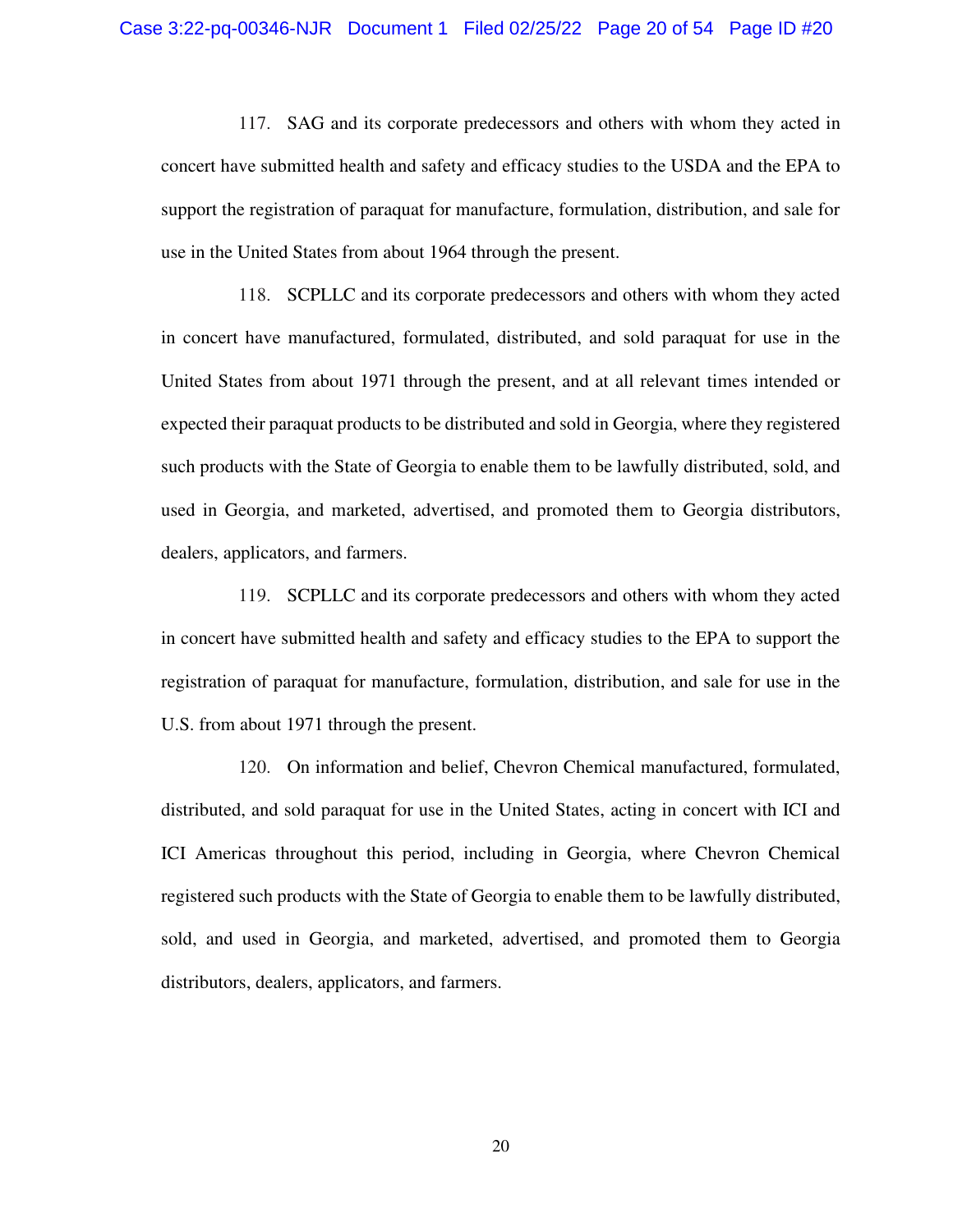117. SAG and its corporate predecessors and others with whom they acted in concert have submitted health and safety and efficacy studies to the USDA and the EPA to support the registration of paraquat for manufacture, formulation, distribution, and sale for use in the United States from about 1964 through the present.

118. SCPLLC and its corporate predecessors and others with whom they acted in concert have manufactured, formulated, distributed, and sold paraquat for use in the United States from about 1971 through the present, and at all relevant times intended or expected their paraquat products to be distributed and sold in Georgia, where they registered such products with the State of Georgia to enable them to be lawfully distributed, sold, and used in Georgia, and marketed, advertised, and promoted them to Georgia distributors, dealers, applicators, and farmers.

119. SCPLLC and its corporate predecessors and others with whom they acted in concert have submitted health and safety and efficacy studies to the EPA to support the registration of paraquat for manufacture, formulation, distribution, and sale for use in the U.S. from about 1971 through the present.

120. On information and belief, Chevron Chemical manufactured, formulated, distributed, and sold paraquat for use in the United States, acting in concert with ICI and ICI Americas throughout this period, including in Georgia, where Chevron Chemical registered such products with the State of Georgia to enable them to be lawfully distributed, sold, and used in Georgia, and marketed, advertised, and promoted them to Georgia distributors, dealers, applicators, and farmers.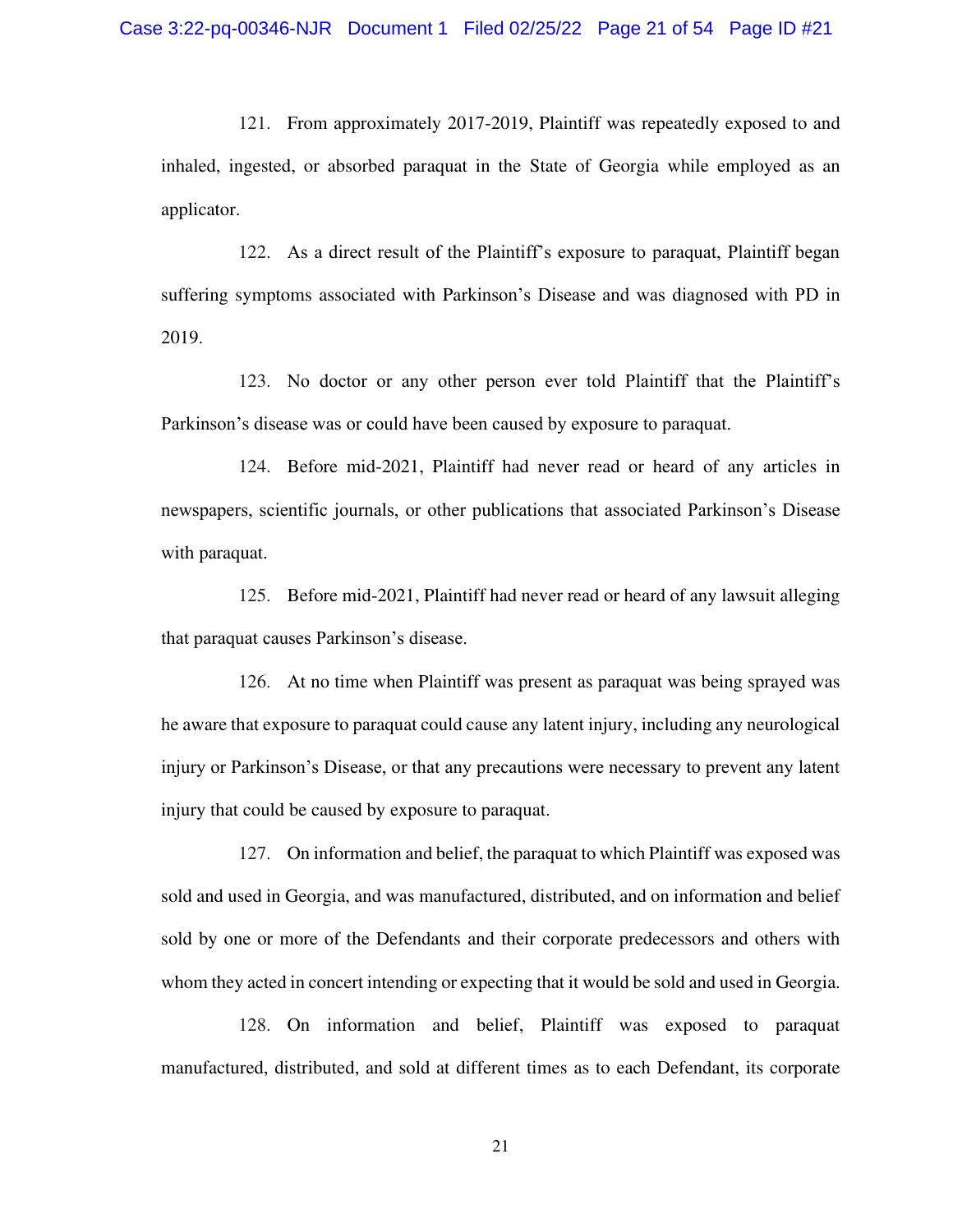121. From approximately 2017-2019, Plaintiff was repeatedly exposed to and inhaled, ingested, or absorbed paraquat in the State of Georgia while employed as an applicator.

122. As a direct result of the Plaintiff's exposure to paraquat, Plaintiff began suffering symptoms associated with Parkinson's Disease and was diagnosed with PD in 2019.

123. No doctor or any other person ever told Plaintiff that the Plaintiff's Parkinson's disease was or could have been caused by exposure to paraquat.

124. Before mid-2021, Plaintiff had never read or heard of any articles in newspapers, scientific journals, or other publications that associated Parkinson's Disease with paraquat.

125. Before mid-2021, Plaintiff had never read or heard of any lawsuit alleging that paraquat causes Parkinson's disease.

126. At no time when Plaintiff was present as paraquat was being sprayed was he aware that exposure to paraquat could cause any latent injury, including any neurological injury or Parkinson's Disease, or that any precautions were necessary to prevent any latent injury that could be caused by exposure to paraquat.

127. On information and belief, the paraquat to which Plaintiff was exposed was sold and used in Georgia, and was manufactured, distributed, and on information and belief sold by one or more of the Defendants and their corporate predecessors and others with whom they acted in concert intending or expecting that it would be sold and used in Georgia.

128. On information and belief, Plaintiff was exposed to paraquat manufactured, distributed, and sold at different times as to each Defendant, its corporate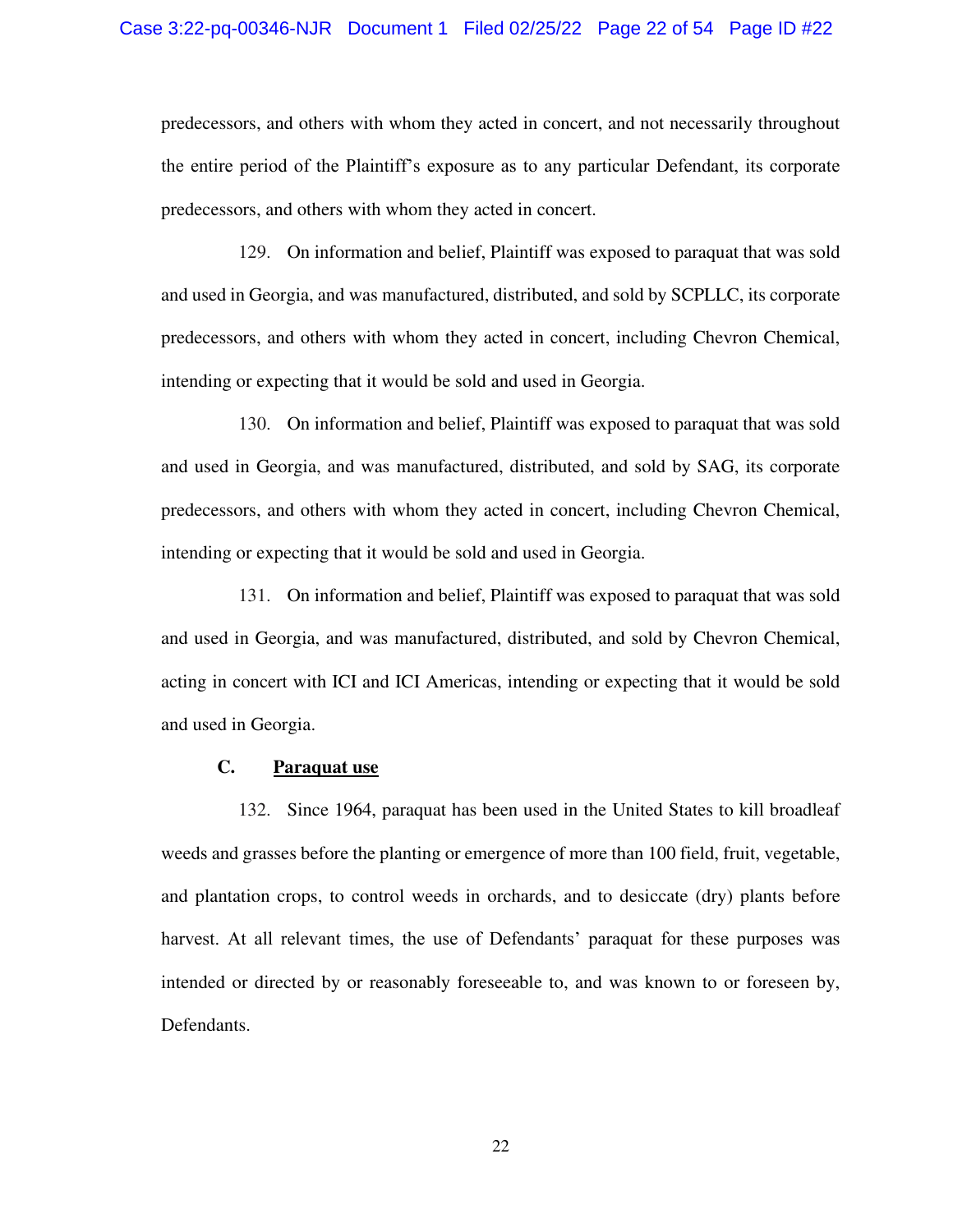predecessors, and others with whom they acted in concert, and not necessarily throughout the entire period of the Plaintiff's exposure as to any particular Defendant, its corporate predecessors, and others with whom they acted in concert.

129. On information and belief, Plaintiff was exposed to paraquat that was sold and used in Georgia, and was manufactured, distributed, and sold by SCPLLC, its corporate predecessors, and others with whom they acted in concert, including Chevron Chemical, intending or expecting that it would be sold and used in Georgia.

130. On information and belief, Plaintiff was exposed to paraquat that was sold and used in Georgia, and was manufactured, distributed, and sold by SAG, its corporate predecessors, and others with whom they acted in concert, including Chevron Chemical, intending or expecting that it would be sold and used in Georgia.

131. On information and belief, Plaintiff was exposed to paraquat that was sold and used in Georgia, and was manufactured, distributed, and sold by Chevron Chemical, acting in concert with ICI and ICI Americas, intending or expecting that it would be sold and used in Georgia.

### C. <u>Paraquat use</u>

132. Since 1964, paraquat has been used in the United States to kill broadleaf weeds and grasses before the planting or emergence of more than 100 field, fruit, vegetable, and plantation crops, to control weeds in orchards, and to desiccate (dry) plants before harvest. At all relevant times, the use of Defendants' paraquat for these purposes was intended or directed by or reasonably foreseeable to, and was known to or foreseen by, Defendants.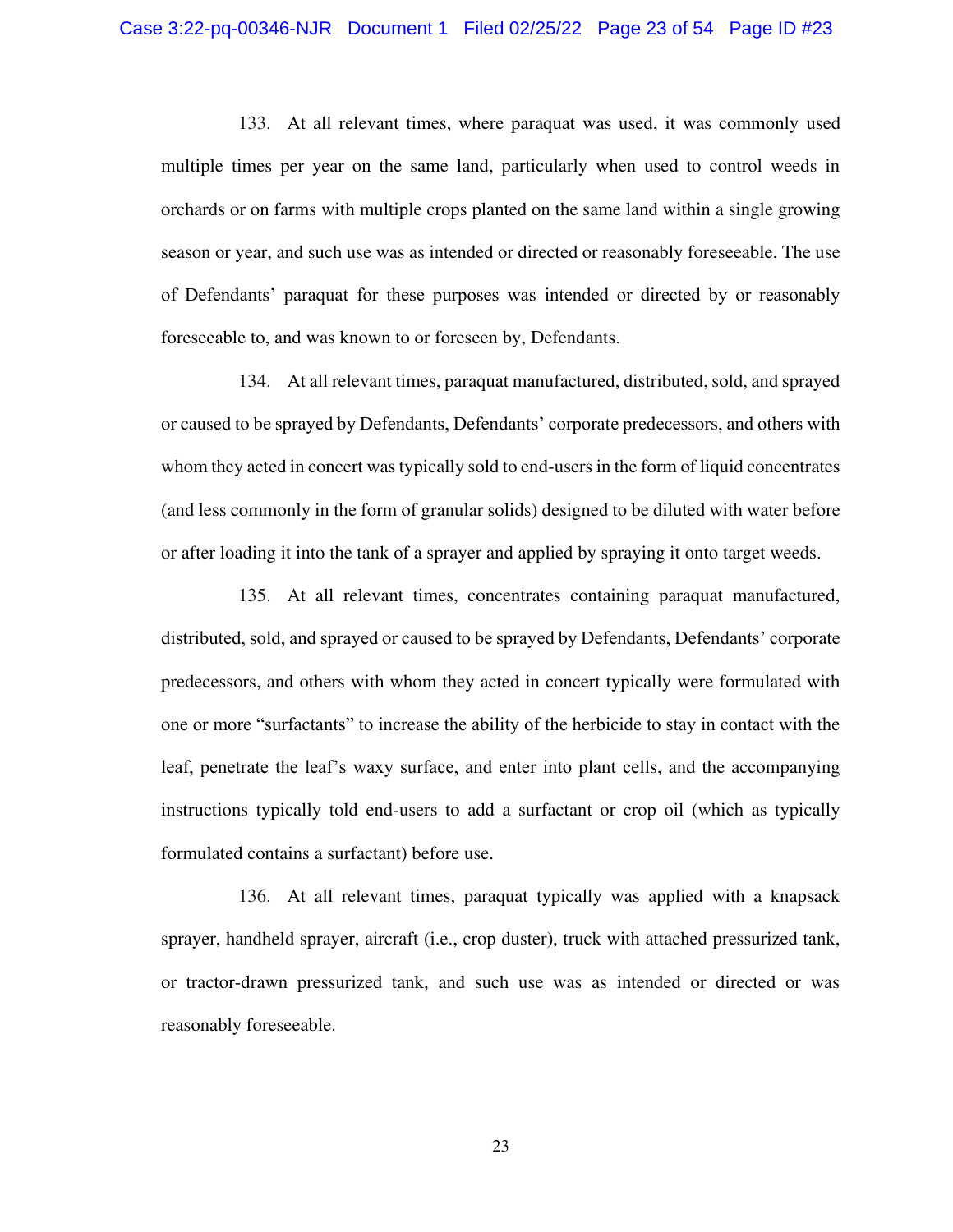133. At all relevant times, where paraquat was used, it was commonly used multiple times per year on the same land, particularly when used to control weeds in orchards or on farms with multiple crops planted on the same land within a single growing season or year, and such use was as intended or directed or reasonably foreseeable. The use of Defendants' paraquat for these purposes was intended or directed by or reasonably foreseeable to, and was known to or foreseen by, Defendants.

134. At all relevant times, paraquat manufactured, distributed, sold, and sprayed or caused to be sprayed by Defendants, Defendants' corporate predecessors, and others with whom they acted in concert was typically sold to end-users in the form of liquid concentrates (and less commonly in the form of granular solids) designed to be diluted with water before or after loading it into the tank of a sprayer and applied by spraying it onto target weeds.

135. At all relevant times, concentrates containing paraquat manufactured, distributed, sold, and sprayed or caused to be sprayed by Defendants, Defendants' corporate predecessors, and others with whom they acted in concert typically were formulated with one or more "surfactants" to increase the ability of the herbicide to stay in contact with the leaf, penetrate the leaf's waxy surface, and enter into plant cells, and the accompanying instructions typically told end-users to add a surfactant or crop oil (which as typically formulated contains a surfactant) before use.

136. At all relevant times, paraquat typically was applied with a knapsack sprayer, handheld sprayer, aircraft (i.e., crop duster), truck with attached pressurized tank, or tractor-drawn pressurized tank, and such use was as intended or directed or was reasonably foreseeable.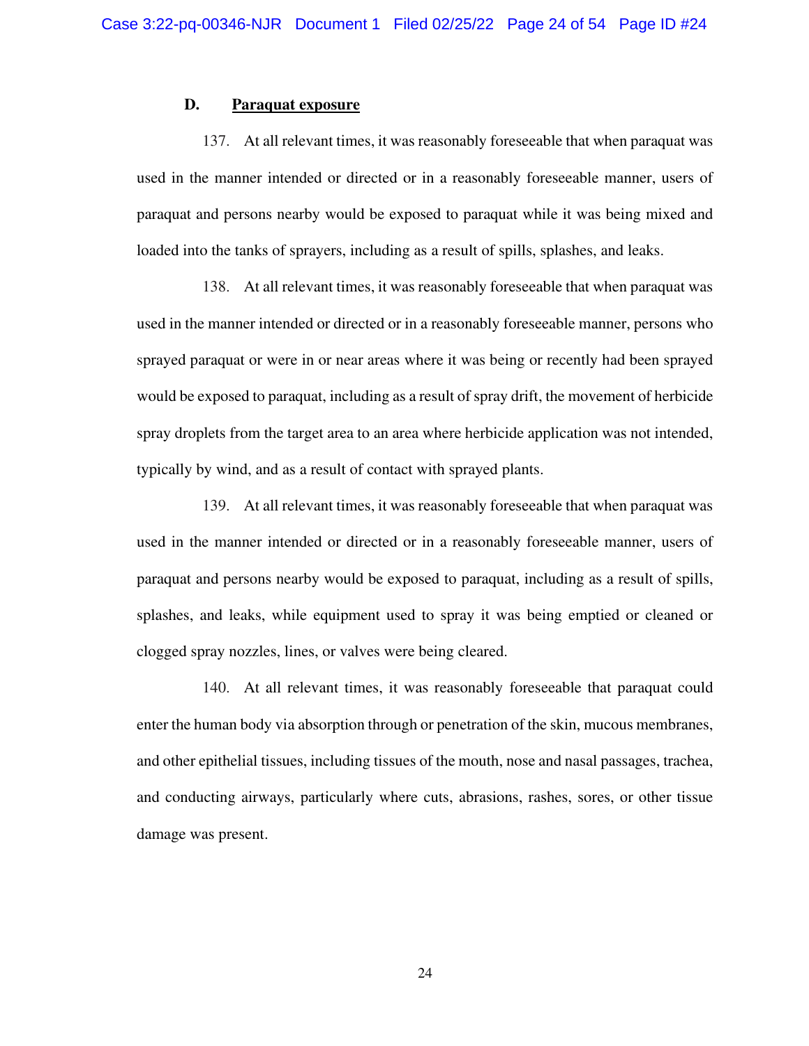### D. Paraquat exposure

137. At all relevant times, it was reasonably foreseeable that when paraquat was used in the manner intended or directed or in a reasonably foreseeable manner, users of paraquat and persons nearby would be exposed to paraquat while it was being mixed and loaded into the tanks of sprayers, including as a result of spills, splashes, and leaks.

138. At all relevant times, it was reasonably foreseeable that when paraquat was used in the manner intended or directed or in a reasonably foreseeable manner, persons who sprayed paraquat or were in or near areas where it was being or recently had been sprayed would be exposed to paraquat, including as a result of spray drift, the movement of herbicide spray droplets from the target area to an area where herbicide application was not intended, typically by wind, and as a result of contact with sprayed plants.

139. At all relevant times, it was reasonably foreseeable that when paraquat was used in the manner intended or directed or in a reasonably foreseeable manner, users of paraquat and persons nearby would be exposed to paraquat, including as a result of spills, splashes, and leaks, while equipment used to spray it was being emptied or cleaned or clogged spray nozzles, lines, or valves were being cleared.

140. At all relevant times, it was reasonably foreseeable that paraquat could enter the human body via absorption through or penetration of the skin, mucous membranes, and other epithelial tissues, including tissues of the mouth, nose and nasal passages, trachea, and conducting airways, particularly where cuts, abrasions, rashes, sores, or other tissue damage was present.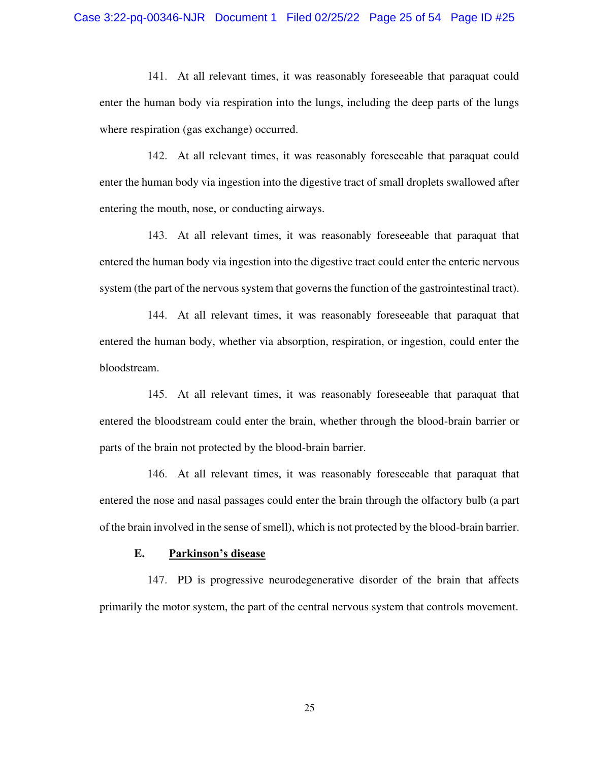141. At all relevant times, it was reasonably foreseeable that paraquat could enter the human body via respiration into the lungs, including the deep parts of the lungs where respiration (gas exchange) occurred.

142. At all relevant times, it was reasonably foreseeable that paraquat could enter the human body via ingestion into the digestive tract of small droplets swallowed after entering the mouth, nose, or conducting airways.

143. At all relevant times, it was reasonably foreseeable that paraquat that entered the human body via ingestion into the digestive tract could enter the enteric nervous system (the part of the nervous system that governs the function of the gastrointestinal tract).

144. At all relevant times, it was reasonably foreseeable that paraquat that entered the human body, whether via absorption, respiration, or ingestion, could enter the bloodstream.

145. At all relevant times, it was reasonably foreseeable that paraquat that entered the bloodstream could enter the brain, whether through the blood-brain barrier or parts of the brain not protected by the blood-brain barrier.

146. At all relevant times, it was reasonably foreseeable that paraquat that entered the nose and nasal passages could enter the brain through the olfactory bulb (a part of the brain involved in the sense of smell), which is not protected by the blood-brain barrier.

### E. Parkinson's disease

147. PD is progressive neurodegenerative disorder of the brain that affects primarily the motor system, the part of the central nervous system that controls movement.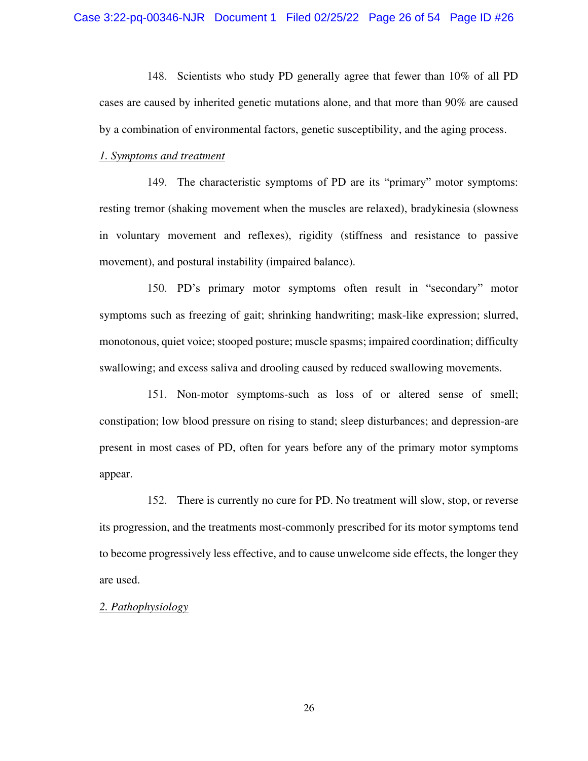148. Scientists who study PD generally agree that fewer than 10% of all PD cases are caused by inherited genetic mutations alone, and that more than 90% are caused by a combination of environmental factors, genetic susceptibility, and the aging process.

*1. Symptoms and treatment*

149. The characteristic symptoms of PD are its "primary" motor symptoms: resting tremor (shaking movement when the muscles are relaxed), bradykinesia (slowness in voluntary movement and reflexes), rigidity (stiffness and resistance to passive movement), and postural instability (impaired balance).

150. PD's primary motor symptoms often result in "secondary" motor symptoms such as freezing of gait; shrinking handwriting; mask-like expression; slurred, monotonous, quiet voice; stooped posture; muscle spasms; impaired coordination; difficulty swallowing; and excess saliva and drooling caused by reduced swallowing movements.

151. Non-motor symptoms-such as loss of or altered sense of smell; constipation; low blood pressure on rising to stand; sleep disturbances; and depression-are present in most cases of PD, often for years before any of the primary motor symptoms appear.

152. There is currently no cure for PD. No treatment will slow, stop, or reverse its progression, and the treatments most-commonly prescribed for its motor symptoms tend to become progressively less effective, and to cause unwelcome side effects, the longer they are used.

*2. Pathophysiology*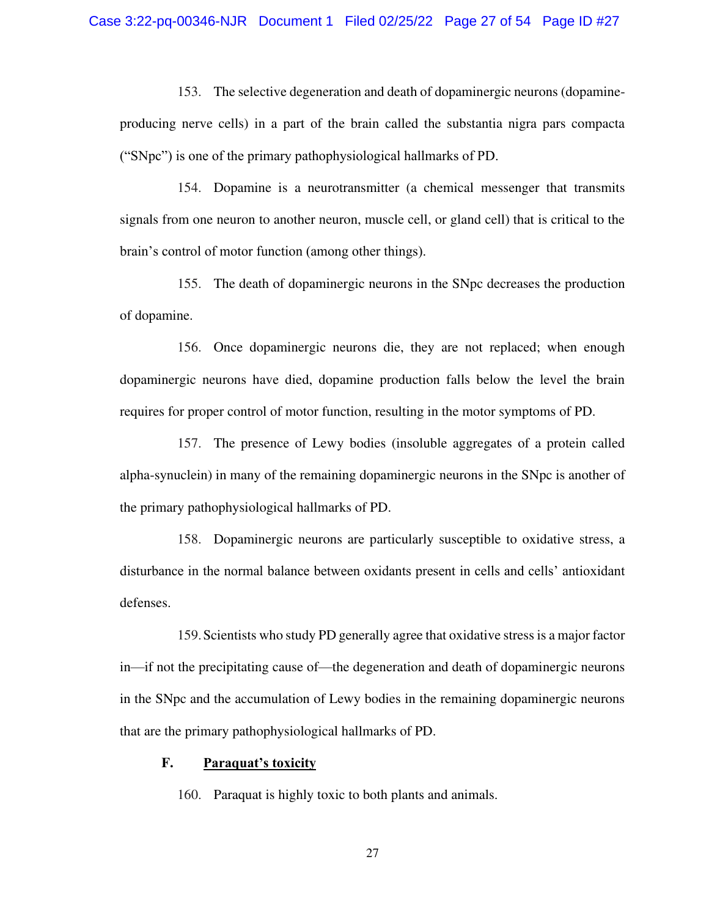153. The selective degeneration and death of dopaminergic neurons (dopamine-producing nerve cells) in a part of the brain called the substantia nigra pars compacta ("SNpc") is one of the primary pathophysiological hallmarks of PD.

154. Dopamine is a neurotransmitter (a chemical messenger that transmits signals from one neuron to another neuron, muscle cell, or gland cell) that is critical to the brain's control of motor function (among other things).

155. The death of dopaminergic neurons in the SNpc decreases the production of dopamine.

156. Once dopaminergic neurons die, they are not replaced; when enough dopaminergic neurons have died, dopamine production falls below the level the brain requires for proper control of motor function, resulting in the motor symptoms of PD.

157. The presence of Lewy bodies (insoluble aggregates of a protein called alpha-synuclein) in many of the remaining dopaminergic neurons in the SNpc is another of the primary pathophysiological hallmarks of PD.

158. Dopaminergic neurons are particularly susceptible to oxidative stress, a disturbance in the normal balance between oxidants present in cells and cells' antioxidant defenses.

159. Scientists who study PD generally agree that oxidative stress is a major factor in—if not the precipitating cause of—the degeneration and death of dopaminergic neurons in the SNpc and the accumulation of Lewy bodies in the remaining dopaminergic neurons that are the primary pathophysiological hallmarks of PD.

### F. <u>Paraquat's toxicity</u>

160. Paraquat is highly toxic to both plants and animals.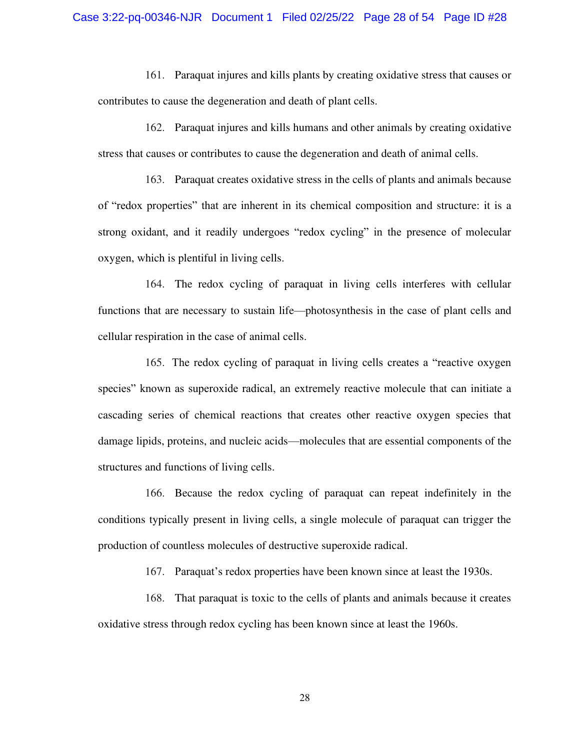161. Paraquat injures and kills plants by creating oxidative stress that causes or contributes to cause the degeneration and death of plant cells.

162. Paraquat injures and kills humans and other animals by creating oxidative stress that causes or contributes to cause the degeneration and death of animal cells.

163. Paraquat creates oxidative stress in the cells of plants and animals because of "redox properties" that are inherent in its chemical composition and structure: it is a strong oxidant, and it readily undergoes "redox cycling" in the presence of molecular oxygen, which is plentiful in living cells.

164. The redox cycling of paraquat in living cells interferes with cellular functions that are necessary to sustain life—photosynthesis in the case of plant cells and cellular respiration in the case of animal cells.

165. The redox cycling of paraquat in living cells creates a "reactive oxygen species" known as superoxide radical, an extremely reactive molecule that can initiate a cascading series of chemical reactions that creates other reactive oxygen species that damage lipids, proteins, and nucleic acids—molecules that are essential components of the structures and functions of living cells.

166. Because the redox cycling of paraquat can repeat indefinitely in the conditions typically present in living cells, a single molecule of paraquat can trigger the production of countless molecules of destructive superoxide radical.

167. Paraquat's redox properties have been known since at least the 1930s.

168. That paraquat is toxic to the cells of plants and animals because it creates oxidative stress through redox cycling has been known since at least the 1960s.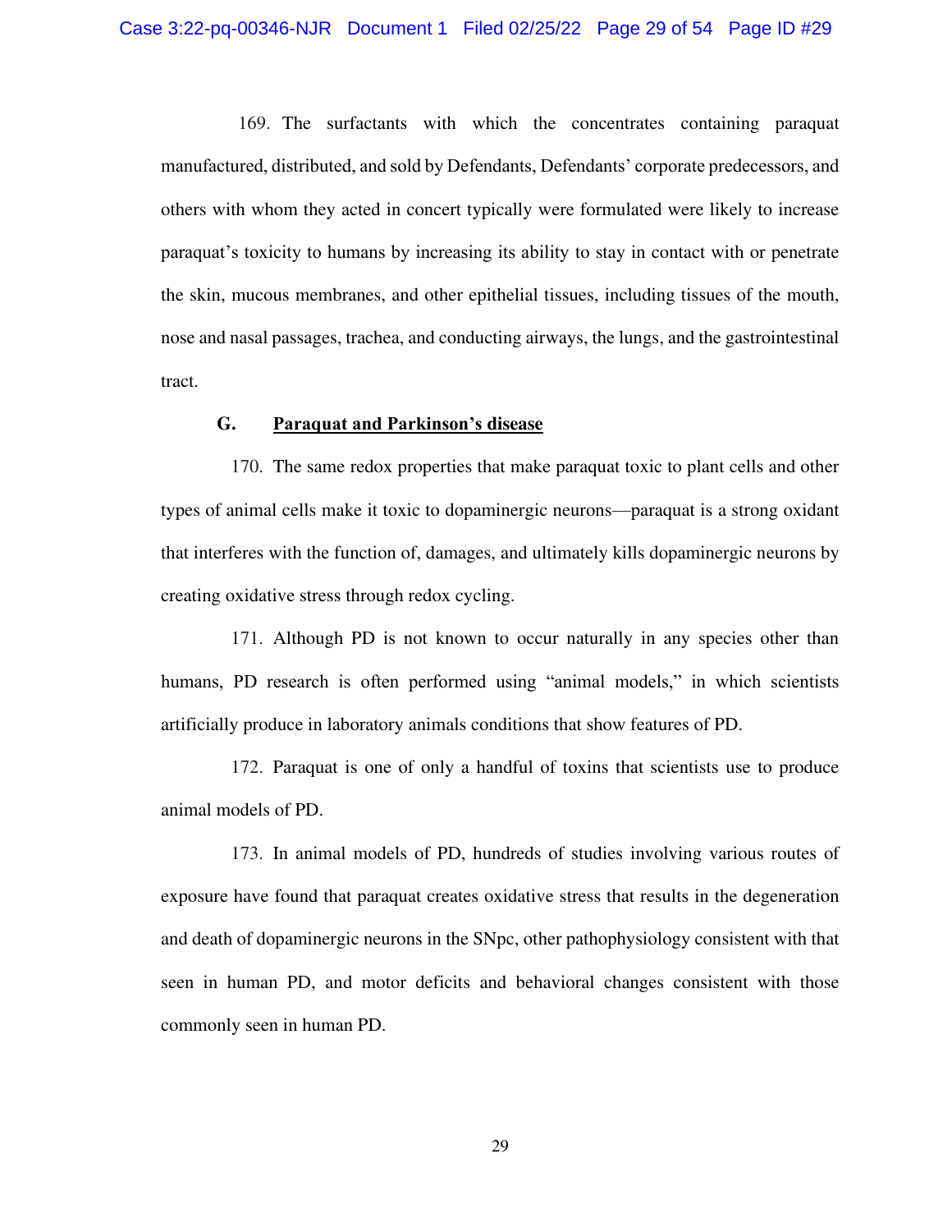169. The surfactants with which the concentrates containing paraquat manufactured, distributed, and sold by Defendants, Defendants' corporate predecessors, and others with whom they acted in concert typically were formulated were likely to increase paraquat's toxicity to humans by increasing its ability to stay in contact with or penetrate the skin, mucous membranes, and other epithelial tissues, including tissues of the mouth, nose and nasal passages, trachea, and conducting airways, the lungs, and the gastrointestinal tract.

### G. <u>Paraquat and Parkinson's disease</u>

170. The same redox properties that make paraquat toxic to plant cells and other types of animal cells make it toxic to dopaminergic neurons—paraquat is a strong oxidant that interferes with the function of, damages, and ultimately kills dopaminergic neurons by creating oxidative stress through redox cycling.

171. Although PD is not known to occur naturally in any species other than humans, PD research is often performed using "animal models," in which scientists artificially produce in laboratory animals conditions that show features of PD.

172. Paraquat is one of only a handful of toxins that scientists use to produce animal models of PD.

173. In animal models of PD, hundreds of studies involving various routes of exposure have found that paraquat creates oxidative stress that results in the degeneration and death of dopaminergic neurons in the SNpc, other pathophysiology consistent with that seen in human PD, and motor deficits and behavioral changes consistent with those commonly seen in human PD.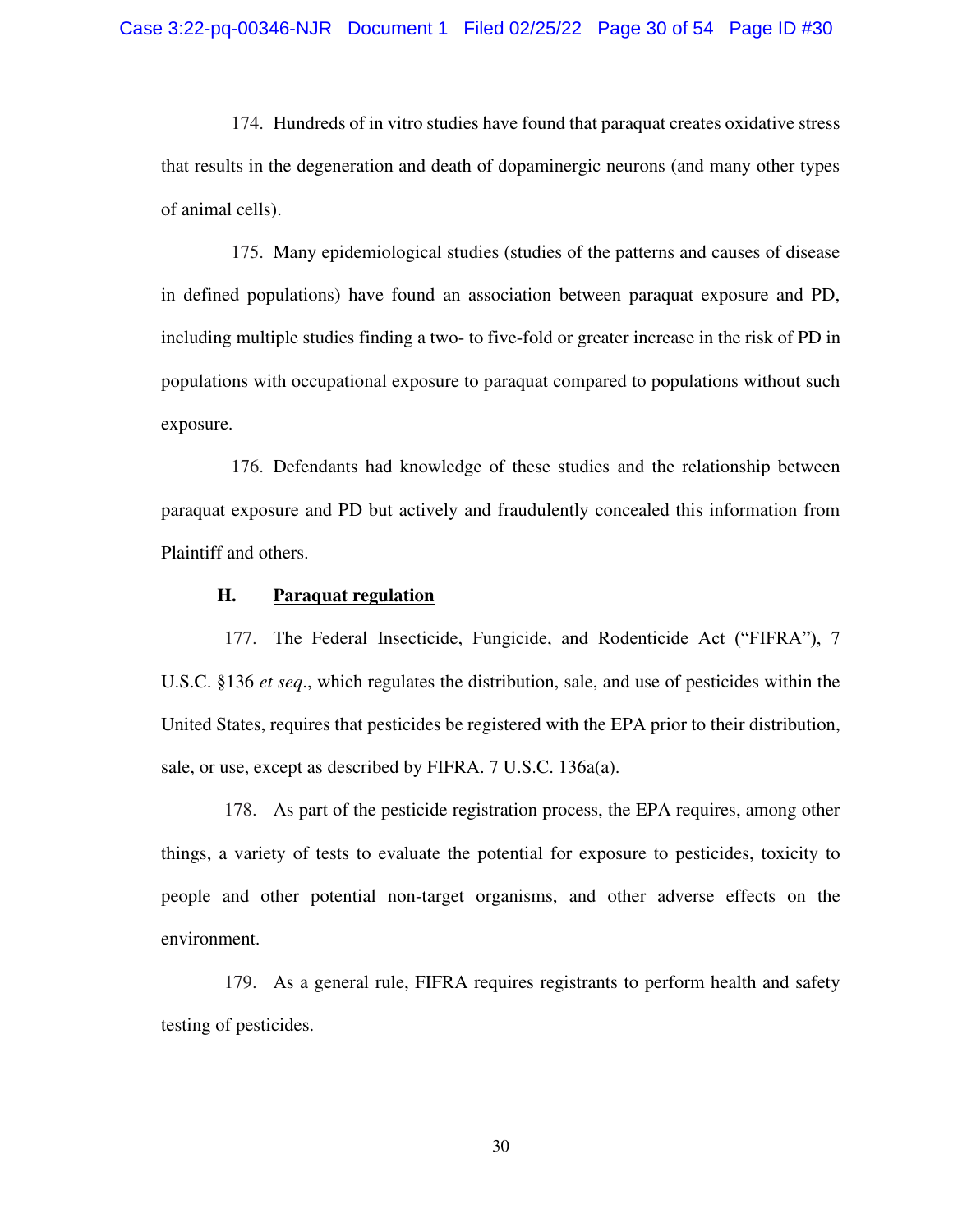174. Hundreds of in vitro studies have found that paraquat creates oxidative stress that results in the degeneration and death of dopaminergic neurons (and many other types of animal cells).

175. Many epidemiological studies (studies of the patterns and causes of disease in defined populations) have found an association between paraquat exposure and PD, including multiple studies finding a two- to five-fold or greater increase in the risk of PD in populations with occupational exposure to paraquat compared to populations without such exposure.

176. Defendants had knowledge of these studies and the relationship between paraquat exposure and PD but actively and fraudulently concealed this information from Plaintiff and others.

### H. <u>Paraquat regulation</u>

177. The Federal Insecticide, Fungicide, and Rodenticide Act ("FIFRA"), 7 U.S.C. §136 *et seq*., which regulates the distribution, sale, and use of pesticides within the United States, requires that pesticides be registered with the EPA prior to their distribution, sale, or use, except as described by FIFRA. 7 U.S.C. 136a(a).

178. As part of the pesticide registration process, the EPA requires, among other things, a variety of tests to evaluate the potential for exposure to pesticides, toxicity to people and other potential non-target organisms, and other adverse effects on the environment.

179. As a general rule, FIFRA requires registrants to perform health and safety testing of pesticides.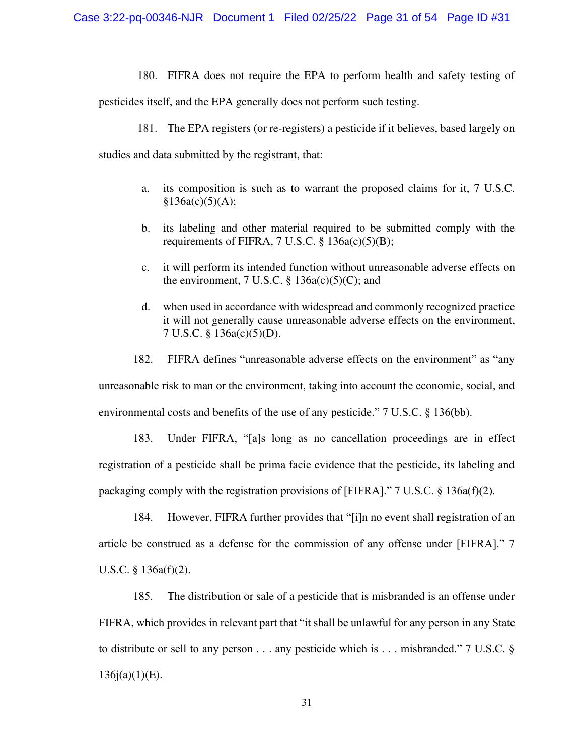180. FIFRA does not require the EPA to perform health and safety testing of pesticides itself, and the EPA generally does not perform such testing.

181. The EPA registers (or re-registers) a pesticide if it believes, based largely on studies and data submitted by the registrant, that:

a. its composition is such as to warrant the proposed claims for it, 7 U.S.C. §136a(c)(5)(A);

b. its labeling and other material required to be submitted comply with the requirements of FIFRA, 7 U.S.C. § 136a(c)(5)(B);

c. it will perform its intended function without unreasonable adverse effects on the environment, 7 U.S.C. § 136a(c)(5)(C); and

d. when used in accordance with widespread and commonly recognized practice it will not generally cause unreasonable adverse effects on the environment, 7 U.S.C. § 136a(c)(5)(D).

182. FIFRA defines "unreasonable adverse effects on the environment" as "any unreasonable risk to man or the environment, taking into account the economic, social, and environmental costs and benefits of the use of any pesticide." 7 U.S.C. § 136(bb).

183. Under FIFRA, "[a]s long as no cancellation proceedings are in effect registration of a pesticide shall be prima facie evidence that the pesticide, its labeling and packaging comply with the registration provisions of [FIFRA]." 7 U.S.C. § 136a(f)(2).

184. However, FIFRA further provides that "[i]n no event shall registration of an article be construed as a defense for the commission of any offense under [FIFRA]." 7 U.S.C. § 136a(f)(2).

185. The distribution or sale of a pesticide that is misbranded is an offense under FIFRA, which provides in relevant part that "it shall be unlawful for any person in any State to distribute or sell to any person . . . any pesticide which is . . . misbranded." 7 U.S.C. § 136j(a)(1)(E).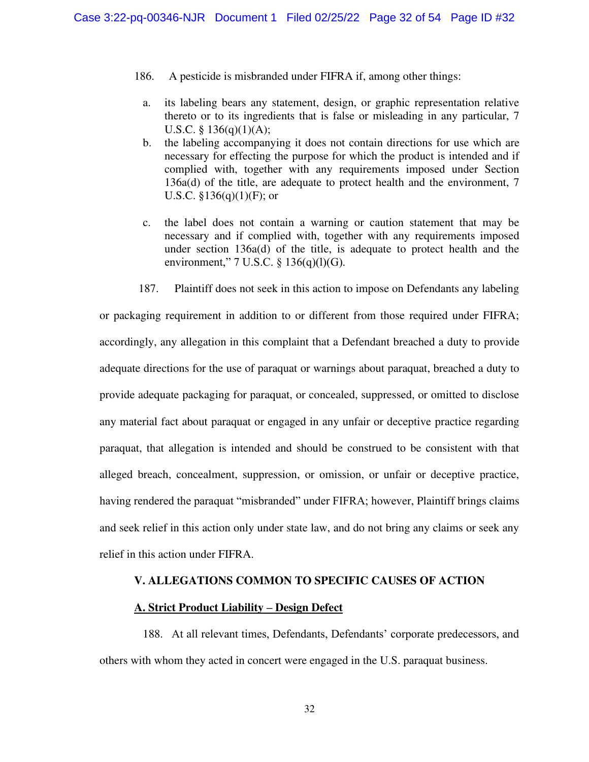186. A pesticide is misbranded under FIFRA if, among other things:

a. its labeling bears any statement, design, or graphic representation relative thereto or to its ingredients that is false or misleading in any particular, 7 U.S.C. § 136(q)(1)(A);

b. the labeling accompanying it does not contain directions for use which are necessary for effecting the purpose for which the product is intended and if complied with, together with any requirements imposed under Section 136a(d) of the title, are adequate to protect health and the environment, 7 U.S.C. §136(q)(1)(F); or

c. the label does not contain a warning or caution statement that may be necessary and if complied with, together with any requirements imposed under section 136a(d) of the title, is adequate to protect health and the environment," 7 U.S.C. § 136(q)(l)(G).

187. Plaintiff does not seek in this action to impose on Defendants any labeling or packaging requirement in addition to or different from those required under FIFRA; accordingly, any allegation in this complaint that a Defendant breached a duty to provide adequate directions for the use of paraquat or warnings about paraquat, breached a duty to provide adequate packaging for paraquat, or concealed, suppressed, or omitted to disclose any material fact about paraquat or engaged in any unfair or deceptive practice regarding paraquat, that allegation is intended and should be construed to be consistent with that alleged breach, concealment, suppression, or omission, or unfair or deceptive practice, having rendered the paraquat "misbranded" under FIFRA; however, Plaintiff brings claims and seek relief in this action only under state law, and do not bring any claims or seek any relief in this action under FIFRA.

## V. ALLEGATIONS COMMON TO SPECIFIC CAUSES OF ACTION

### A. Strict Product Liability – Design Defect

188. At all relevant times, Defendants, Defendants' corporate predecessors, and others with whom they acted in concert were engaged in the U.S. paraquat business.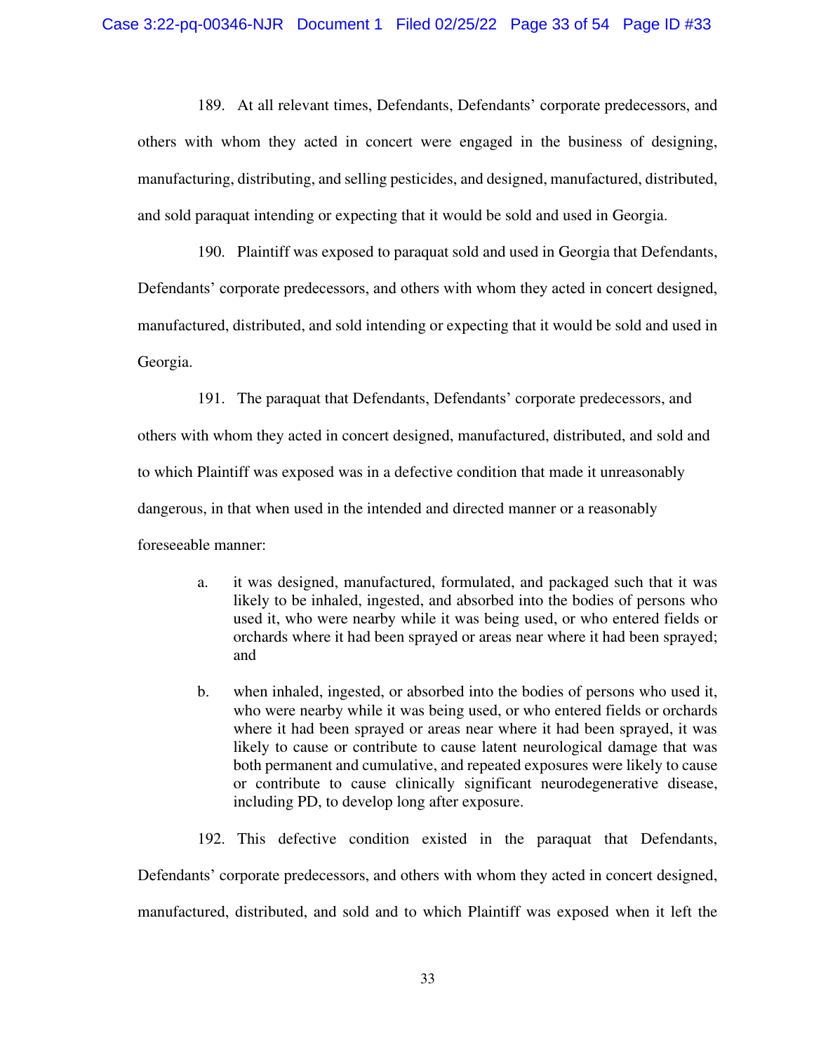189. At all relevant times, Defendants, Defendants' corporate predecessors, and others with whom they acted in concert were engaged in the business of designing, manufacturing, distributing, and selling pesticides, and designed, manufactured, distributed, and sold paraquat intending or expecting that it would be sold and used in Georgia.

190. Plaintiff was exposed to paraquat sold and used in Georgia that Defendants, Defendants' corporate predecessors, and others with whom they acted in concert designed, manufactured, distributed, and sold intending or expecting that it would be sold and used in Georgia.

191. The paraquat that Defendants, Defendants' corporate predecessors, and others with whom they acted in concert designed, manufactured, distributed, and sold and to which Plaintiff was exposed was in a defective condition that made it unreasonably dangerous, in that when used in the intended and directed manner or a reasonably foreseeable manner:

a. it was designed, manufactured, formulated, and packaged such that it was likely to be inhaled, ingested, and absorbed into the bodies of persons who used it, who were nearby while it was being used, or who entered fields or orchards where it had been sprayed or areas near where it had been sprayed; and

b. when inhaled, ingested, or absorbed into the bodies of persons who used it, who were nearby while it was being used, or who entered fields or orchards where it had been sprayed or areas near where it had been sprayed, it was likely to cause or contribute to cause latent neurological damage that was both permanent and cumulative, and repeated exposures were likely to cause or contribute to cause clinically significant neurodegenerative disease, including PD, to develop long after exposure.

192. This defective condition existed in the paraquat that Defendants, Defendants' corporate predecessors, and others with whom they acted in concert designed, manufactured, distributed, and sold and to which Plaintiff was exposed when it left the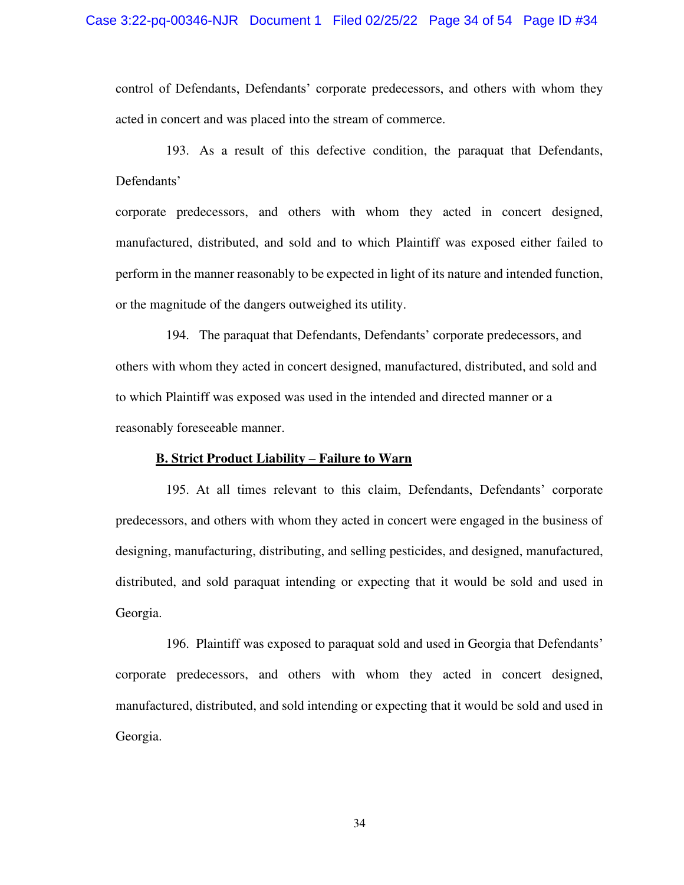control of Defendants, Defendants' corporate predecessors, and others with whom they acted in concert and was placed into the stream of commerce.

193. As a result of this defective condition, the paraquat that Defendants, Defendants' corporate predecessors, and others with whom they acted in concert designed, manufactured, distributed, and sold and to which Plaintiff was exposed either failed to perform in the manner reasonably to be expected in light of its nature and intended function, or the magnitude of the dangers outweighed its utility.

194. The paraquat that Defendants, Defendants' corporate predecessors, and others with whom they acted in concert designed, manufactured, distributed, and sold and to which Plaintiff was exposed was used in the intended and directed manner or a reasonably foreseeable manner.

**B. Strict Product Liability – Failure to Warn**

195. At all times relevant to this claim, Defendants, Defendants' corporate predecessors, and others with whom they acted in concert were engaged in the business of designing, manufacturing, distributing, and selling pesticides, and designed, manufactured, distributed, and sold paraquat intending or expecting that it would be sold and used in Georgia.

196. Plaintiff was exposed to paraquat sold and used in Georgia that Defendants' corporate predecessors, and others with whom they acted in concert designed, manufactured, distributed, and sold intending or expecting that it would be sold and used in Georgia.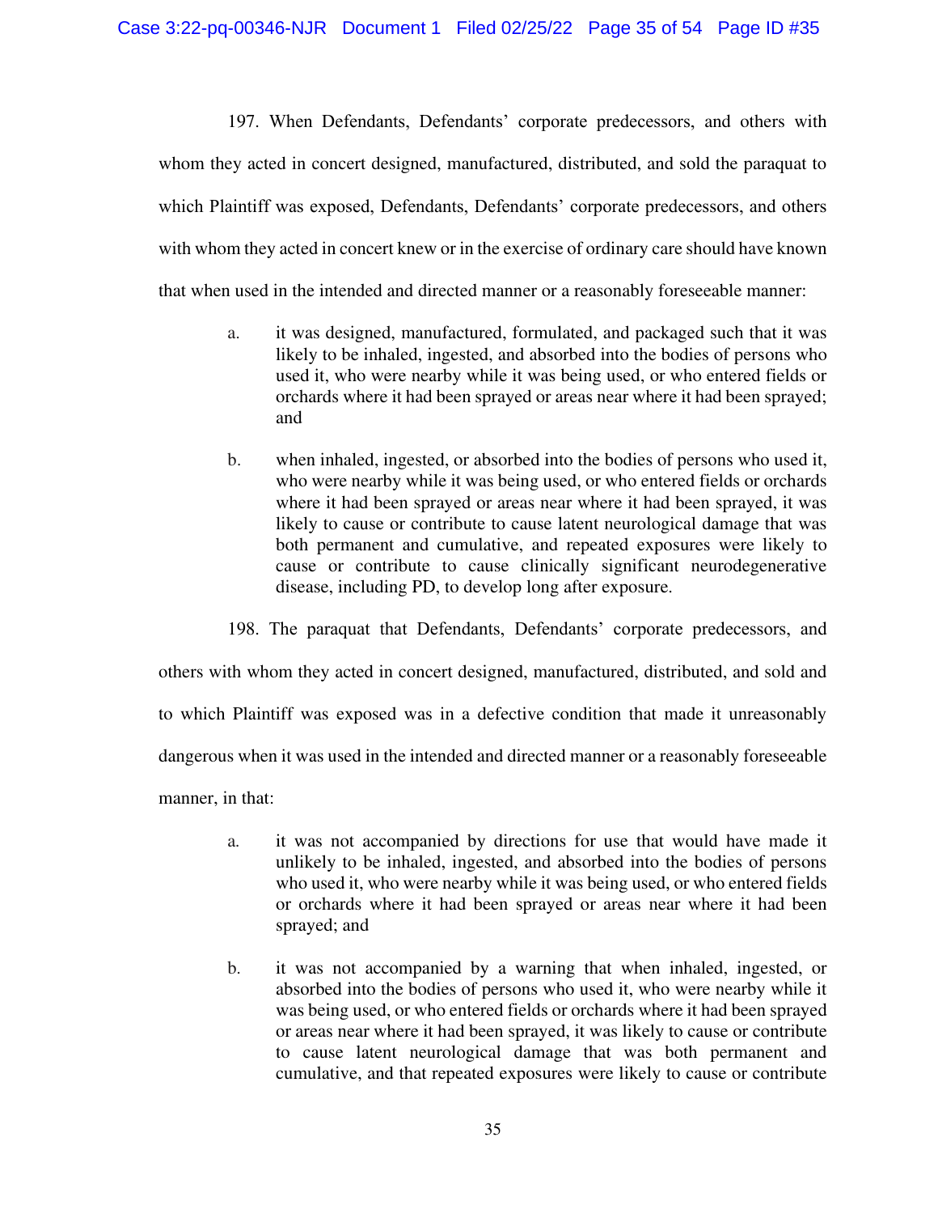197. When Defendants, Defendants' corporate predecessors, and others with whom they acted in concert designed, manufactured, distributed, and sold the paraquat to which Plaintiff was exposed, Defendants, Defendants' corporate predecessors, and others with whom they acted in concert knew or in the exercise of ordinary care should have known that when used in the intended and directed manner or a reasonably foreseeable manner:

a. it was designed, manufactured, formulated, and packaged such that it was likely to be inhaled, ingested, and absorbed into the bodies of persons who used it, who were nearby while it was being used, or who entered fields or orchards where it had been sprayed or areas near where it had been sprayed; and

b. when inhaled, ingested, or absorbed into the bodies of persons who used it, who were nearby while it was being used, or who entered fields or orchards where it had been sprayed or areas near where it had been sprayed, it was likely to cause or contribute to cause latent neurological damage that was both permanent and cumulative, and repeated exposures were likely to cause or contribute to cause clinically significant neurodegenerative disease, including PD, to develop long after exposure.

198. The paraquat that Defendants, Defendants' corporate predecessors, and others with whom they acted in concert designed, manufactured, distributed, and sold and to which Plaintiff was exposed was in a defective condition that made it unreasonably dangerous when it was used in the intended and directed manner or a reasonably foreseeable manner, in that:

a. it was not accompanied by directions for use that would have made it unlikely to be inhaled, ingested, and absorbed into the bodies of persons who used it, who were nearby while it was being used, or who entered fields or orchards where it had been sprayed or areas near where it had been sprayed; and

b. it was not accompanied by a warning that when inhaled, ingested, or absorbed into the bodies of persons who used it, who were nearby while it was being used, or who entered fields or orchards where it had been sprayed or areas near where it had been sprayed, it was likely to cause or contribute to cause latent neurological damage that was both permanent and cumulative, and that repeated exposures were likely to cause or contribute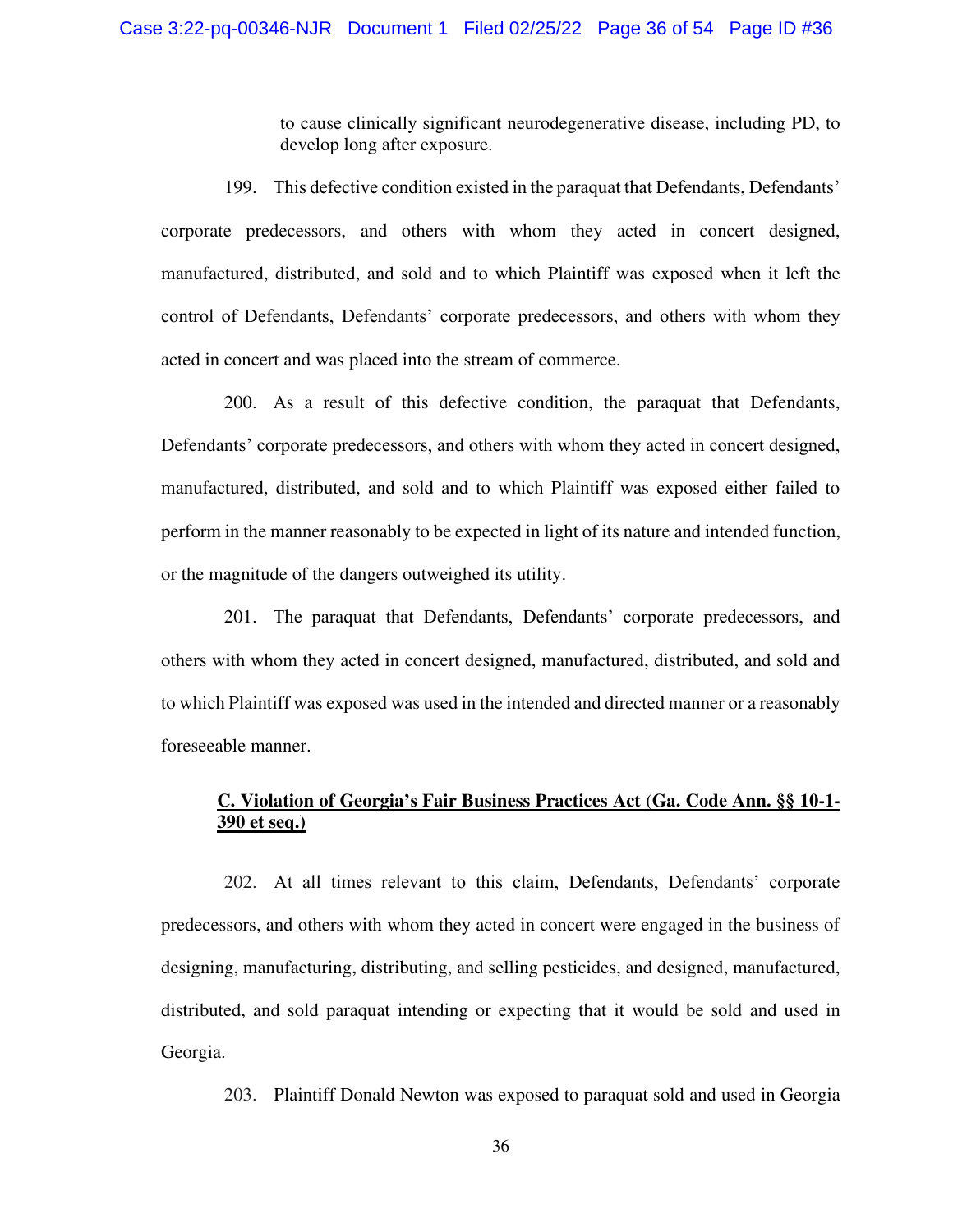to cause clinically significant neurodegenerative disease, including PD, to develop long after exposure.

199. This defective condition existed in the paraquat that Defendants, Defendants' corporate predecessors, and others with whom they acted in concert designed, manufactured, distributed, and sold and to which Plaintiff was exposed when it left the control of Defendants, Defendants' corporate predecessors, and others with whom they acted in concert and was placed into the stream of commerce.

200. As a result of this defective condition, the paraquat that Defendants, Defendants' corporate predecessors, and others with whom they acted in concert designed, manufactured, distributed, and sold and to which Plaintiff was exposed either failed to perform in the manner reasonably to be expected in light of its nature and intended function, or the magnitude of the dangers outweighed its utility.

201. The paraquat that Defendants, Defendants' corporate predecessors, and others with whom they acted in concert designed, manufactured, distributed, and sold and to which Plaintiff was exposed was used in the intended and directed manner or a reasonably foreseeable manner.

### C. Violation of Georgia's Fair Business Practices Act (Ga. Code Ann. §§ 10-1-390 et seq.)

202. At all times relevant to this claim, Defendants, Defendants' corporate predecessors, and others with whom they acted in concert were engaged in the business of designing, manufacturing, distributing, and selling pesticides, and designed, manufactured, distributed, and sold paraquat intending or expecting that it would be sold and used in Georgia.

203. Plaintiff Donald Newton was exposed to paraquat sold and used in Georgia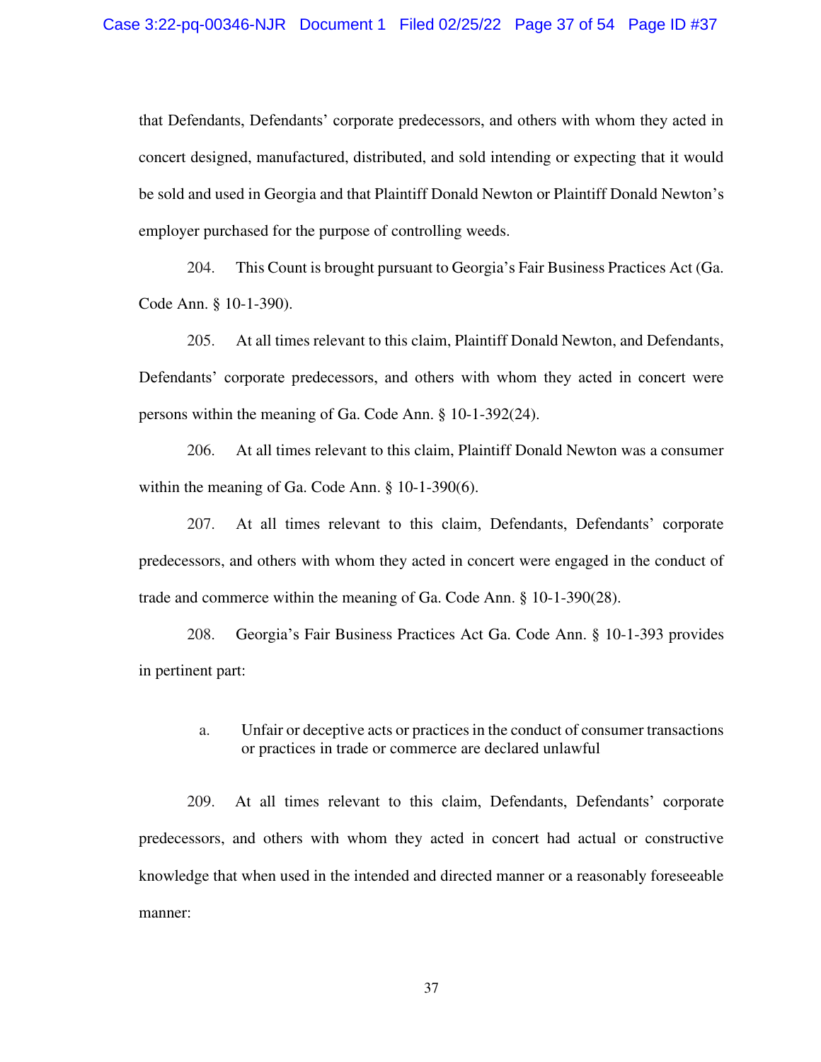that Defendants, Defendants' corporate predecessors, and others with whom they acted in concert designed, manufactured, distributed, and sold intending or expecting that it would be sold and used in Georgia and that Plaintiff Donald Newton or Plaintiff Donald Newton's employer purchased for the purpose of controlling weeds.

204. This Count is brought pursuant to Georgia's Fair Business Practices Act (Ga. Code Ann. § 10-1-390).

205. At all times relevant to this claim, Plaintiff Donald Newton, and Defendants, Defendants' corporate predecessors, and others with whom they acted in concert were persons within the meaning of Ga. Code Ann. § 10-1-392(24).

206. At all times relevant to this claim, Plaintiff Donald Newton was a consumer within the meaning of Ga. Code Ann. § 10-1-390(6).

207. At all times relevant to this claim, Defendants, Defendants' corporate predecessors, and others with whom they acted in concert were engaged in the conduct of trade and commerce within the meaning of Ga. Code Ann. § 10-1-390(28).

208. Georgia's Fair Business Practices Act Ga. Code Ann. § 10-1-393 provides in pertinent part:

> a. Unfair or deceptive acts or practices in the conduct of consumer transactions or practices in trade or commerce are declared unlawful

209. At all times relevant to this claim, Defendants, Defendants' corporate predecessors, and others with whom they acted in concert had actual or constructive knowledge that when used in the intended and directed manner or a reasonably foreseeable manner: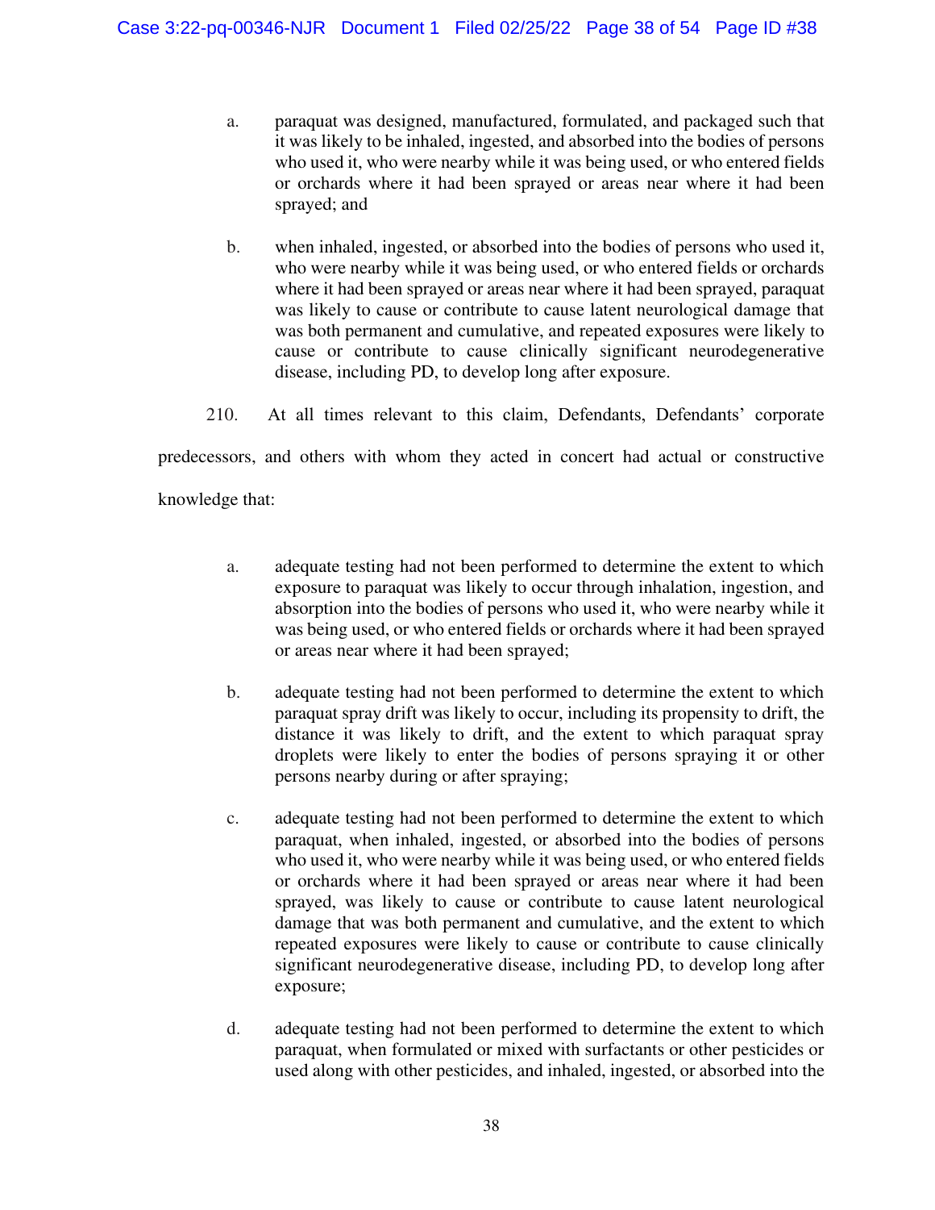a. paquat was designed, manufactured, formulated, and packaged such that it was likely to be inhaled, ingested, and absorbed into the bodies of persons who used it, who were nearby while it was being used, or who entered fields or orchards where it had been sprayed or areas near where it had been sprayed; and

b. when inhaled, ingested, or absorbed into the bodies of persons who used it, who were nearby while it was being used, or who entered fields or orchards where it had been sprayed or areas near where it had been sprayed, paraquat was likely to cause or contribute to cause latent neurological damage that was both permanent and cumulative, and repeated exposures were likely to cause or contribute to cause clinically significant neurodegenerative disease, including PD, to develop long after exposure.

210. At all times relevant to this claim, Defendants, Defendants' corporate predecessors, and others with whom they acted in concert had actual or constructive knowledge that:

a. adequate testing had not been performed to determine the extent to which exposure to paraquat was likely to occur through inhalation, ingestion, and absorption into the bodies of persons who used it, who were nearby while it was being used, or who entered fields or orchards where it had been sprayed or areas near where it had been sprayed;

b. adequate testing had not been performed to determine the extent to which paraquat spray drift was likely to occur, including its propensity to drift, the distance it was likely to drift, and the extent to which paraquat spray droplets were likely to enter the bodies of persons spraying it or other persons nearby during or after spraying;

c. adequate testing had not been performed to determine the extent to which paraquat, when inhaled, ingested, or absorbed into the bodies of persons who used it, who were nearby while it was being used, or who entered fields or orchards where it had been sprayed or areas near where it had been sprayed, was likely to cause or contribute to cause latent neurological damage that was both permanent and cumulative, and the extent to which repeated exposures were likely to cause or contribute to cause clinically significant neurodegenerative disease, including PD, to develop long after exposure;

d. adequate testing had not been performed to determine the extent to which paraquat, when formulated or mixed with surfactants or other pesticides or used along with other pesticides, and inhaled, ingested, or absorbed into the

a. paraquat was designed, manufactured, formulated, and packaged such that it was likely to be inhaled, ingested, and absorbed into the bodies of persons who used it, who were nearby while it was being used, or who entered fields or orchards where it had been sprayed or areas near where it had been sprayed; and

b. when inhaled, ingested, or absorbed into the bodies of persons who used it, who were nearby while it was being used, or who entered fields or orchards where it had been sprayed or areas near where it had been sprayed, paraquat was likely to cause or contribute to cause latent neurological damage that was both permanent and cumulative, and repeated exposures were likely to cause or contribute to cause clinically significant neurodegenerative disease, including PD, to develop long after exposure.

210. At all times relevant to this claim, Defendants, Defendants' corporate predecessors, and others with whom they acted in concert had actual or constructive knowledge that:

a. adequate testing had not been performed to determine the extent to which exposure to paraquat was likely to occur through inhalation, ingestion, and absorption into the bodies of persons who used it, who were nearby while it was being used, or who entered fields or orchards where it had been sprayed or areas near where it had been sprayed;

b. adequate testing had not been performed to determine the extent to which paraquat spray drift was likely to occur, including its propensity to drift, the distance it was likely to drift, and the extent to which paraquat spray droplets were likely to enter the bodies of persons spraying it or other persons nearby during or after spraying;

c. adequate testing had not been performed to determine the extent to which paraquat, when inhaled, ingested, or absorbed into the bodies of persons who used it, who were nearby while it was being used, or who entered fields or orchards where it had been sprayed or areas near where it had been sprayed, was likely to cause or contribute to cause latent neurological damage that was both permanent and cumulative, and the extent to which repeated exposures were likely to cause or contribute to cause clinically significant neurodegenerative disease, including PD, to develop long after exposure;

d. adequate testing had not been performed to determine the extent to which paraquat, when formulated or mixed with surfactants or other pesticides or used along with other pesticides, and inhaled, ingested, or absorbed into the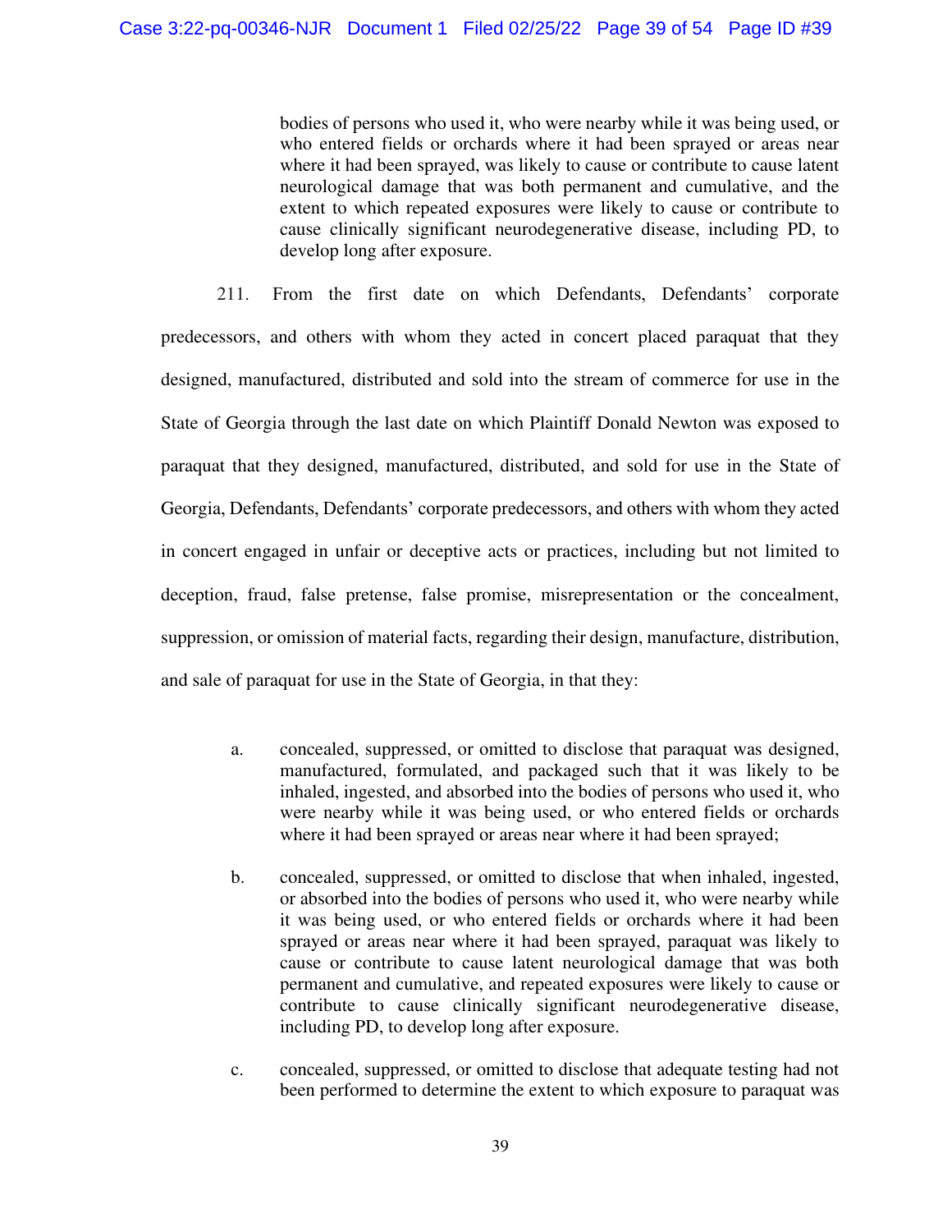bodies of persons who used it, who were nearby while it was being used, or who entered fields or orchards where it had been sprayed or areas near where it had been sprayed, was likely to cause or contribute to cause latent neurological damage that was both permanent and cumulative, and the extent to which repeated exposures were likely to cause or contribute to cause clinically significant neurodegenerative disease, including PD, to develop long after exposure.

211. From the first date on which Defendants, Defendants' corporate predecessors, and others with whom they acted in concert placed paraquat that they designed, manufactured, distributed and sold into the stream of commerce for use in the State of Georgia through the last date on which Plaintiff Donald Newton was exposed to paraquat that they designed, manufactured, distributed, and sold for use in the State of Georgia, Defendants, Defendants' corporate predecessors, and others with whom they acted in concert engaged in unfair or deceptive acts or practices, including but not limited to deception, fraud, false pretense, false promise, misrepresentation or the concealment, suppression, or omission of material facts, regarding their design, manufacture, distribution, and sale of paraquat for use in the State of Georgia, in that they:

a. concealed, suppressed, or omitted to disclose that paraquat was designed, manufactured, formulated, and packaged such that it was likely to be inhaled, ingested, and absorbed into the bodies of persons who used it, who were nearby while it was being used, or who entered fields or orchards where it had been sprayed or areas near where it had been sprayed;

b. concealed, suppressed, or omitted to disclose that when inhaled, ingested, or absorbed into the bodies of persons who used it, who were nearby while it was being used, or who entered fields or orchards where it had been sprayed or areas near where it had been sprayed, paraquat was likely to cause or contribute to cause latent neurological damage that was both permanent and cumulative, and repeated exposures were likely to cause or contribute to cause clinically significant neurodegenerative disease, including PD, to develop long after exposure.

c. concealed, suppressed, or omitted to disclose that adequate testing had not been performed to determine the extent to which exposure to paraquat was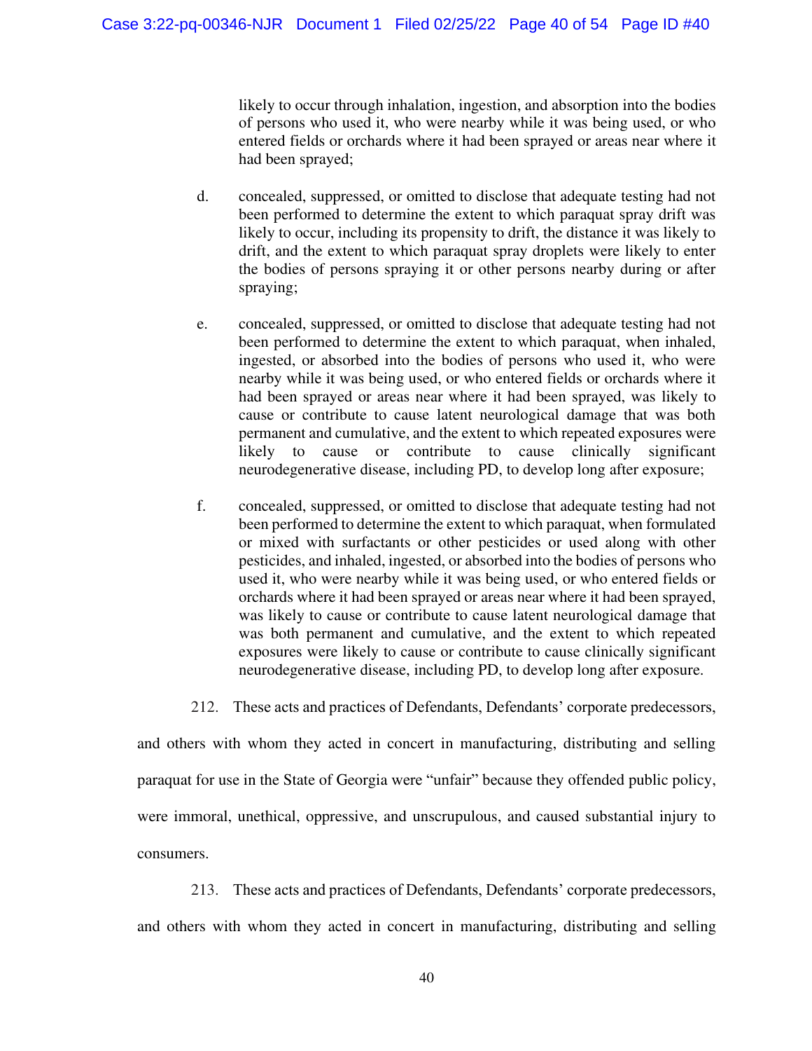likely to occur through inhalation, ingestion, and absorption into the bodies of persons who used it, who were nearby while it was being used, or who entered fields or orchards where it had been sprayed or areas near where it had been sprayed;

d. concealed, suppressed, or omitted to disclose that adequate testing had not been performed to determine the extent to which paraquat spray drift was likely to occur, including its propensity to drift, the distance it was likely to drift, and the extent to which paraquat spray droplets were likely to enter the bodies of persons spraying it or other persons nearby during or after spraying;

e. concealed, suppressed, or omitted to disclose that adequate testing had not been performed to determine the extent to which paraquat, when inhaled, ingested, or absorbed into the bodies of persons who used it, who were nearby while it was being used, or who entered fields or orchards where it had been sprayed or areas near where it had been sprayed, was likely to cause or contribute to cause latent neurological damage that was both permanent and cumulative, and the extent to which repeated exposures were likely to cause or contribute to cause clinically significant neurodegenerative disease, including PD, to develop long after exposure;

f. concealed, suppressed, or omitted to disclose that adequate testing had not been performed to determine the extent to which paraquat, when formulated or mixed with surfactants or other pesticides or used along with other pesticides, and inhaled, ingested, or absorbed into the bodies of persons who used it, who were nearby while it was being used, or who entered fields or orchards where it had been sprayed or areas near where it had been sprayed, was likely to cause or contribute to cause latent neurological damage that was both permanent and cumulative, and the extent to which repeated exposures were likely to cause or contribute to cause clinically significant neurodegenerative disease, including PD, to develop long after exposure.

212. These acts and practices of Defendants, Defendants' corporate predecessors, and others with whom they acted in concert in manufacturing, distributing and selling paraquat for use in the State of Georgia were "unfair" because they offended public policy, were immoral, unethical, oppressive, and unscrupulous, and caused substantial injury to consumers.

213. These acts and practices of Defendants, Defendants' corporate predecessors, and others with whom they acted in concert in manufacturing, distributing and selling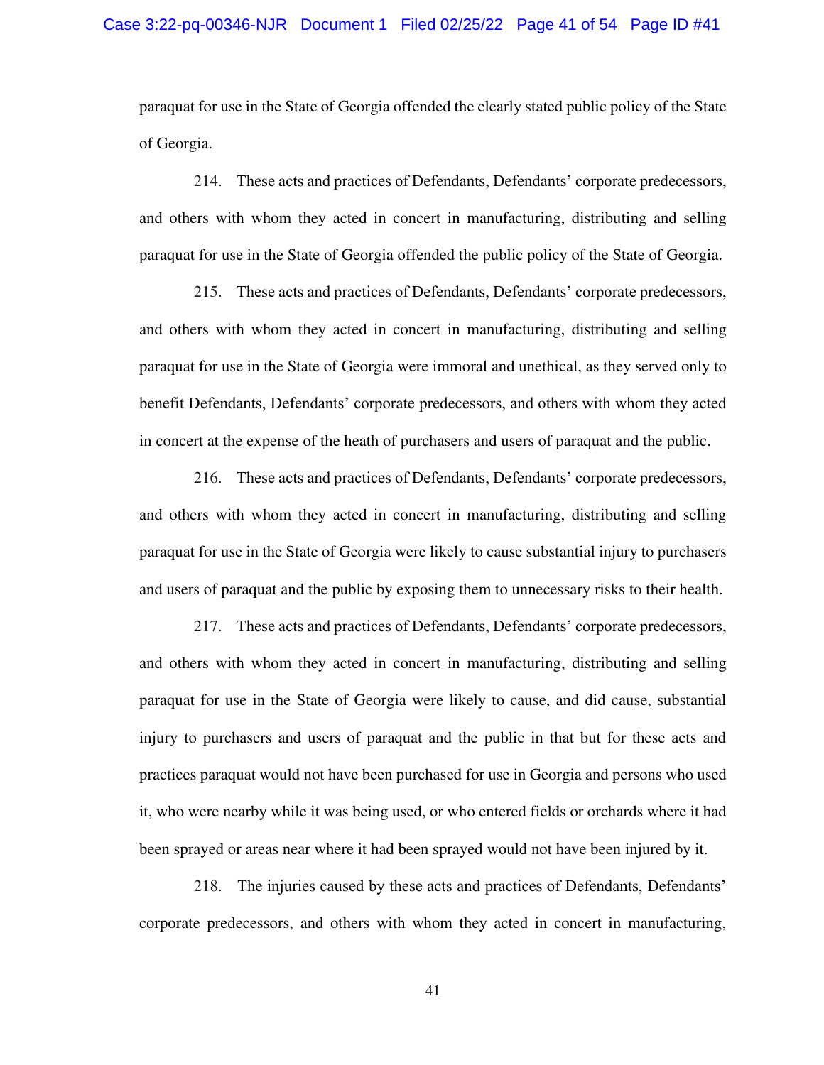paraquat for use in the State of Georgia offended the clearly stated public policy of the State of Georgia.

214. These acts and practices of Defendants, Defendants' corporate predecessors, and others with whom they acted in concert in manufacturing, distributing and selling paraquat for use in the State of Georgia offended the public policy of the State of Georgia.

215. These acts and practices of Defendants, Defendants' corporate predecessors, and others with whom they acted in concert in manufacturing, distributing and selling paraquat for use in the State of Georgia were immoral and unethical, as they served only to benefit Defendants, Defendants' corporate predecessors, and others with whom they acted in concert at the expense of the heath of purchasers and users of paraquat and the public.

216. These acts and practices of Defendants, Defendants' corporate predecessors, and others with whom they acted in concert in manufacturing, distributing and selling paraquat for use in the State of Georgia were likely to cause substantial injury to purchasers and users of paraquat and the public by exposing them to unnecessary risks to their health.

217. These acts and practices of Defendants, Defendants' corporate predecessors, and others with whom they acted in concert in manufacturing, distributing and selling paraquat for use in the State of Georgia were likely to cause, and did cause, substantial injury to purchasers and users of paraquat and the public in that but for these acts and practices paraquat would not have been purchased for use in Georgia and persons who used it, who were nearby while it was being used, or who entered fields or orchards where it had been sprayed or areas near where it had been sprayed would not have been injured by it.

218. The injuries caused by these acts and practices of Defendants, Defendants' corporate predecessors, and others with whom they acted in concert in manufacturing,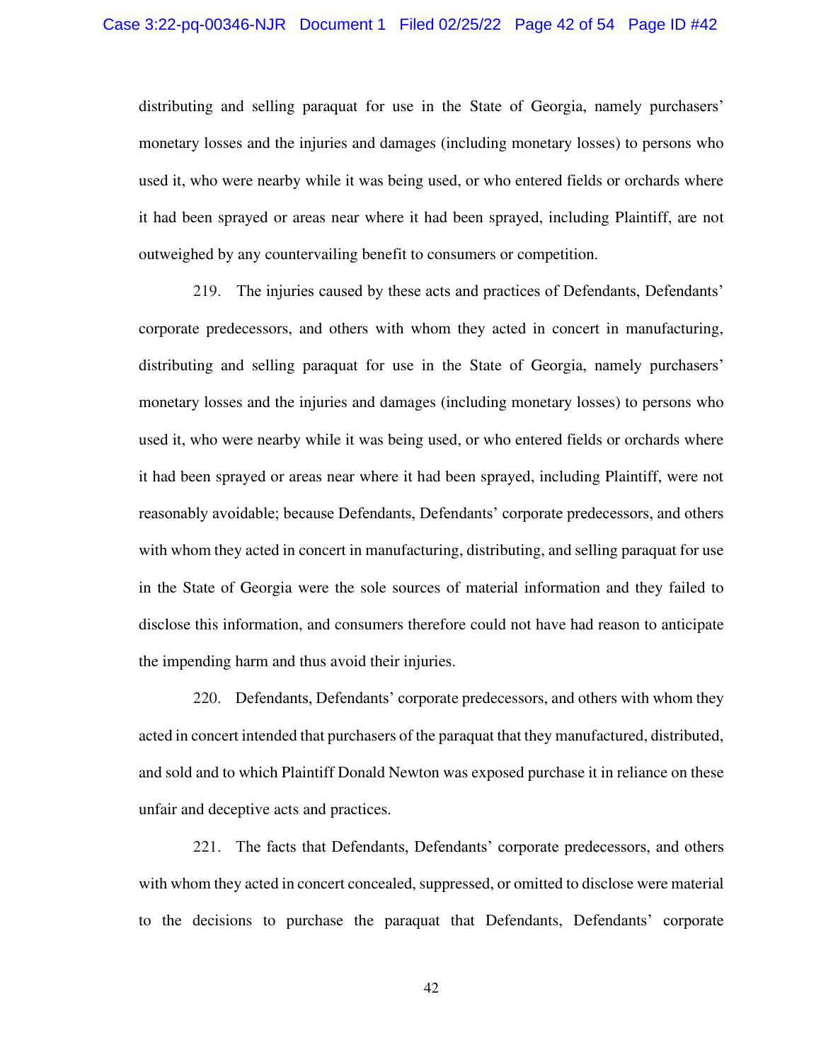distributing and selling paraquat for use in the State of Georgia, namely purchasers' monetary losses and the injuries and damages (including monetary losses) to persons who used it, who were nearby while it was being used, or who entered fields or orchards where it had been sprayed or areas near where it had been sprayed, including Plaintiff, are not outweighed by any countervailing benefit to consumers or competition.

219. The injuries caused by these acts and practices of Defendants, Defendants' corporate predecessors, and others with whom they acted in concert in manufacturing, distributing and selling paraquat for use in the State of Georgia, namely purchasers' monetary losses and the injuries and damages (including monetary losses) to persons who used it, who were nearby while it was being used, or who entered fields or orchards where it had been sprayed or areas near where it had been sprayed, including Plaintiff, were not reasonably avoidable; because Defendants, Defendants' corporate predecessors, and others with whom they acted in concert in manufacturing, distributing, and selling paraquat for use in the State of Georgia were the sole sources of material information and they failed to disclose this information, and consumers therefore could not have had reason to anticipate the impending harm and thus avoid their injuries.

220. Defendants, Defendants' corporate predecessors, and others with whom they acted in concert intended that purchasers of the paraquat that they manufactured, distributed, and sold and to which Plaintiff Donald Newton was exposed purchase it in reliance on these unfair and deceptive acts and practices.

221. The facts that Defendants, Defendants' corporate predecessors, and others with whom they acted in concert concealed, suppressed, or omitted to disclose were material to the decisions to purchase the paraquat that Defendants, Defendants' corporate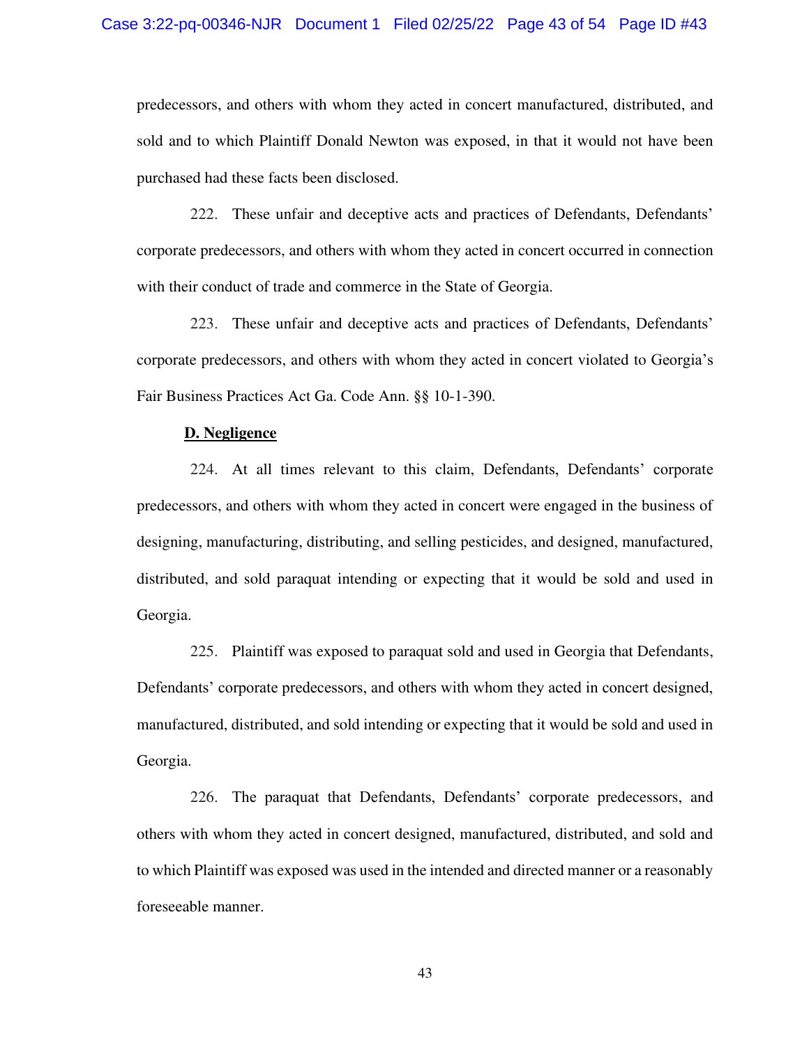predecessors, and others with whom they acted in concert manufactured, distributed, and sold and to which Plaintiff Donald Newton was exposed, in that it would not have been purchased had these facts been disclosed.

222. These unfair and deceptive acts and practices of Defendants, Defendants' corporate predecessors, and others with whom they acted in concert occurred in connection with their conduct of trade and commerce in the State of Georgia.

223. These unfair and deceptive acts and practices of Defendants, Defendants' corporate predecessors, and others with whom they acted in concert violated to Georgia's Fair Business Practices Act Ga. Code Ann. §§ 10-1-390.

**D. Negligence**

224. At all times relevant to this claim, Defendants, Defendants' corporate predecessors, and others with whom they acted in concert were engaged in the business of designing, manufacturing, distributing, and selling pesticides, and designed, manufactured, distributed, and sold paraquat intending or expecting that it would be sold and used in Georgia.

225. Plaintiff was exposed to paraquat sold and used in Georgia that Defendants, Defendants' corporate predecessors, and others with whom they acted in concert designed, manufactured, distributed, and sold intending or expecting that it would be sold and used in Georgia.

226. The paraquat that Defendants, Defendants' corporate predecessors, and others with whom they acted in concert designed, manufactured, distributed, and sold and to which Plaintiff was exposed was used in the intended and directed manner or a reasonably foreseeable manner.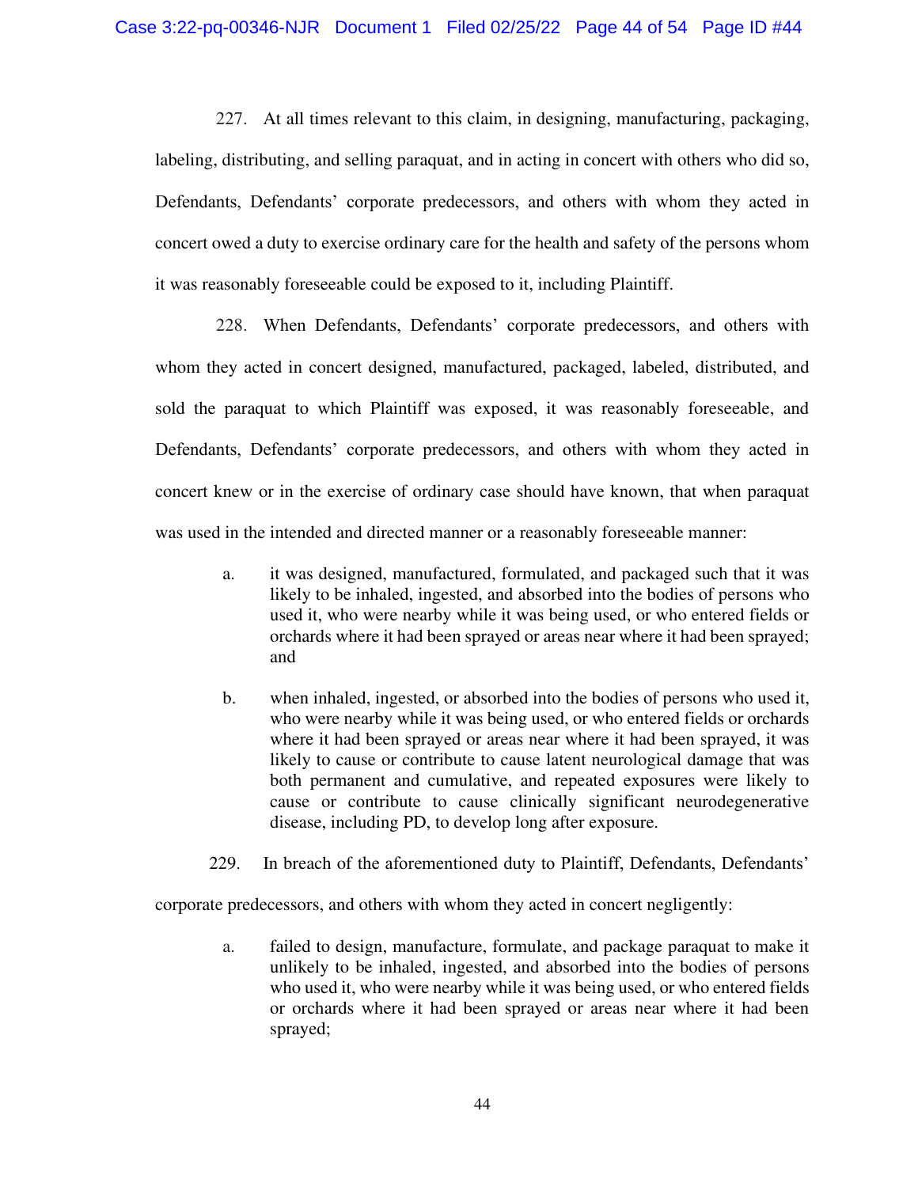227. At all times relevant to this claim, in designing, manufacturing, packaging, labeling, distributing, and selling paraquat, and in acting in concert with others who did so, Defendants, Defendants' corporate predecessors, and others with whom they acted in concert owed a duty to exercise ordinary care for the health and safety of the persons whom it was reasonably foreseeable could be exposed to it, including Plaintiff.

228. When Defendants, Defendants' corporate predecessors, and others with whom they acted in concert designed, manufactured, packaged, labeled, distributed, and sold the paraquat to which Plaintiff was exposed, it was reasonably foreseeable, and Defendants, Defendants' corporate predecessors, and others with whom they acted in concert knew or in the exercise of ordinary case should have known, that when paraquat was used in the intended and directed manner or a reasonably foreseeable manner:

> a. it was designed, manufactured, formulated, and packaged such that it was likely to be inhaled, ingested, and absorbed into the bodies of persons who used it, who were nearby while it was being used, or who entered fields or orchards where it had been sprayed or areas near where it had been sprayed; and
>
> b. when inhaled, ingested, or absorbed into the bodies of persons who used it, who were nearby while it was being used, or who entered fields or orchards where it had been sprayed or areas near where it had been sprayed, it was likely to cause or contribute to cause latent neurological damage that was both permanent and cumulative, and repeated exposures were likely to cause or contribute to cause clinically significant neurodegenerative disease, including PD, to develop long after exposure.

229. In breach of the aforementioned duty to Plaintiff, Defendants, Defendants' corporate predecessors, and others with whom they acted in concert negligently:

> a. failed to design, manufacture, formulate, and package paraquat to make it unlikely to be inhaled, ingested, and absorbed into the bodies of persons who used it, who were nearby while it was being used, or who entered fields or orchards where it had been sprayed or areas near where it had been sprayed;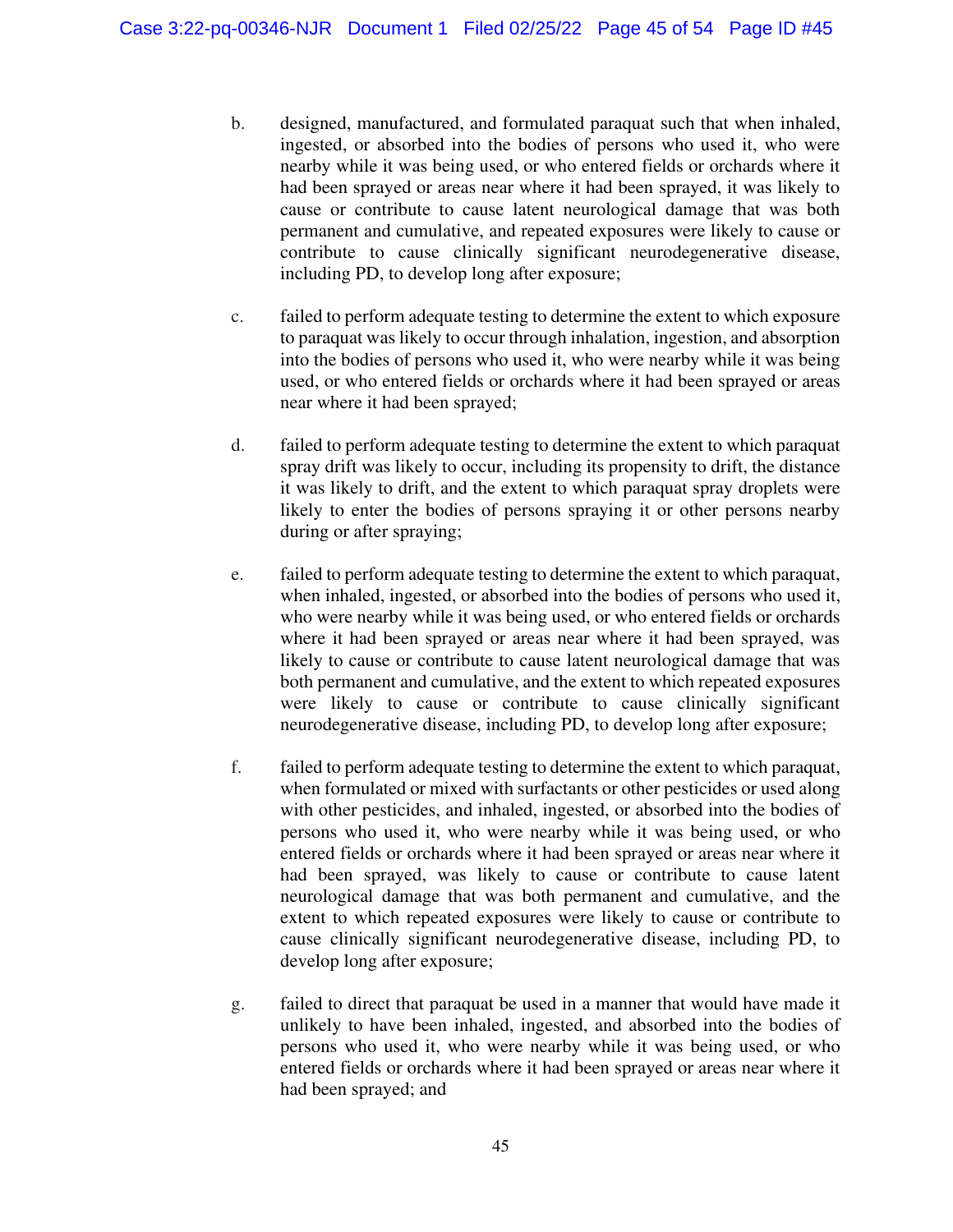b. designed, manufactured, and formulated paraquat such that when inhaled, ingested, or absorbed into the bodies of persons who used it, who were nearby while it was being used, or who entered fields or orchards where it had been sprayed or areas near where it had been sprayed, it was likely to cause or contribute to cause latent neurological damage that was both permanent and cumulative, and repeated exposures were likely to cause or contribute to cause clinically significant neurodegenerative disease, including PD, to develop long after exposure;

c. failed to perform adequate testing to determine the extent to which exposure to paraquat was likely to occur through inhalation, ingestion, and absorption into the bodies of persons who used it, who were nearby while it was being used, or who entered fields or orchards where it had been sprayed or areas near where it had been sprayed;

d. failed to perform adequate testing to determine the extent to which paraquat spray drift was likely to occur, including its propensity to drift, the distance it was likely to drift, and the extent to which paraquat spray droplets were likely to enter the bodies of persons spraying it or other persons nearby during or after spraying;

e. failed to perform adequate testing to determine the extent to which paraquat, when inhaled, ingested, or absorbed into the bodies of persons who used it, who were nearby while it was being used, or who entered fields or orchards where it had been sprayed or areas near where it had been sprayed, was likely to cause or contribute to cause latent neurological damage that was both permanent and cumulative, and the extent to which repeated exposures were likely to cause or contribute to cause clinically significant neurodegenerative disease, including PD, to develop long after exposure;

f. failed to perform adequate testing to determine the extent to which paraquat, when formulated or mixed with surfactants or other pesticides or used along with other pesticides, and inhaled, ingested, or absorbed into the bodies of persons who used it, who were nearby while it was being used, or who entered fields or orchards where it had been sprayed or areas near where it had been sprayed, was likely to cause or contribute to cause latent neurological damage that was both permanent and cumulative, and the extent to which repeated exposures were likely to cause or contribute to cause clinically significant neurodegenerative disease, including PD, to develop long after exposure;

g. failed to direct that paraquat be used in a manner that would have made it unlikely to have been inhaled, ingested, and absorbed into the bodies of persons who used it, who were nearby while it was being used, or who entered fields or orchards where it had been sprayed or areas near where it had been sprayed; and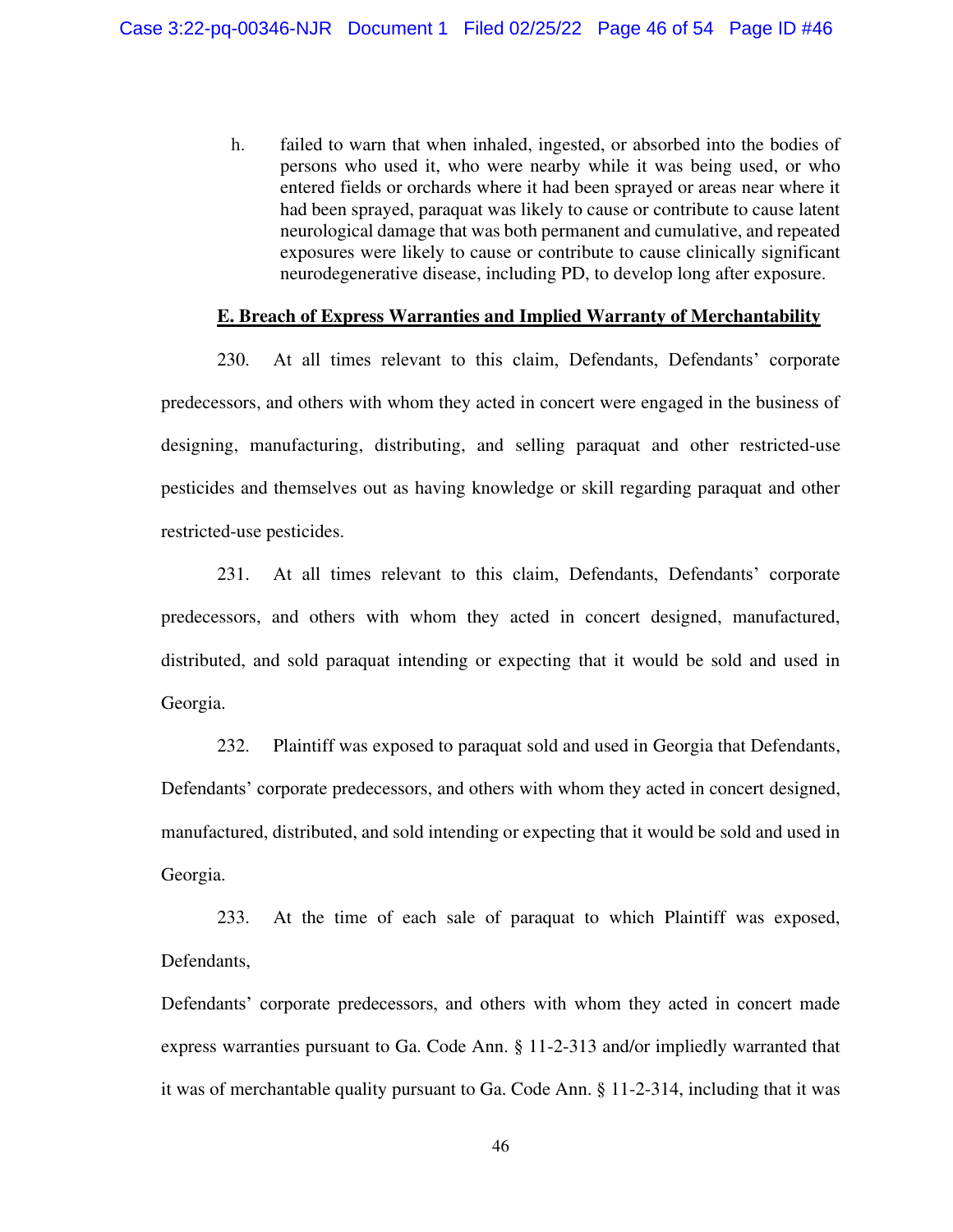h. failed to warn that when inhaled, ingested, or absorbed into the bodies of persons who used it, who were nearby while it was being used, or who entered fields or orchards where it had been sprayed or areas near where it had been sprayed, paraquat was likely to cause or contribute to cause latent neurological damage that was both permanent and cumulative, and repeated exposures were likely to cause or contribute to cause clinically significant neurodegenerative disease, including PD, to develop long after exposure.

**E. Breach of Express Warranties and Implied Warranty of Merchantability**

230. At all times relevant to this claim, Defendants, Defendants' corporate predecessors, and others with whom they acted in concert were engaged in the business of designing, manufacturing, distributing, and selling paraquat and other restricted-use pesticides and themselves out as having knowledge or skill regarding paraquat and other restricted-use pesticides.

231. At all times relevant to this claim, Defendants, Defendants' corporate predecessors, and others with whom they acted in concert designed, manufactured, distributed, and sold paraquat intending or expecting that it would be sold and used in Georgia.

232. Plaintiff was exposed to paraquat sold and used in Georgia that Defendants, Defendants' corporate predecessors, and others with whom they acted in concert designed, manufactured, distributed, and sold intending or expecting that it would be sold and used in Georgia.

233. At the time of each sale of paraquat to which Plaintiff was exposed, Defendants,

Defendants' corporate predecessors, and others with whom they acted in concert made express warranties pursuant to Ga. Code Ann. § 11-2-313 and/or impliedly warranted that it was of merchantable quality pursuant to Ga. Code Ann. § 11-2-314, including that it was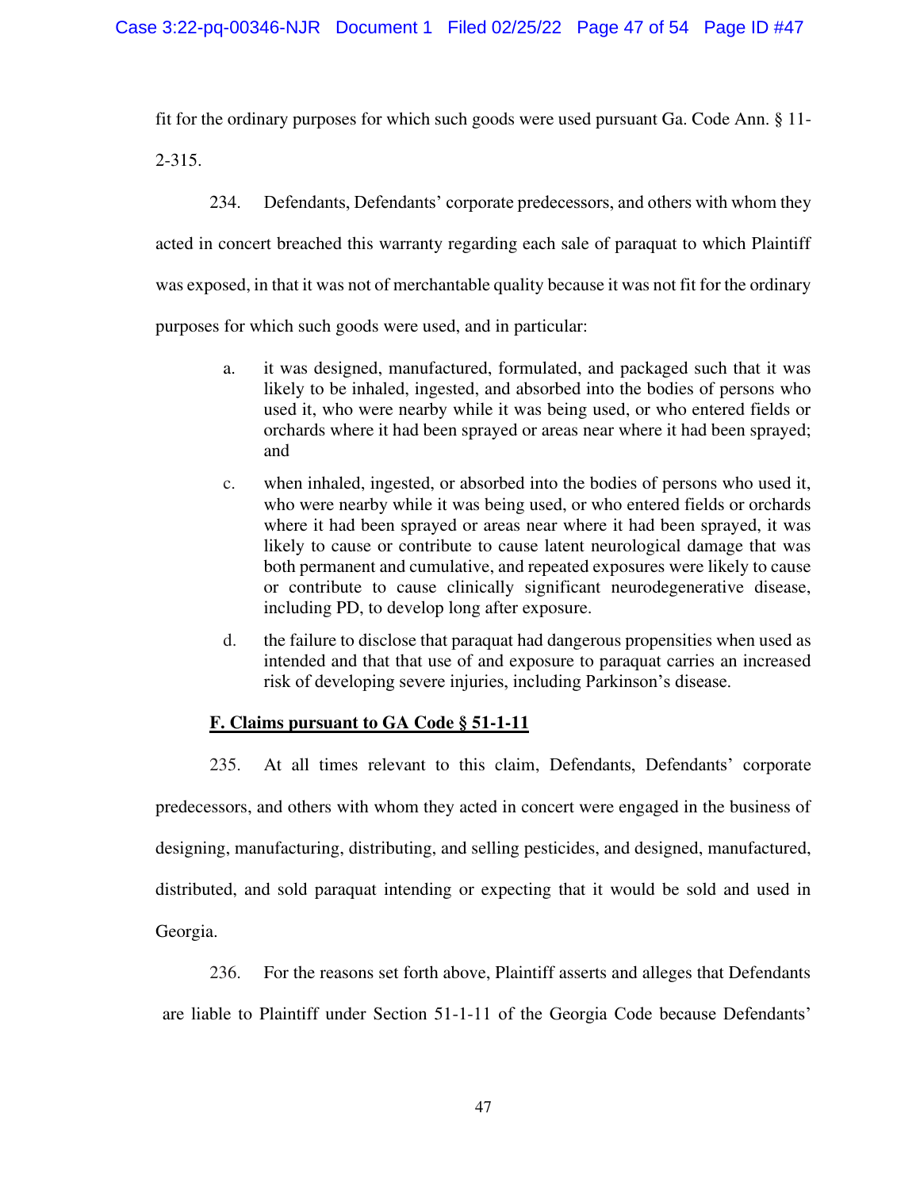fit for the ordinary purposes for which such goods were used pursuant Ga. Code Ann. § 11-2-315.

234. Defendants, Defendants' corporate predecessors, and others with whom they acted in concert breached this warranty regarding each sale of paraquat to which Plaintiff was exposed, in that it was not of merchantable quality because it was not fit for the ordinary purposes for which such goods were used, and in particular:

> a. it was designed, manufactured, formulated, and packaged such that it was likely to be inhaled, ingested, and absorbed into the bodies of persons who used it, who were nearby while it was being used, or who entered fields or orchards where it had been sprayed or areas near where it had been sprayed; and
>
> c. when inhaled, ingested, or absorbed into the bodies of persons who used it, who were nearby while it was being used, or who entered fields or orchards where it had been sprayed or areas near where it had been sprayed, it was likely to cause or contribute to cause latent neurological damage that was both permanent and cumulative, and repeated exposures were likely to cause or contribute to cause clinically significant neurodegenerative disease, including PD, to develop long after exposure.
>
> d. the failure to disclose that paraquat had dangerous propensities when used as intended and that that use of and exposure to paraquat carries an increased risk of developing severe injuries, including Parkinson's disease.

**<u>F. Claims pursuant to GA Code § 51-1-11</u>**

235. At all times relevant to this claim, Defendants, Defendants' corporate predecessors, and others with whom they acted in concert were engaged in the business of designing, manufacturing, distributing, and selling pesticides, and designed, manufactured, distributed, and sold paraquat intending or expecting that it would be sold and used in Georgia.

236. For the reasons set forth above, Plaintiff asserts and alleges that Defendants are liable to Plaintiff under Section 51-1-11 of the Georgia Code because Defendants'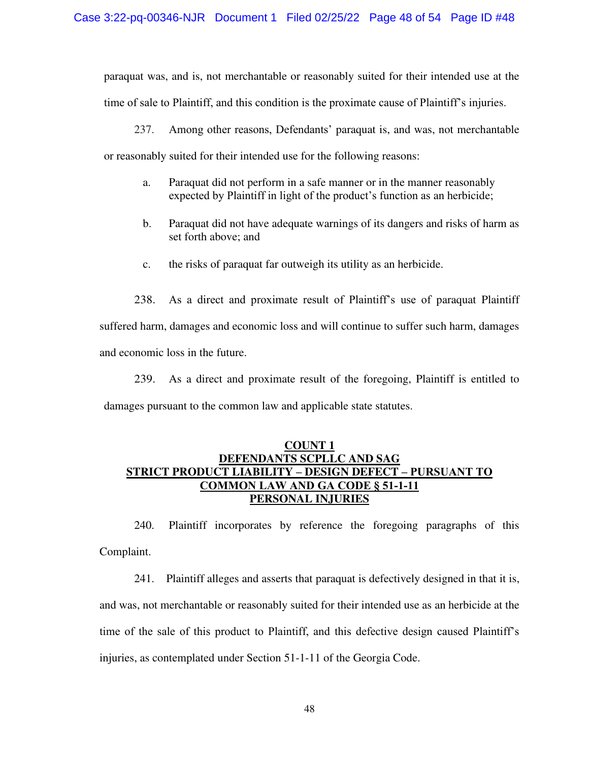paraquat was, and is, not merchantable or reasonably suited for their intended use at the time of sale to Plaintiff, and this condition is the proximate cause of Plaintiff's injuries.

237. Among other reasons, Defendants' paraquat is, and was, not merchantable or reasonably suited for their intended use for the following reasons:

a. Paraquat did not perform in a safe manner or in the manner reasonably expected by Plaintiff in light of the product's function as an herbicide;

b. Paraquat did not have adequate warnings of its dangers and risks of harm as set forth above; and

c. the risks of paraquat far outweigh its utility as an herbicide.

238. As a direct and proximate result of Plaintiff's use of paraquat Plaintiff suffered harm, damages and economic loss and will continue to suffer such harm, damages and economic loss in the future.

239. As a direct and proximate result of the foregoing, Plaintiff is entitled to damages pursuant to the common law and applicable state statutes.

## COUNT 1
## DEFENDANTS SCPLLC AND SAG
## STRICT PRODUCT LIABILITY – DESIGN DEFECT – PURSUANT TO COMMON LAW AND GA CODE § 51-1-11
## PERSONAL INJURIES

240. Plaintiff incorporates by reference the foregoing paragraphs of this Complaint.

241. Plaintiff alleges and asserts that paraquat is defectively designed in that it is, and was, not merchantable or reasonably suited for their intended use as an herbicide at the time of the sale of this product to Plaintiff, and this defective design caused Plaintiff's injuries, as contemplated under Section 51-1-11 of the Georgia Code.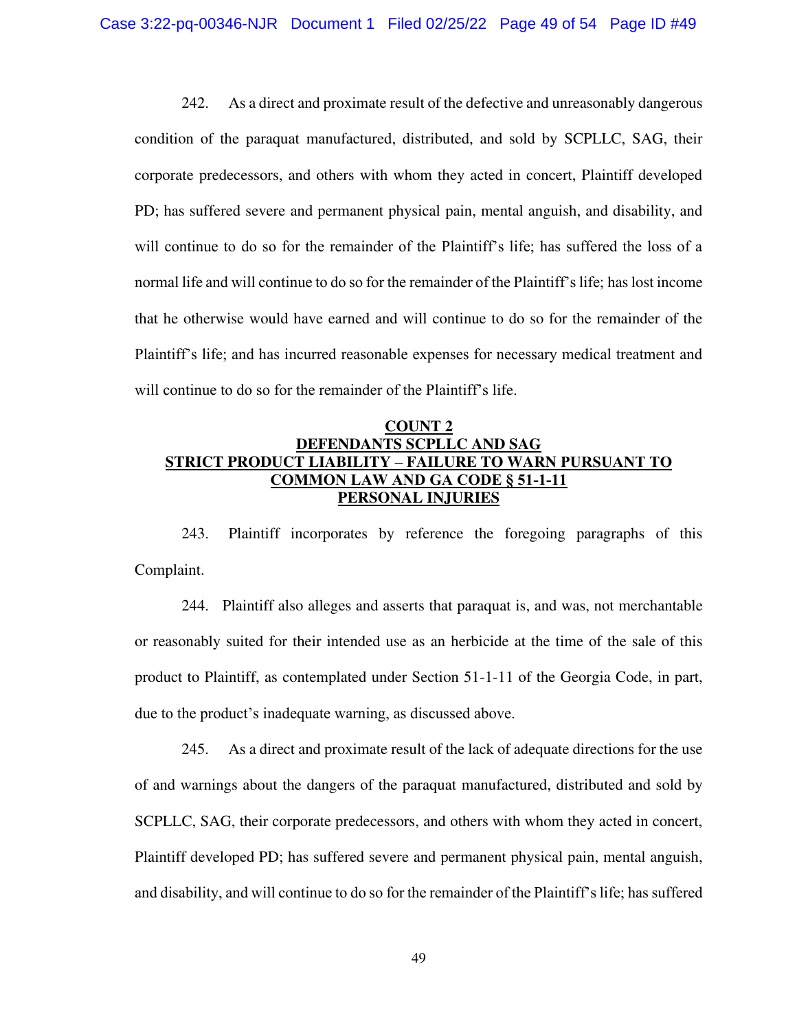242. As a direct and proximate result of the defective and unreasonably dangerous condition of the paraquat manufactured, distributed, and sold by SCPLLC, SAG, their corporate predecessors, and others with whom they acted in concert, Plaintiff developed PD; has suffered severe and permanent physical pain, mental anguish, and disability, and will continue to do so for the remainder of the Plaintiff's life; has suffered the loss of a normal life and will continue to do so for the remainder of the Plaintiff's life; has lost income that he otherwise would have earned and will continue to do so for the remainder of the Plaintiff's life; and has incurred reasonable expenses for necessary medical treatment and will continue to do so for the remainder of the Plaintiff's life.

## COUNT 2
## DEFENDANTS SCPLLC AND SAG
## STRICT PRODUCT LIABILITY – FAILURE TO WARN PURSUANT TO COMMON LAW AND GA CODE § 51-1-11
## PERSONAL INJURIES

243. Plaintiff incorporates by reference the foregoing paragraphs of this Complaint.

244. Plaintiff also alleges and asserts that paraquat is, and was, not merchantable or reasonably suited for their intended use as an herbicide at the time of the sale of this product to Plaintiff, as contemplated under Section 51-1-11 of the Georgia Code, in part, due to the product's inadequate warning, as discussed above.

245. As a direct and proximate result of the lack of adequate directions for the use of and warnings about the dangers of the paraquat manufactured, distributed and sold by SCPLLC, SAG, their corporate predecessors, and others with whom they acted in concert, Plaintiff developed PD; has suffered severe and permanent physical pain, mental anguish, and disability, and will continue to do so for the remainder of the Plaintiff's life; has suffered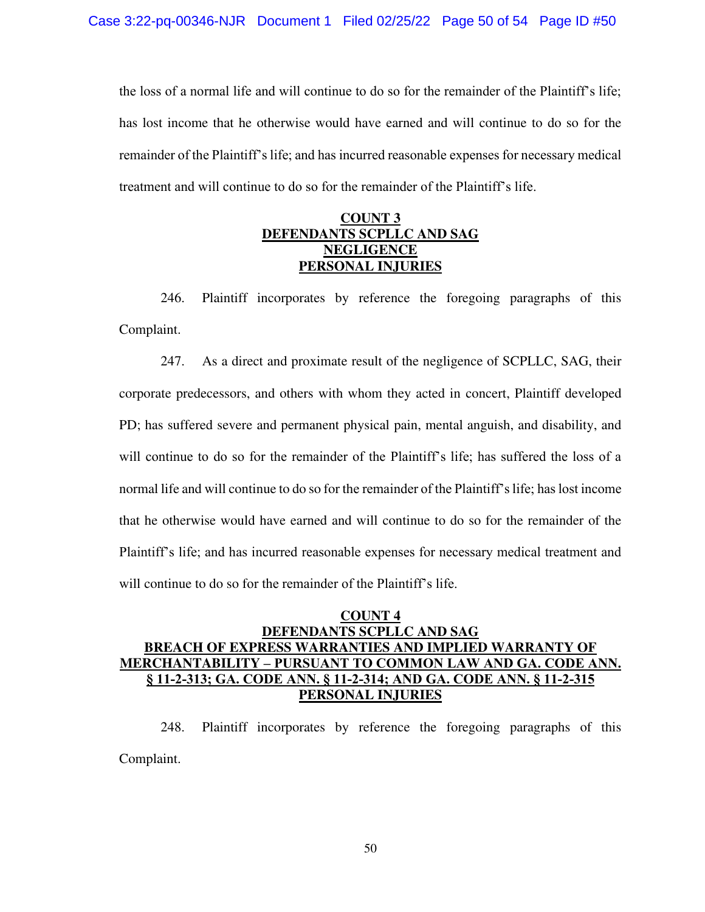the loss of a normal life and will continue to do so for the remainder of the Plaintiff's life; has lost income that he otherwise would have earned and will continue to do so for the remainder of the Plaintiff's life; and has incurred reasonable expenses for necessary medical treatment and will continue to do so for the remainder of the Plaintiff's life.

**COUNT 3**
**DEFENDANTS SCPLLC AND SAG**
**NEGLIGENCE**
**PERSONAL INJURIES**

246. Plaintiff incorporates by reference the foregoing paragraphs of this Complaint.

247. As a direct and proximate result of the negligence of SCPLLC, SAG, their corporate predecessors, and others with whom they acted in concert, Plaintiff developed PD; has suffered severe and permanent physical pain, mental anguish, and disability, and will continue to do so for the remainder of the Plaintiff's life; has suffered the loss of a normal life and will continue to do so for the remainder of the Plaintiff's life; has lost income that he otherwise would have earned and will continue to do so for the remainder of the Plaintiff's life; and has incurred reasonable expenses for necessary medical treatment and will continue to do so for the remainder of the Plaintiff's life.

**COUNT 4**
**DEFENDANTS SCPLLC AND SAG**
**BREACH OF EXPRESS WARRANTIES AND IMPLIED WARRANTY OF MERCHANTABILITY – PURSUANT TO COMMON LAW AND GA. CODE ANN. § 11-2-313; GA. CODE ANN. § 11-2-314; AND GA. CODE ANN. § 11-2-315**
**PERSONAL INJURIES**

248. Plaintiff incorporates by reference the foregoing paragraphs of this Complaint.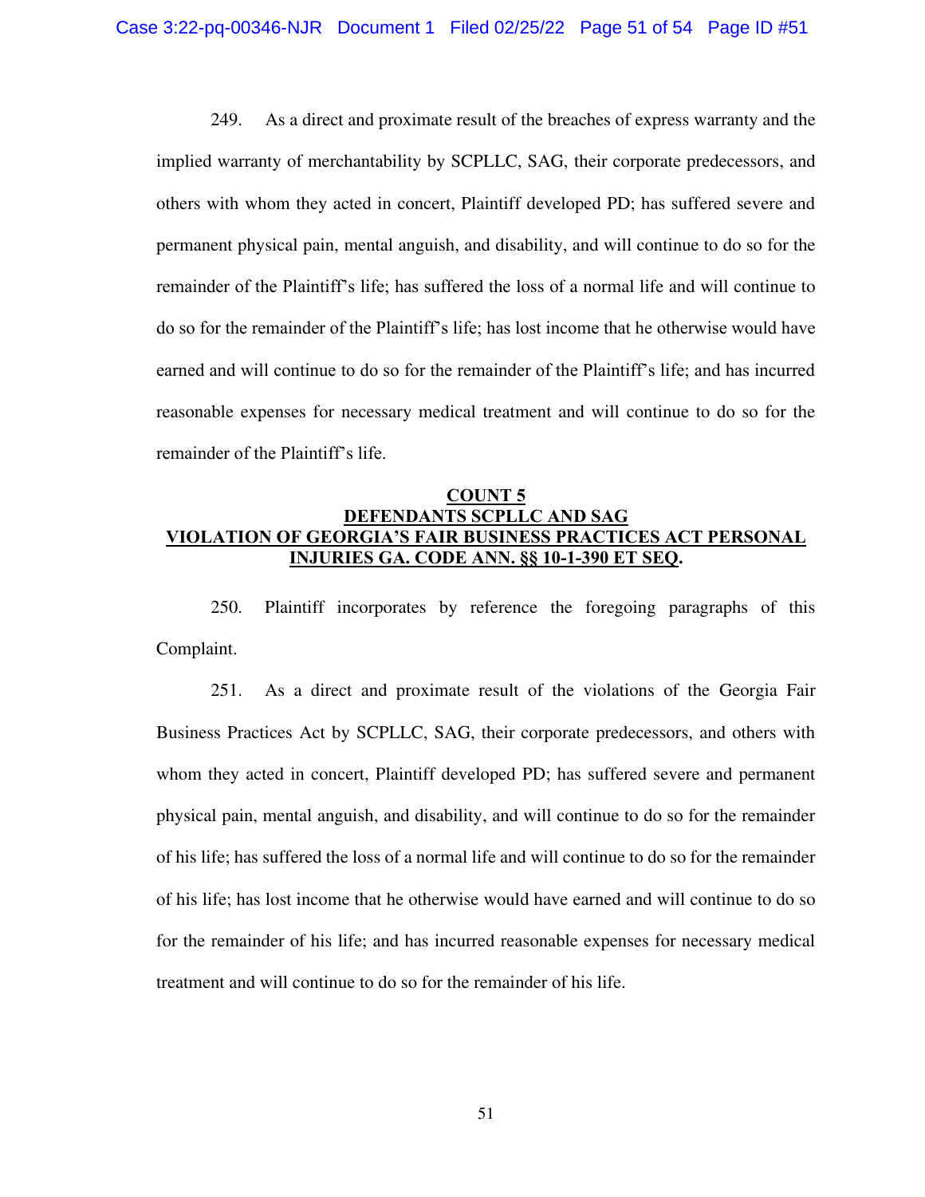249. As a direct and proximate result of the breaches of express warranty and the implied warranty of merchantability by SCPLLC, SAG, their corporate predecessors, and others with whom they acted in concert, Plaintiff developed PD; has suffered severe and permanent physical pain, mental anguish, and disability, and will continue to do so for the remainder of the Plaintiff's life; has suffered the loss of a normal life and will continue to do so for the remainder of the Plaintiff's life; has lost income that he otherwise would have earned and will continue to do so for the remainder of the Plaintiff's life; and has incurred reasonable expenses for necessary medical treatment and will continue to do so for the remainder of the Plaintiff's life.

## COUNT 5
## DEFENDANTS SCPLLC AND SAG
## VIOLATION OF GEORGIA'S FAIR BUSINESS PRACTICES ACT PERSONAL INJURIES GA. CODE ANN. §§ 10-1-390 ET SEQ.

250. Plaintiff incorporates by reference the foregoing paragraphs of this Complaint.

251. As a direct and proximate result of the violations of the Georgia Fair Business Practices Act by SCPLLC, SAG, their corporate predecessors, and others with whom they acted in concert, Plaintiff developed PD; has suffered severe and permanent physical pain, mental anguish, and disability, and will continue to do so for the remainder of his life; has suffered the loss of a normal life and will continue to do so for the remainder of his life; has lost income that he otherwise would have earned and will continue to do so for the remainder of his life; and has incurred reasonable expenses for necessary medical treatment and will continue to do so for the remainder of his life.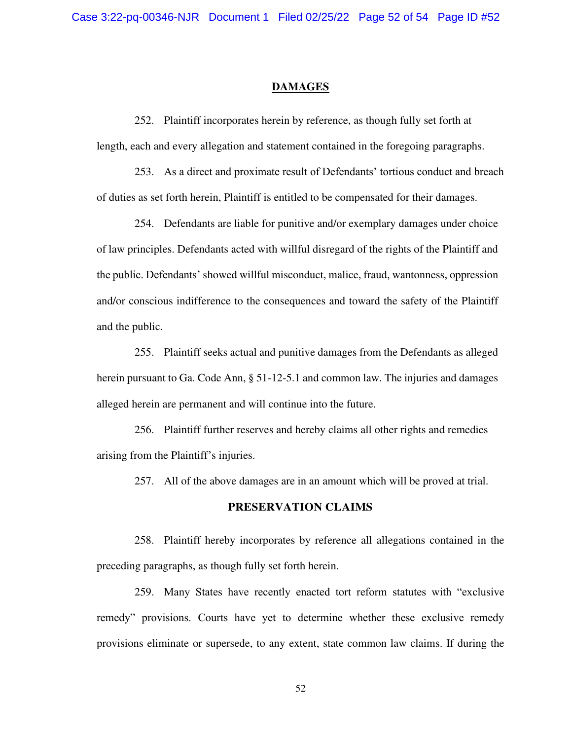## DAMAGES

252. Plaintiff incorporates herein by reference, as though fully set forth at length, each and every allegation and statement contained in the foregoing paragraphs.

253. As a direct and proximate result of Defendants' tortious conduct and breach of duties as set forth herein, Plaintiff is entitled to be compensated for their damages.

254. Defendants are liable for punitive and/or exemplary damages under choice of law principles. Defendants acted with willful disregard of the rights of the Plaintiff and the public. Defendants' showed willful misconduct, malice, fraud, wantonness, oppression and/or conscious indifference to the consequences and toward the safety of the Plaintiff and the public.

255. Plaintiff seeks actual and punitive damages from the Defendants as alleged herein pursuant to Ga. Code Ann, § 51-12-5.1 and common law. The injuries and damages alleged herein are permanent and will continue into the future.

256. Plaintiff further reserves and hereby claims all other rights and remedies arising from the Plaintiff's injuries.

257. All of the above damages are in an amount which will be proved at trial.

## PRESERVATION CLAIMS

258. Plaintiff hereby incorporates by reference all allegations contained in the preceding paragraphs, as though fully set forth herein.

259. Many States have recently enacted tort reform statutes with "exclusive remedy" provisions. Courts have yet to determine whether these exclusive remedy provisions eliminate or supersede, to any extent, state common law claims. If during the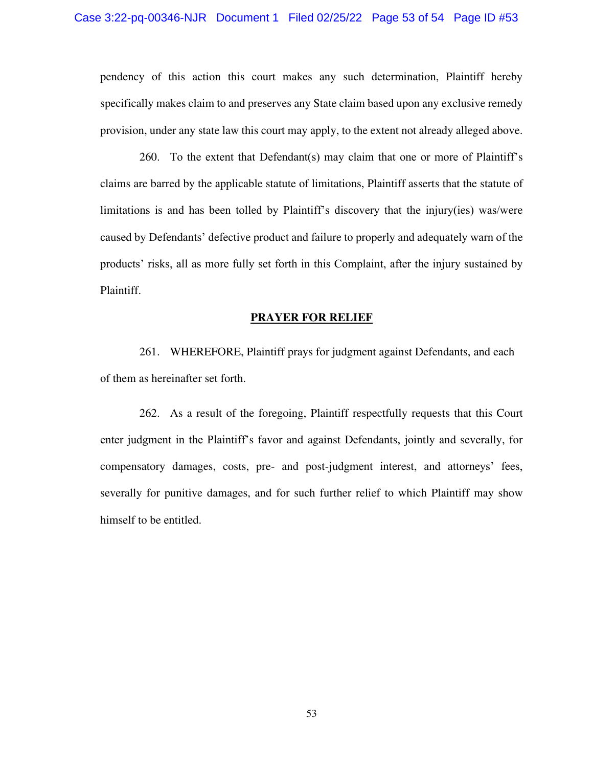pendency of this action this court makes any such determination, Plaintiff hereby specifically makes claim to and preserves any State claim based upon any exclusive remedy provision, under any state law this court may apply, to the extent not already alleged above.

260. To the extent that Defendant(s) may claim that one or more of Plaintiff's claims are barred by the applicable statute of limitations, Plaintiff asserts that the statute of limitations is and has been tolled by Plaintiff's discovery that the injury(ies) was/were caused by Defendants' defective product and failure to properly and adequately warn of the products' risks, all as more fully set forth in this Complaint, after the injury sustained by Plaintiff.

**PRAYER FOR RELIEF**

261. WHEREFORE, Plaintiff prays for judgment against Defendants, and each of them as hereinafter set forth.

262. As a result of the foregoing, Plaintiff respectfully requests that this Court enter judgment in the Plaintiff's favor and against Defendants, jointly and severally, for compensatory damages, costs, pre- and post-judgment interest, and attorneys' fees, severally for punitive damages, and for such further relief to which Plaintiff may show himself to be entitled.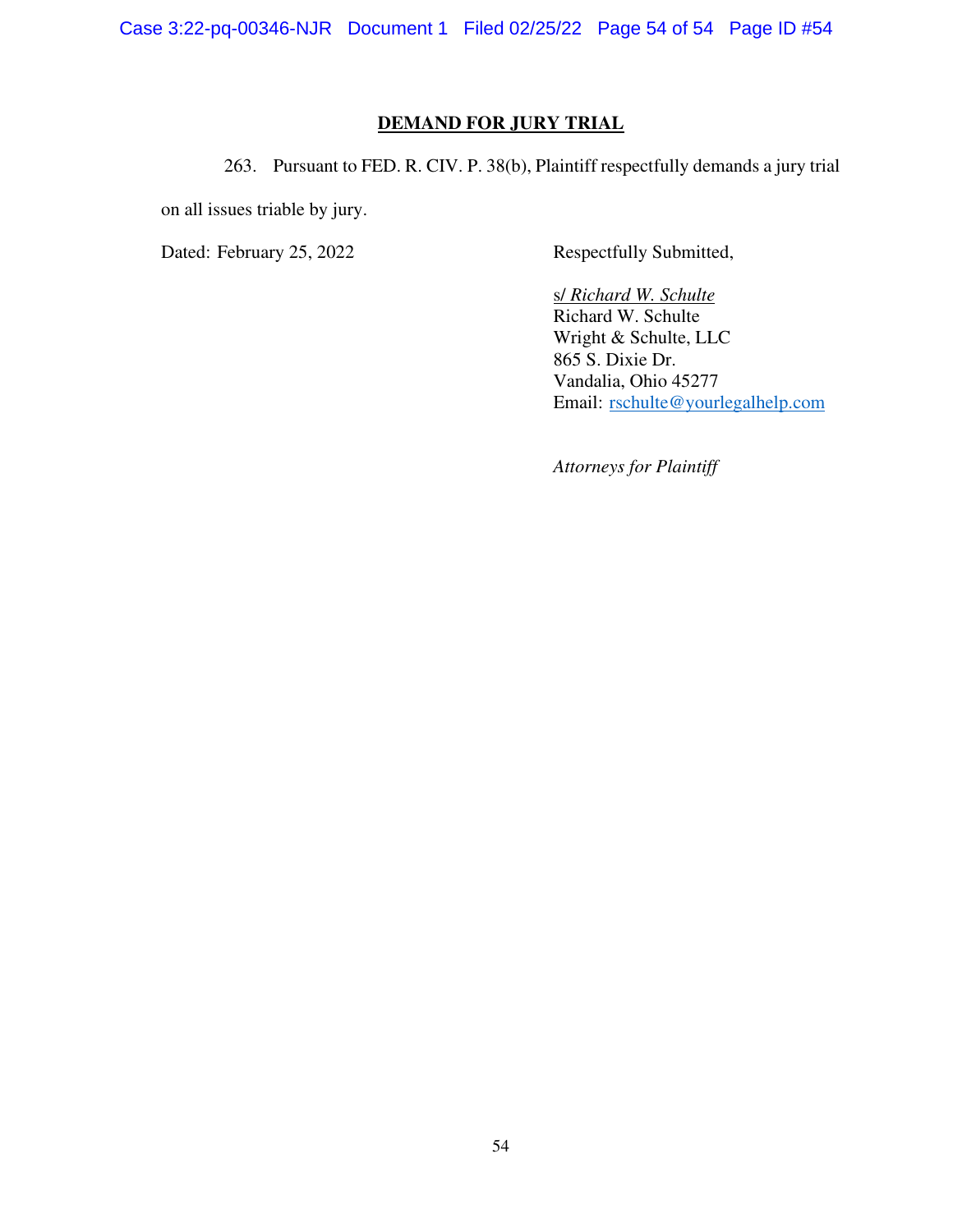## DEMAND FOR JURY TRIAL

263. Pursuant to FED. R. CIV. P. 38(b), Plaintiff respectfully demands a jury trial on all issues triable by jury.

Dated: February 25, 2022

Respectfully Submitted,

s/ *Richard W. Schulte*
Richard W. Schulte
Wright & Schulte, LLC
865 S. Dixie Dr.
Vandalia, Ohio 45277
Email: rschulte@yourlegalhelp.com

*Attorneys for Plaintiff*